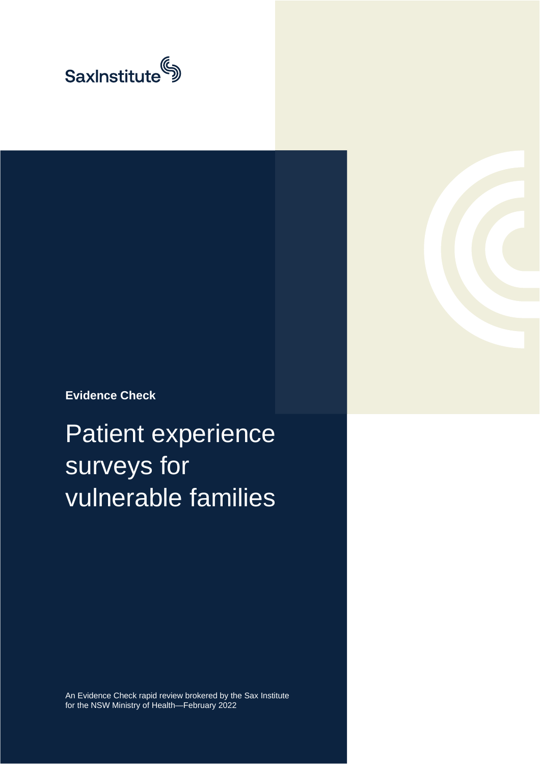SaxInstitute

**Evidence Check**

# Patient experience surveys for vulnerable families

An Evidence Check rapid review brokered by the Sax Institute for the NSW Ministry of Health—February 2022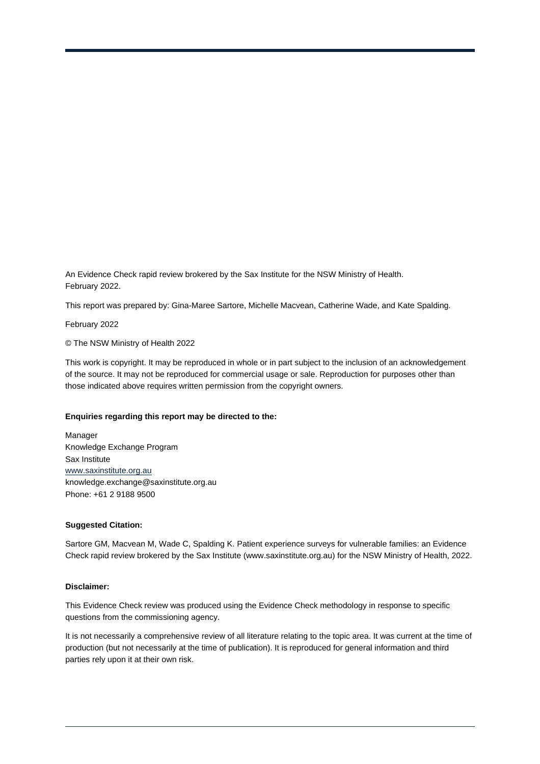An Evidence Check rapid review brokered by the Sax Institute for the NSW Ministry of Health.
February 2022.

This report was prepared by: Gina-Maree Sartore, Michelle Macvean, Catherine Wade, and Kate Spalding.

February 2022

© The NSW Ministry of Health 2022

This work is copyright. It may be reproduced in whole or in part subject to the inclusion of an acknowledgement of the source. It may not be reproduced for commercial usage or sale. Reproduction for purposes other than those indicated above requires written permission from the copyright owners.

**Enquiries regarding this report may be directed to the:**

Manager
Knowledge Exchange Program
Sax Institute
www.saxinstitute.org.au
knowledge.exchange@saxinstitute.org.au
Phone: +61 2 9188 9500

**Suggested Citation:**

Sartore GM, Macvean M, Wade C, Spalding K. Patient experience surveys for vulnerable families: an Evidence Check rapid review brokered by the Sax Institute (www.saxinstitute.org.au) for the NSW Ministry of Health, 2022.

**Disclaimer:**

This Evidence Check review was produced using the Evidence Check methodology in response to specific questions from the commissioning agency.

It is not necessarily a comprehensive review of all literature relating to the topic area. It was current at the time of production (but not necessarily at the time of publication). It is reproduced for general information and third parties rely upon it at their own risk.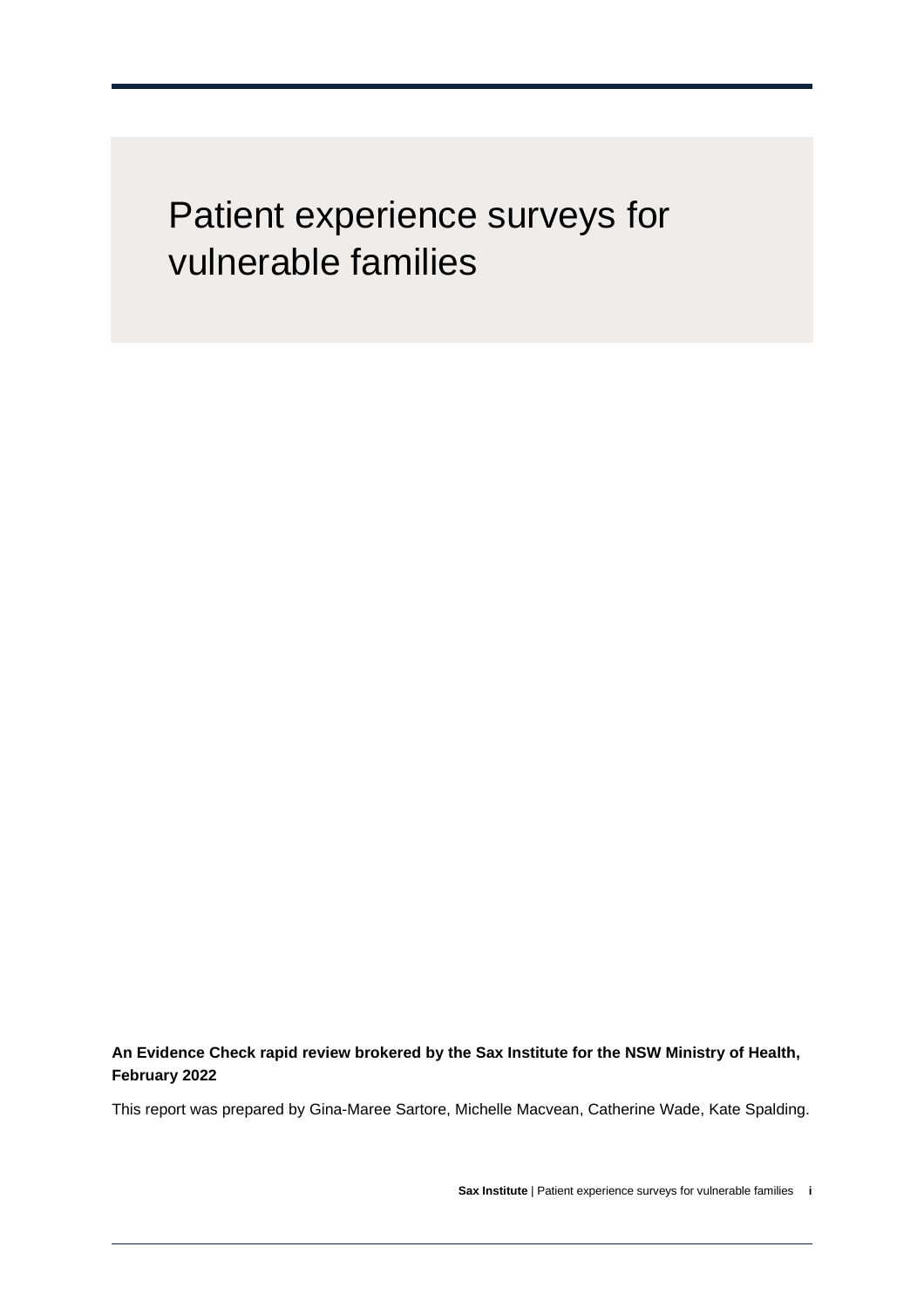# Patient experience surveys for vulnerable families

**An Evidence Check rapid review brokered by the Sax Institute for the NSW Ministry of Health, February 2022**

This report was prepared by Gina-Maree Sartore, Michelle Macvean, Catherine Wade, Kate Spalding.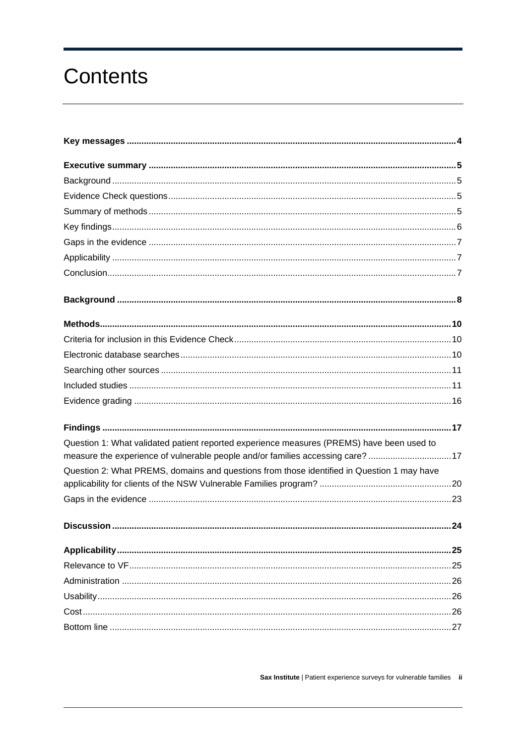# Contents

**Key messages** **4**

**Executive summary** **5**

Background 5

Evidence Check questions 5

Summary of methods 5

Key findings 6

Gaps in the evidence 7

Applicability 7

Conclusion 7

**Background** **8**

**Methods** **10**

Criteria for inclusion in this Evidence Check 10

Electronic database searches 10

Searching other sources 11

Included studies 11

Evidence grading 16

**Findings** **17**

Question 1: What validated patient reported experience measures (PREMS) have been used to measure the experience of vulnerable people and/or families accessing care? 17

Question 2: What PREMS, domains and questions from those identified in Question 1 may have applicability for clients of the NSW Vulnerable Families program? 20

Gaps in the evidence 23

**Discussion** **24**

**Applicability** **25**

Relevance to VF 25

Administration 26

Usability 26

Cost 26

Bottom line 27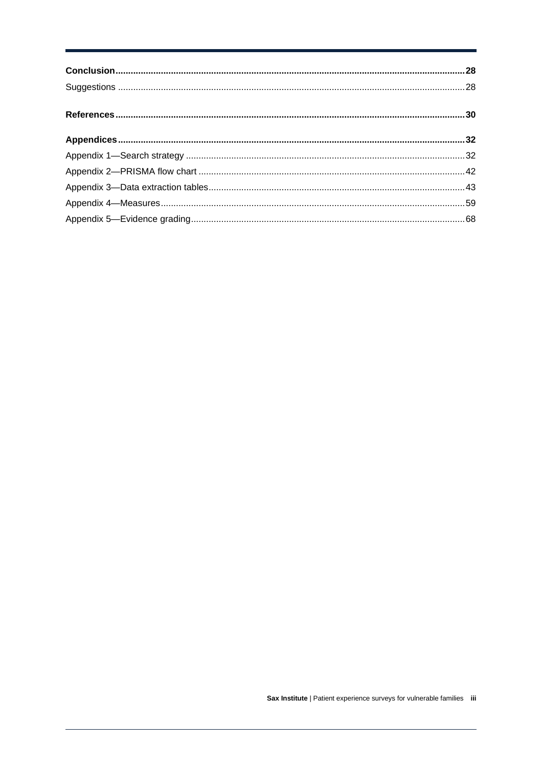**Conclusion** .......... **28**

Suggestions .......... 28

**References** .......... **30**

**Appendices** .......... **32**

Appendix 1—Search strategy .......... 32

Appendix 2—PRISMA flow chart .......... 42

Appendix 3—Data extraction tables .......... 43

Appendix 4—Measures .......... 59

Appendix 5—Evidence grading .......... 68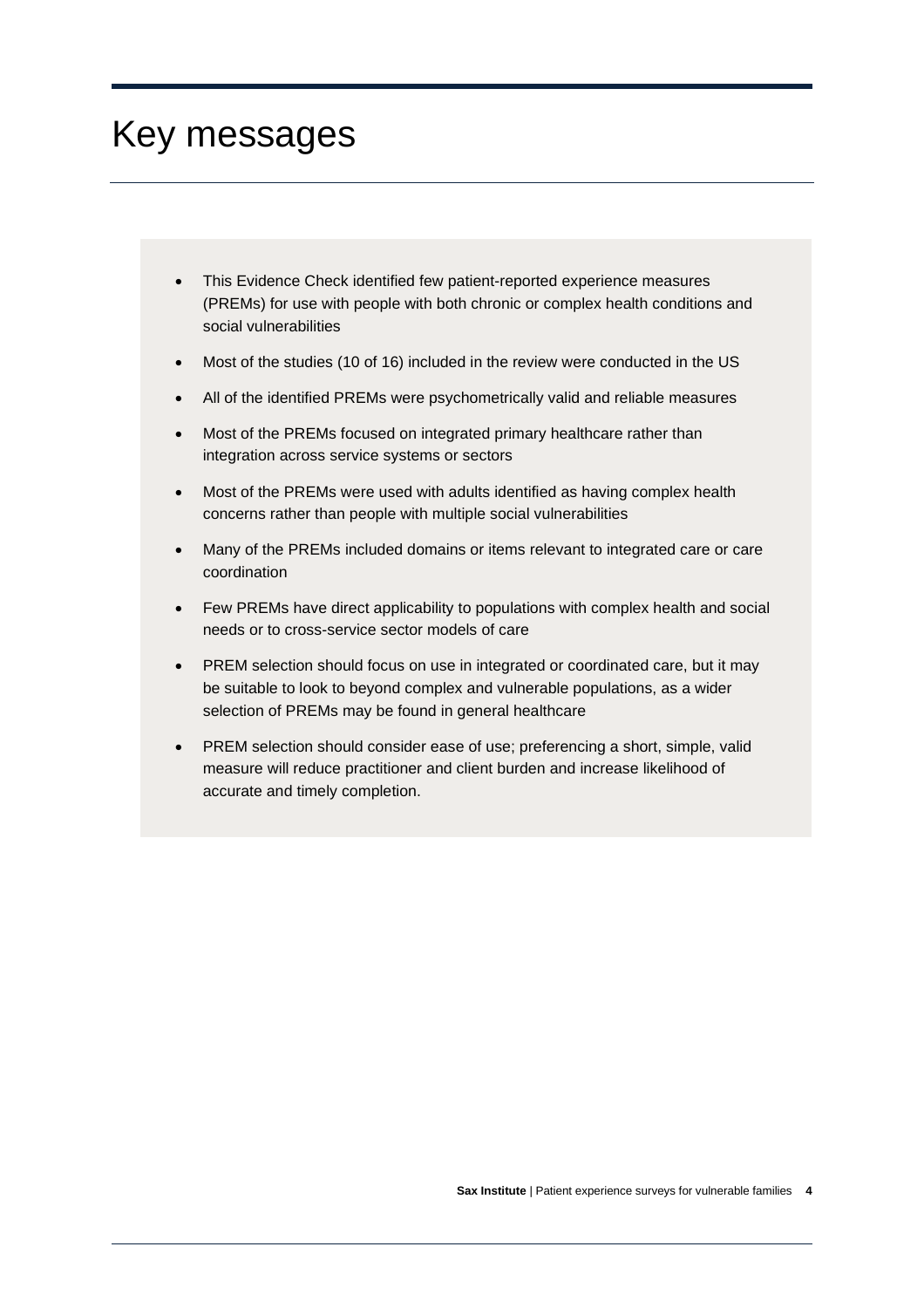# Key messages

- This Evidence Check identified few patient-reported experience measures (PREMs) for use with people with both chronic or complex health conditions and social vulnerabilities
- Most of the studies (10 of 16) included in the review were conducted in the US
- All of the identified PREMs were psychometrically valid and reliable measures
- Most of the PREMs focused on integrated primary healthcare rather than integration across service systems or sectors
- Most of the PREMs were used with adults identified as having complex health concerns rather than people with multiple social vulnerabilities
- Many of the PREMs included domains or items relevant to integrated care or care coordination
- Few PREMs have direct applicability to populations with complex health and social needs or to cross-service sector models of care
- PREM selection should focus on use in integrated or coordinated care, but it may be suitable to look to beyond complex and vulnerable populations, as a wider selection of PREMs may be found in general healthcare
- PREM selection should consider ease of use; preferencing a short, simple, valid measure will reduce practitioner and client burden and increase likelihood of accurate and timely completion.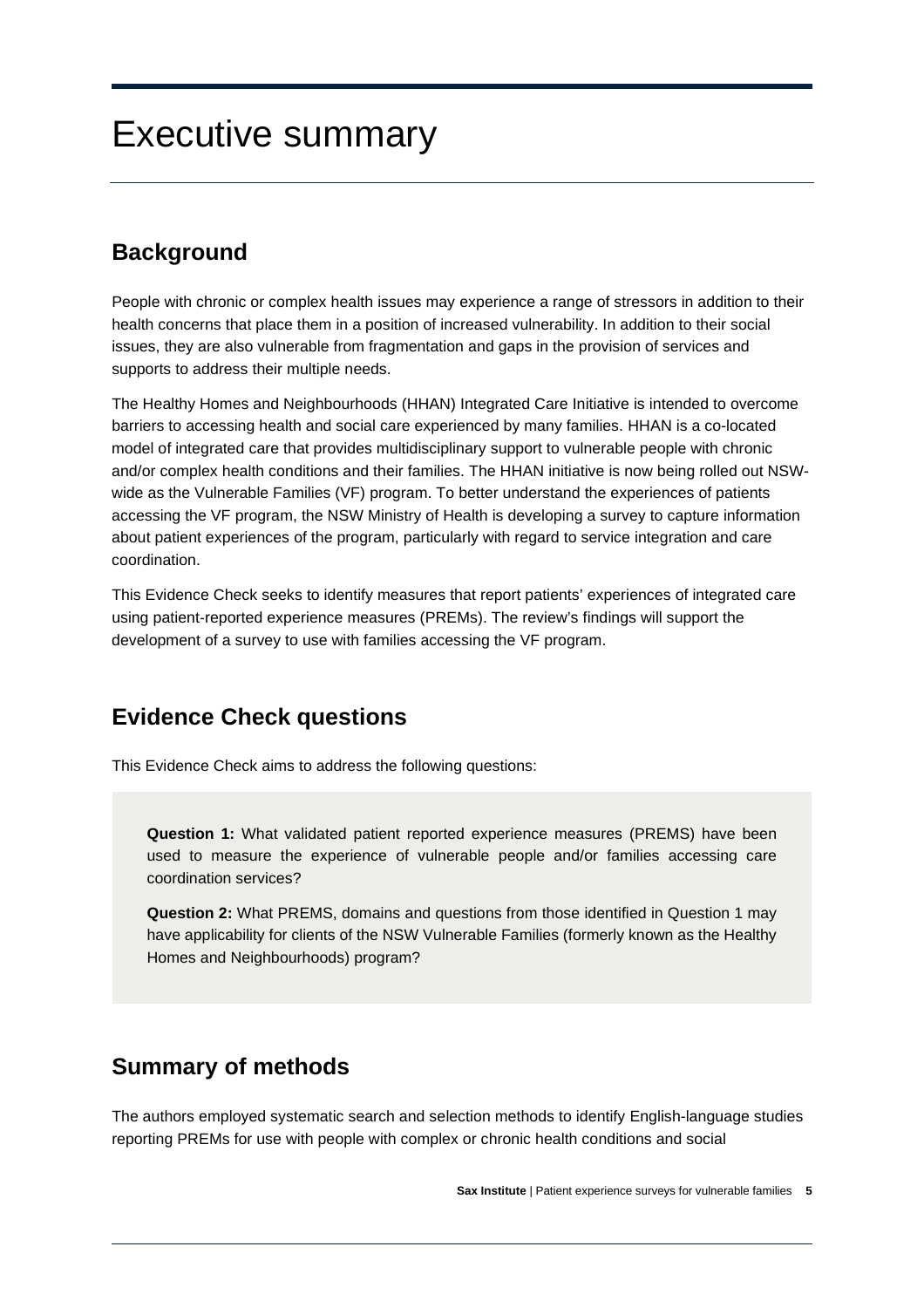# Executive summary

## Background

People with chronic or complex health issues may experience a range of stressors in addition to their health concerns that place them in a position of increased vulnerability. In addition to their social issues, they are also vulnerable from fragmentation and gaps in the provision of services and supports to address their multiple needs.

The Healthy Homes and Neighbourhoods (HHAN) Integrated Care Initiative is intended to overcome barriers to accessing health and social care experienced by many families. HHAN is a co-located model of integrated care that provides multidisciplinary support to vulnerable people with chronic and/or complex health conditions and their families. The HHAN initiative is now being rolled out NSW-wide as the Vulnerable Families (VF) program. To better understand the experiences of patients accessing the VF program, the NSW Ministry of Health is developing a survey to capture information about patient experiences of the program, particularly with regard to service integration and care coordination.

This Evidence Check seeks to identify measures that report patients' experiences of integrated care using patient-reported experience measures (PREMs). The review's findings will support the development of a survey to use with families accessing the VF program.

## Evidence Check questions

This Evidence Check aims to address the following questions:

**Question 1:** What validated patient reported experience measures (PREMS) have been used to measure the experience of vulnerable people and/or families accessing care coordination services?

**Question 2:** What PREMS, domains and questions from those identified in Question 1 may have applicability for clients of the NSW Vulnerable Families (formerly known as the Healthy Homes and Neighbourhoods) program?

## Summary of methods

The authors employed systematic search and selection methods to identify English-language studies reporting PREMs for use with people with complex or chronic health conditions and social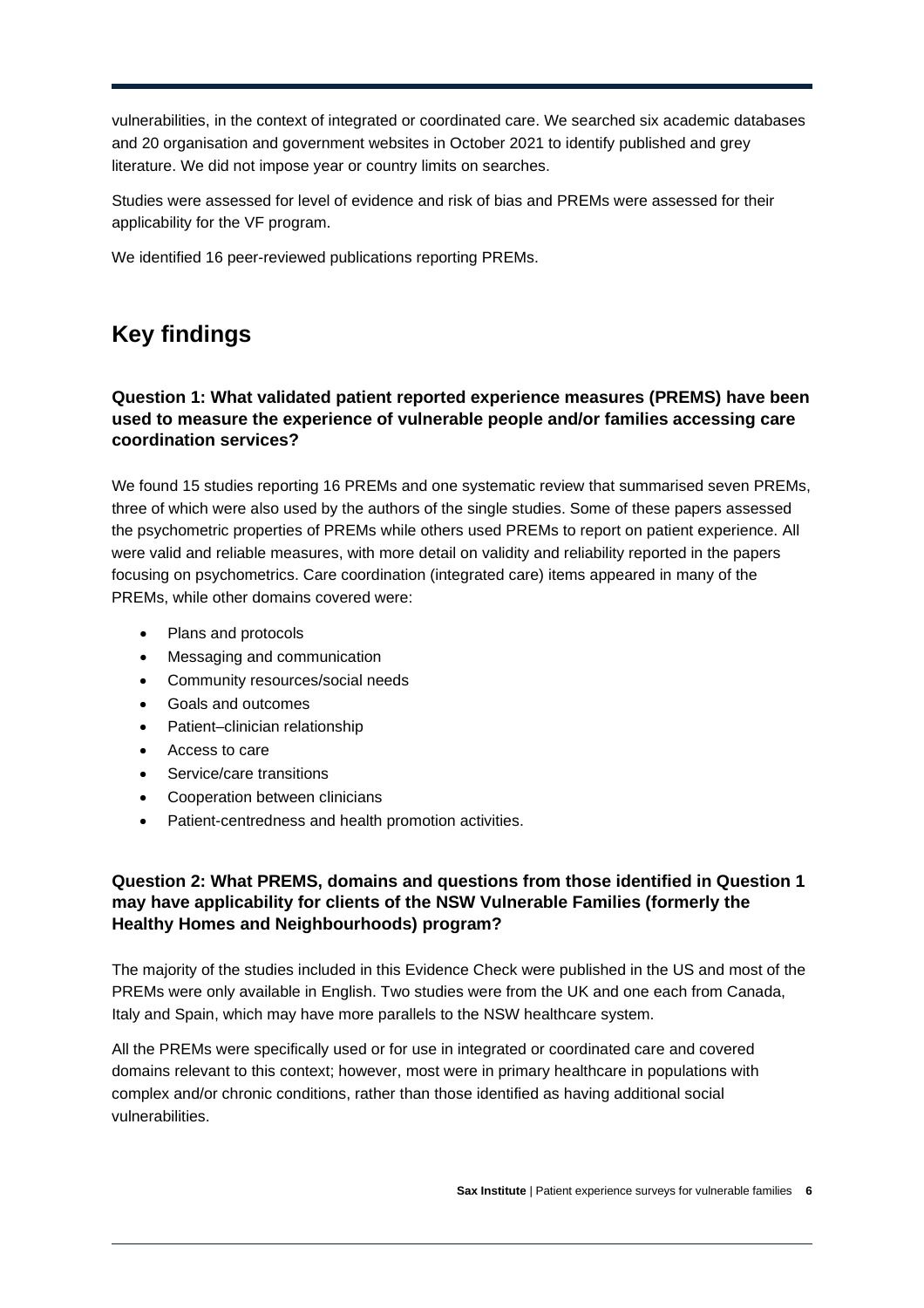vulnerabilities, in the context of integrated or coordinated care. We searched six academic databases and 20 organisation and government websites in October 2021 to identify published and grey literature. We did not impose year or country limits on searches.

Studies were assessed for level of evidence and risk of bias and PREMs were assessed for their applicability for the VF program.

We identified 16 peer-reviewed publications reporting PREMs.

## Key findings

### Question 1: What validated patient reported experience measures (PREMS) have been used to measure the experience of vulnerable people and/or families accessing care coordination services?

We found 15 studies reporting 16 PREMs and one systematic review that summarised seven PREMs, three of which were also used by the authors of the single studies. Some of these papers assessed the psychometric properties of PREMs while others used PREMs to report on patient experience. All were valid and reliable measures, with more detail on validity and reliability reported in the papers focusing on psychometrics. Care coordination (integrated care) items appeared in many of the PREMs, while other domains covered were:

- Plans and protocols
- Messaging and communication
- Community resources/social needs
- Goals and outcomes
- Patient–clinician relationship
- Access to care
- Service/care transitions
- Cooperation between clinicians
- Patient-centredness and health promotion activities.

### Question 2: What PREMS, domains and questions from those identified in Question 1 may have applicability for clients of the NSW Vulnerable Families (formerly the Healthy Homes and Neighbourhoods) program?

The majority of the studies included in this Evidence Check were published in the US and most of the PREMs were only available in English. Two studies were from the UK and one each from Canada, Italy and Spain, which may have more parallels to the NSW healthcare system.

All the PREMs were specifically used or for use in integrated or coordinated care and covered domains relevant to this context; however, most were in primary healthcare in populations with complex and/or chronic conditions, rather than those identified as having additional social vulnerabilities.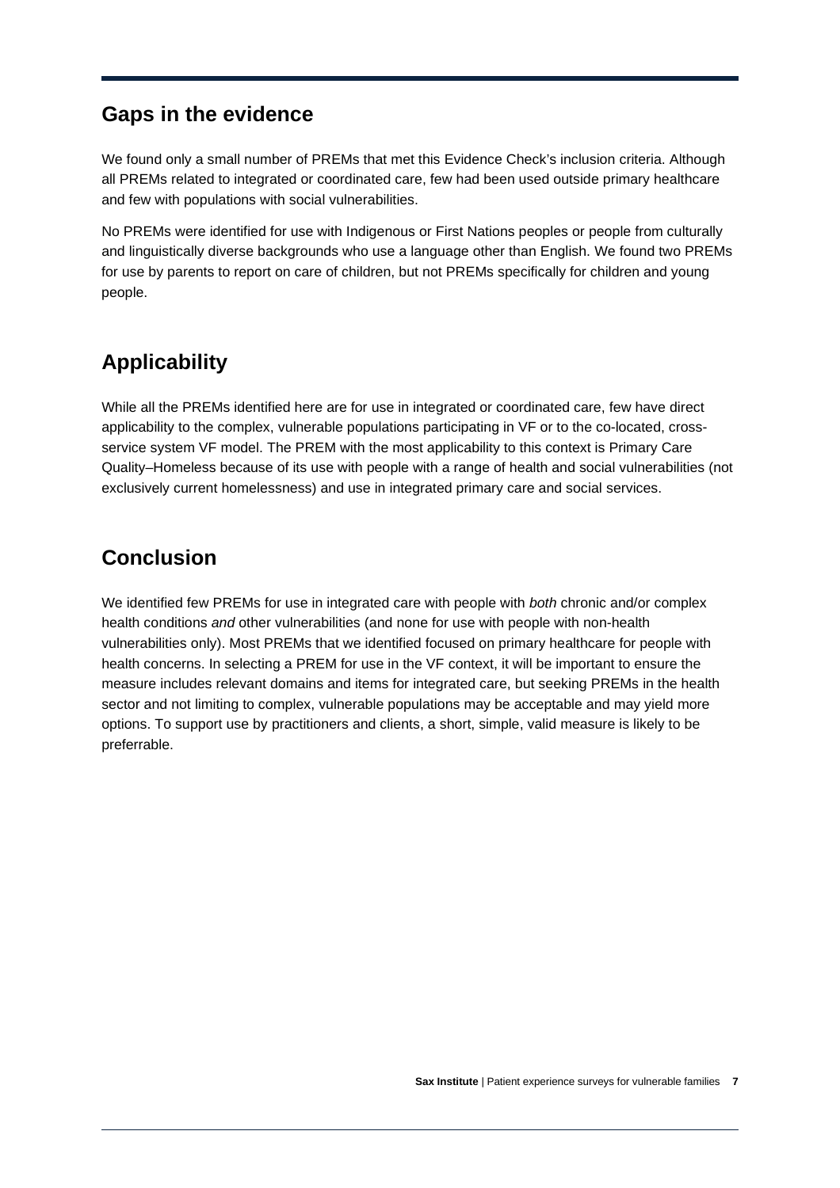## Gaps in the evidence

We found only a small number of PREMs that met this Evidence Check's inclusion criteria. Although all PREMs related to integrated or coordinated care, few had been used outside primary healthcare and few with populations with social vulnerabilities.

No PREMs were identified for use with Indigenous or First Nations peoples or people from culturally and linguistically diverse backgrounds who use a language other than English. We found two PREMs for use by parents to report on care of children, but not PREMs specifically for children and young people.

## Applicability

While all the PREMs identified here are for use in integrated or coordinated care, few have direct applicability to the complex, vulnerable populations participating in VF or to the co-located, cross-service system VF model. The PREM with the most applicability to this context is Primary Care Quality–Homeless because of its use with people with a range of health and social vulnerabilities (not exclusively current homelessness) and use in integrated primary care and social services.

## Conclusion

We identified few PREMs for use in integrated care with people with *both* chronic and/or complex health conditions *and* other vulnerabilities (and none for use with people with non-health vulnerabilities only). Most PREMs that we identified focused on primary healthcare for people with health concerns. In selecting a PREM for use in the VF context, it will be important to ensure the measure includes relevant domains and items for integrated care, but seeking PREMs in the health sector and not limiting to complex, vulnerable populations may be acceptable and may yield more options. To support use by practitioners and clients, a short, simple, valid measure is likely to be preferrable.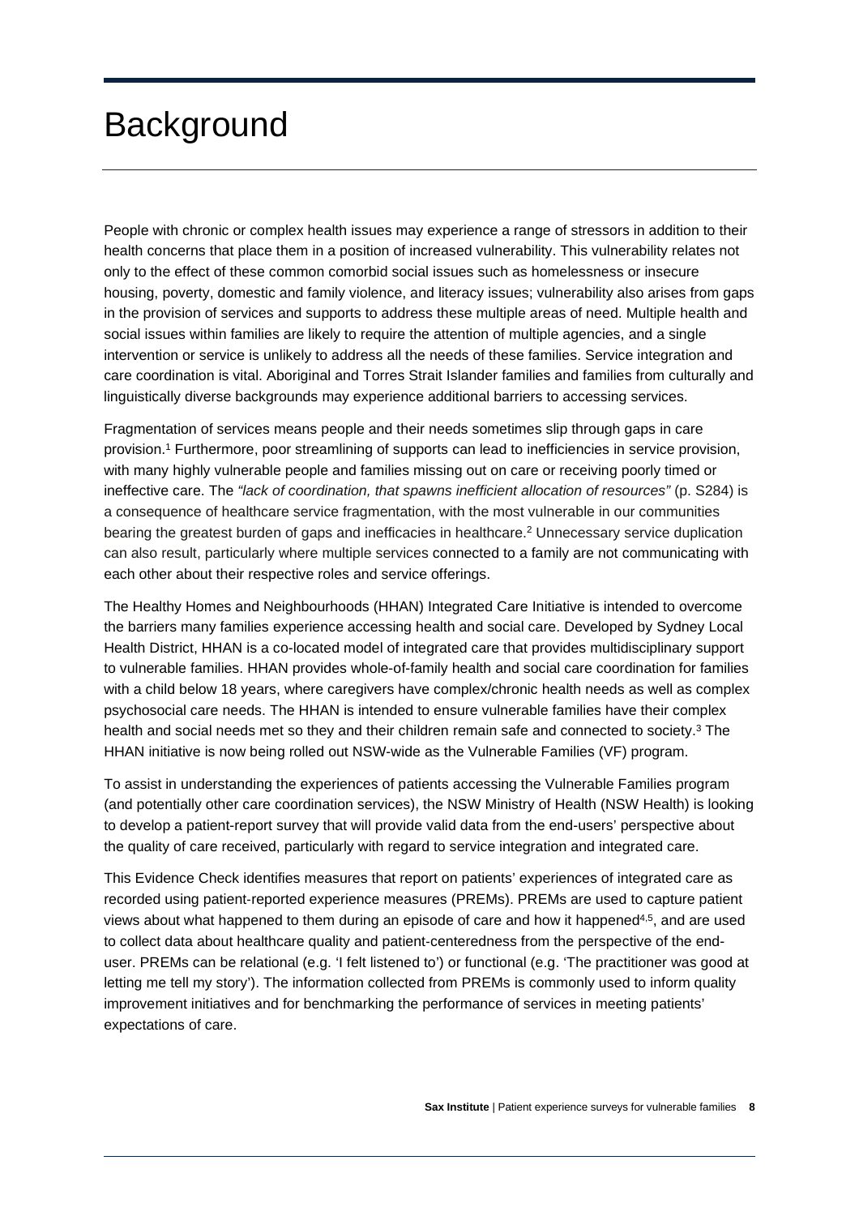# Background

People with chronic or complex health issues may experience a range of stressors in addition to their health concerns that place them in a position of increased vulnerability. This vulnerability relates not only to the effect of these common comorbid social issues such as homelessness or insecure housing, poverty, domestic and family violence, and literacy issues; vulnerability also arises from gaps in the provision of services and supports to address these multiple areas of need. Multiple health and social issues within families are likely to require the attention of multiple agencies, and a single intervention or service is unlikely to address all the needs of these families. Service integration and care coordination is vital. Aboriginal and Torres Strait Islander families and families from culturally and linguistically diverse backgrounds may experience additional barriers to accessing services.

Fragmentation of services means people and their needs sometimes slip through gaps in care provision.[1] Furthermore, poor streamlining of supports can lead to inefficiencies in service provision, with many highly vulnerable people and families missing out on care or receiving poorly timed or ineffective care. The *"lack of coordination, that spawns inefficient allocation of resources"* (p. S284) is a consequence of healthcare service fragmentation, with the most vulnerable in our communities bearing the greatest burden of gaps and inefficacies in healthcare.[2] Unnecessary service duplication can also result, particularly where multiple services connected to a family are not communicating with each other about their respective roles and service offerings.

The Healthy Homes and Neighbourhoods (HHAN) Integrated Care Initiative is intended to overcome the barriers many families experience accessing health and social care. Developed by Sydney Local Health District, HHAN is a co-located model of integrated care that provides multidisciplinary support to vulnerable families. HHAN provides whole-of-family health and social care coordination for families with a child below 18 years, where caregivers have complex/chronic health needs as well as complex psychosocial care needs. The HHAN is intended to ensure vulnerable families have their complex health and social needs met so they and their children remain safe and connected to society.[3] The HHAN initiative is now being rolled out NSW-wide as the Vulnerable Families (VF) program.

To assist in understanding the experiences of patients accessing the Vulnerable Families program (and potentially other care coordination services), the NSW Ministry of Health (NSW Health) is looking to develop a patient-report survey that will provide valid data from the end-users' perspective about the quality of care received, particularly with regard to service integration and integrated care.

This Evidence Check identifies measures that report on patients' experiences of integrated care as recorded using patient-reported experience measures (PREMs). PREMs are used to capture patient views about what happened to them during an episode of care and how it happened[4,5], and are used to collect data about healthcare quality and patient-centeredness from the perspective of the end-user. PREMs can be relational (e.g. 'I felt listened to') or functional (e.g. 'The practitioner was good at letting me tell my story'). The information collected from PREMs is commonly used to inform quality improvement initiatives and for benchmarking the performance of services in meeting patients' expectations of care.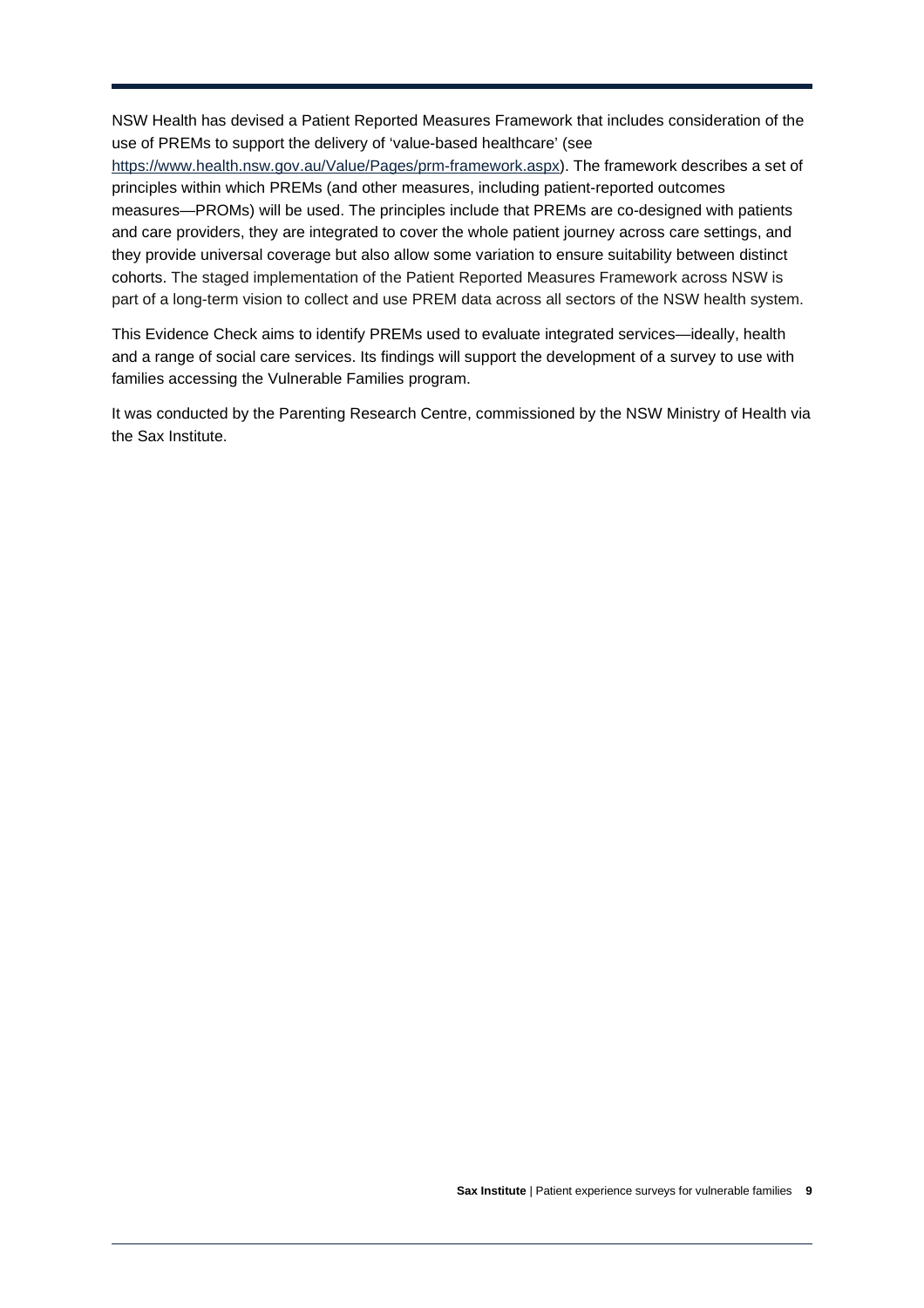NSW Health has devised a Patient Reported Measures Framework that includes consideration of the use of PREMs to support the delivery of 'value-based healthcare' (see https://www.health.nsw.gov.au/Value/Pages/prm-framework.aspx). The framework describes a set of principles within which PREMs (and other measures, including patient-reported outcomes measures—PROMs) will be used. The principles include that PREMs are co-designed with patients and care providers, they are integrated to cover the whole patient journey across care settings, and they provide universal coverage but also allow some variation to ensure suitability between distinct cohorts. The staged implementation of the Patient Reported Measures Framework across NSW is part of a long-term vision to collect and use PREM data across all sectors of the NSW health system.

This Evidence Check aims to identify PREMs used to evaluate integrated services—ideally, health and a range of social care services. Its findings will support the development of a survey to use with families accessing the Vulnerable Families program.

It was conducted by the Parenting Research Centre, commissioned by the NSW Ministry of Health via the Sax Institute.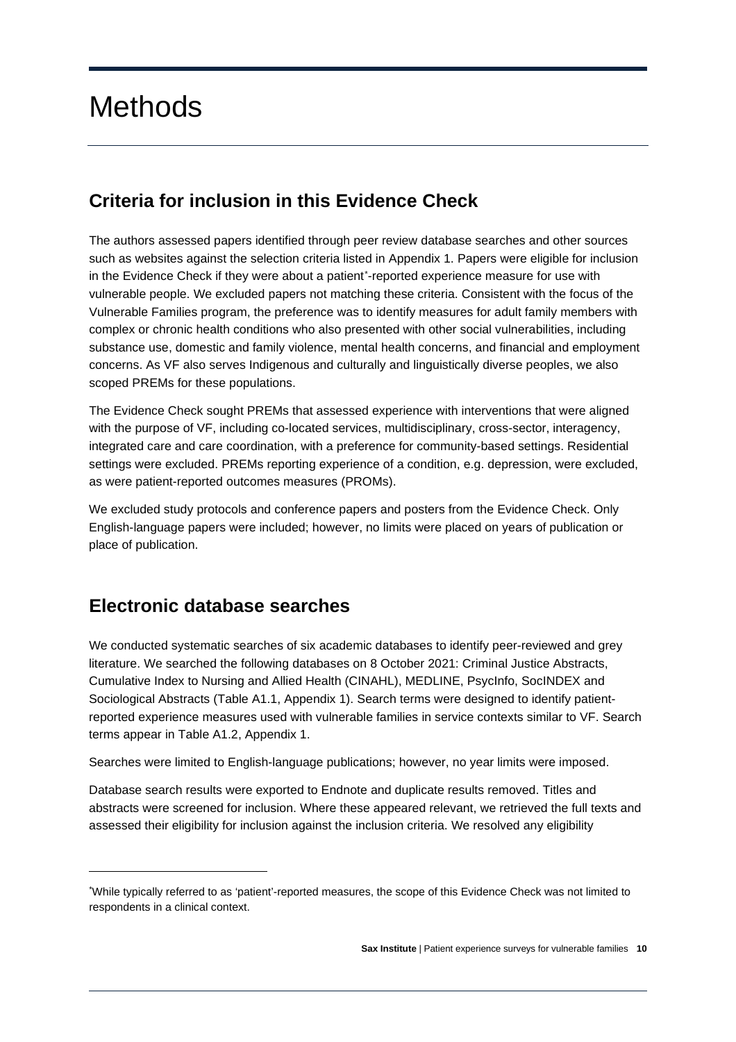# Methods

## Criteria for inclusion in this Evidence Check

The authors assessed papers identified through peer review database searches and other sources such as websites against the selection criteria listed in Appendix 1. Papers were eligible for inclusion in the Evidence Check if they were about a patient*-reported experience measure for use with vulnerable people. We excluded papers not matching these criteria. Consistent with the focus of the Vulnerable Families program, the preference was to identify measures for adult family members with complex or chronic health conditions who also presented with other social vulnerabilities, including substance use, domestic and family violence, mental health concerns, and financial and employment concerns. As VF also serves Indigenous and culturally and linguistically diverse peoples, we also scoped PREMs for these populations.

The Evidence Check sought PREMs that assessed experience with interventions that were aligned with the purpose of VF, including co-located services, multidisciplinary, cross-sector, interagency, integrated care and care coordination, with a preference for community-based settings. Residential settings were excluded. PREMs reporting experience of a condition, e.g. depression, were excluded, as were patient-reported outcomes measures (PROMs).

We excluded study protocols and conference papers and posters from the Evidence Check. Only English-language papers were included; however, no limits were placed on years of publication or place of publication.

## Electronic database searches

We conducted systematic searches of six academic databases to identify peer-reviewed and grey literature. We searched the following databases on 8 October 2021: Criminal Justice Abstracts, Cumulative Index to Nursing and Allied Health (CINAHL), MEDLINE, PsycInfo, SocINDEX and Sociological Abstracts (Table A1.1, Appendix 1). Search terms were designed to identify patient-reported experience measures used with vulnerable families in service contexts similar to VF. Search terms appear in Table A1.2, Appendix 1.

Searches were limited to English-language publications; however, no year limits were imposed.

Database search results were exported to Endnote and duplicate results removed. Titles and abstracts were screened for inclusion. Where these appeared relevant, we retrieved the full texts and assessed their eligibility for inclusion against the inclusion criteria. We resolved any eligibility

---

*While typically referred to as 'patient'-reported measures, the scope of this Evidence Check was not limited to respondents in a clinical context.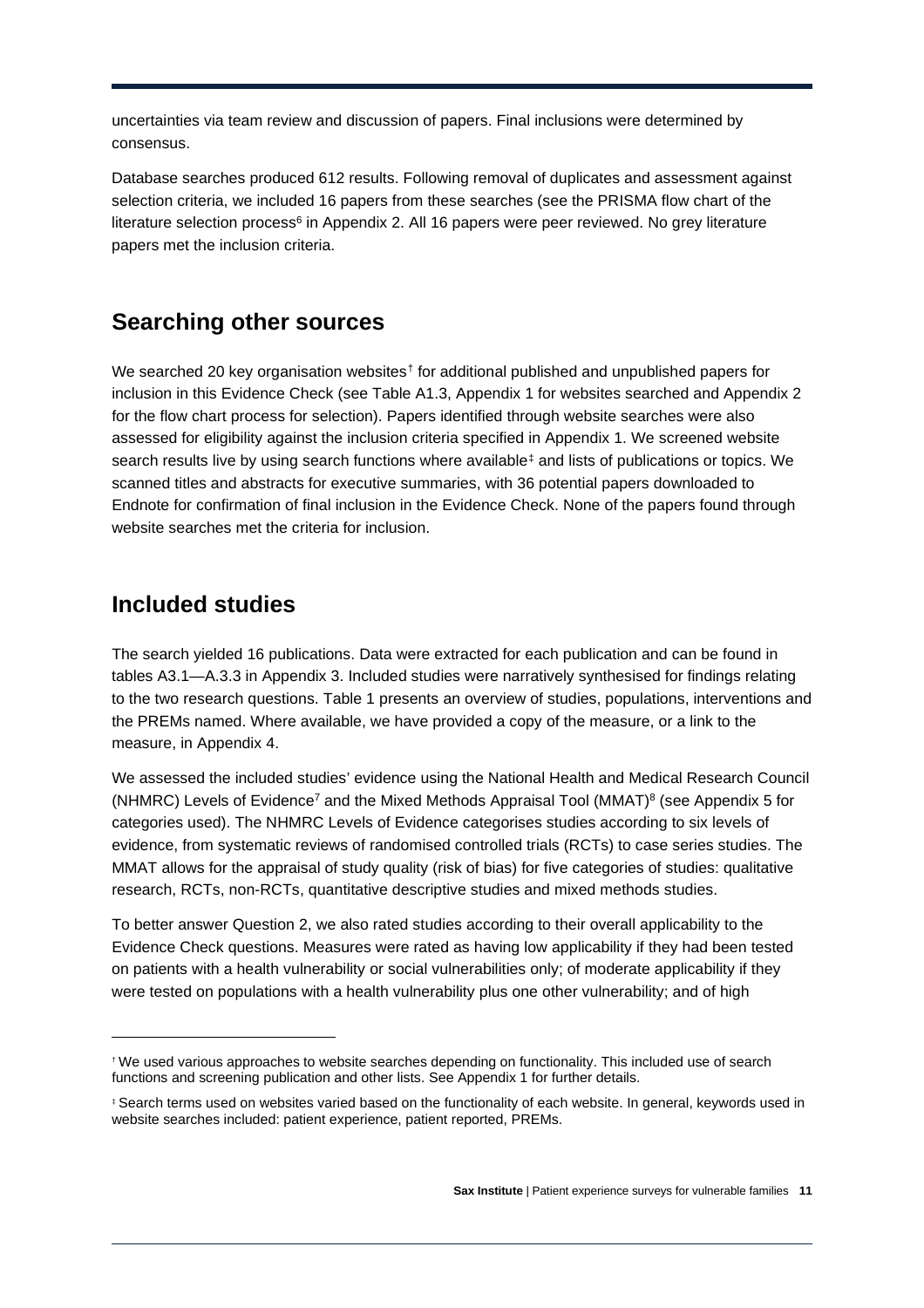uncertainties via team review and discussion of papers. Final inclusions were determined by consensus.

Database searches produced 612 results. Following removal of duplicates and assessment against selection criteria, we included 16 papers from these searches (see the PRISMA flow chart of the literature selection process[6] in Appendix 2. All 16 papers were peer reviewed. No grey literature papers met the inclusion criteria.

## Searching other sources

We searched 20 key organisation websites[†] for additional published and unpublished papers for inclusion in this Evidence Check (see Table A1.3, Appendix 1 for websites searched and Appendix 2 for the flow chart process for selection). Papers identified through website searches were also assessed for eligibility against the inclusion criteria specified in Appendix 1. We screened website search results live by using search functions where available[‡] and lists of publications or topics. We scanned titles and abstracts for executive summaries, with 36 potential papers downloaded to Endnote for confirmation of final inclusion in the Evidence Check. None of the papers found through website searches met the criteria for inclusion.

## Included studies

The search yielded 16 publications. Data were extracted for each publication and can be found in tables A3.1—A.3.3 in Appendix 3. Included studies were narratively synthesised for findings relating to the two research questions. Table 1 presents an overview of studies, populations, interventions and the PREMs named. Where available, we have provided a copy of the measure, or a link to the measure, in Appendix 4.

We assessed the included studies' evidence using the National Health and Medical Research Council (NHMRC) Levels of Evidence[7] and the Mixed Methods Appraisal Tool (MMAT)[8] (see Appendix 5 for categories used). The NHMRC Levels of Evidence categorises studies according to six levels of evidence, from systematic reviews of randomised controlled trials (RCTs) to case series studies. The MMAT allows for the appraisal of study quality (risk of bias) for five categories of studies: qualitative research, RCTs, non-RCTs, quantitative descriptive studies and mixed methods studies.

To better answer Question 2, we also rated studies according to their overall applicability to the Evidence Check questions. Measures were rated as having low applicability if they had been tested on patients with a health vulnerability or social vulnerabilities only; of moderate applicability if they were tested on populations with a health vulnerability plus one other vulnerability; and of high

---

[†] We used various approaches to website searches depending on functionality. This included use of search functions and screening publication and other lists. See Appendix 1 for further details.

[‡] Search terms used on websites varied based on the functionality of each website. In general, keywords used in website searches included: patient experience, patient reported, PREMs.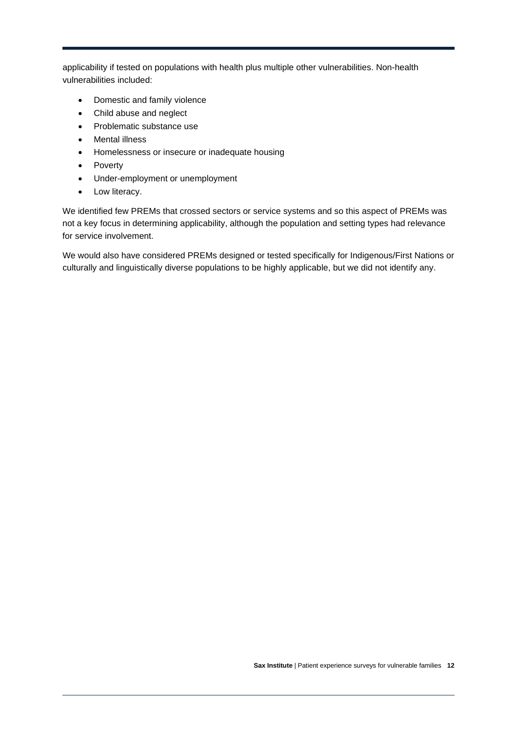applicability if tested on populations with health plus multiple other vulnerabilities. Non-health vulnerabilities included:

- Domestic and family violence
- Child abuse and neglect
- Problematic substance use
- Mental illness
- Homelessness or insecure or inadequate housing
- Poverty
- Under-employment or unemployment
- Low literacy.

We identified few PREMs that crossed sectors or service systems and so this aspect of PREMs was not a key focus in determining applicability, although the population and setting types had relevance for service involvement.

We would also have considered PREMs designed or tested specifically for Indigenous/First Nations or culturally and linguistically diverse populations to be highly applicable, but we did not identify any.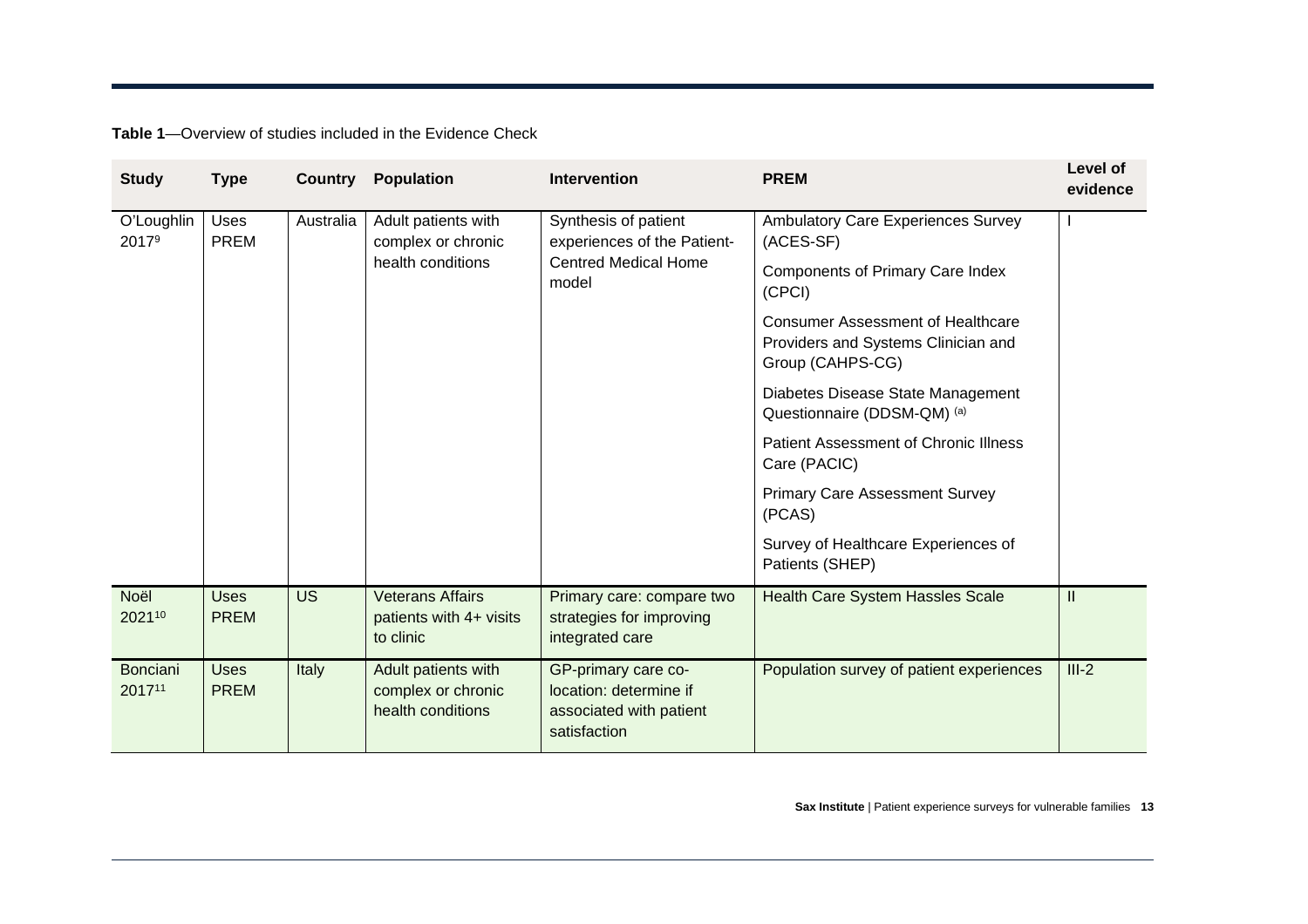**Table 1**—Overview of studies included in the Evidence Check

| Study | Type | Country | Population | Intervention | PREM | Level of evidence |
|---|---|---|---|---|---|---|
| O'Loughlin 2017[9] | Uses PREM | Australia | Adult patients with complex or chronic health conditions | Synthesis of patient experiences of the Patient-Centred Medical Home model | Ambulatory Care Experiences Survey (ACES-SF) | I |
| | | | | | Components of Primary Care Index (CPCI) | |
| | | | | | Consumer Assessment of Healthcare Providers and Systems Clinician and Group (CAHPS-CG) | |
| | | | | | Diabetes Disease State Management Questionnaire (DDSM-QM) [(a)] | |
| | | | | | Patient Assessment of Chronic Illness Care (PACIC) | |
| | | | | | Primary Care Assessment Survey (PCAS) | |
| | | | | | Survey of Healthcare Experiences of Patients (SHEP) | |
| Noël 2021[10] | Uses PREM | US | Veterans Affairs patients with 4+ visits to clinic | Primary care: compare two strategies for improving integrated care | Health Care System Hassles Scale | II |
| Bonciani 2017[11] | Uses PREM | Italy | Adult patients with complex or chronic health conditions | GP-primary care co-location: determine if associated with patient satisfaction | Population survey of patient experiences | III-2 |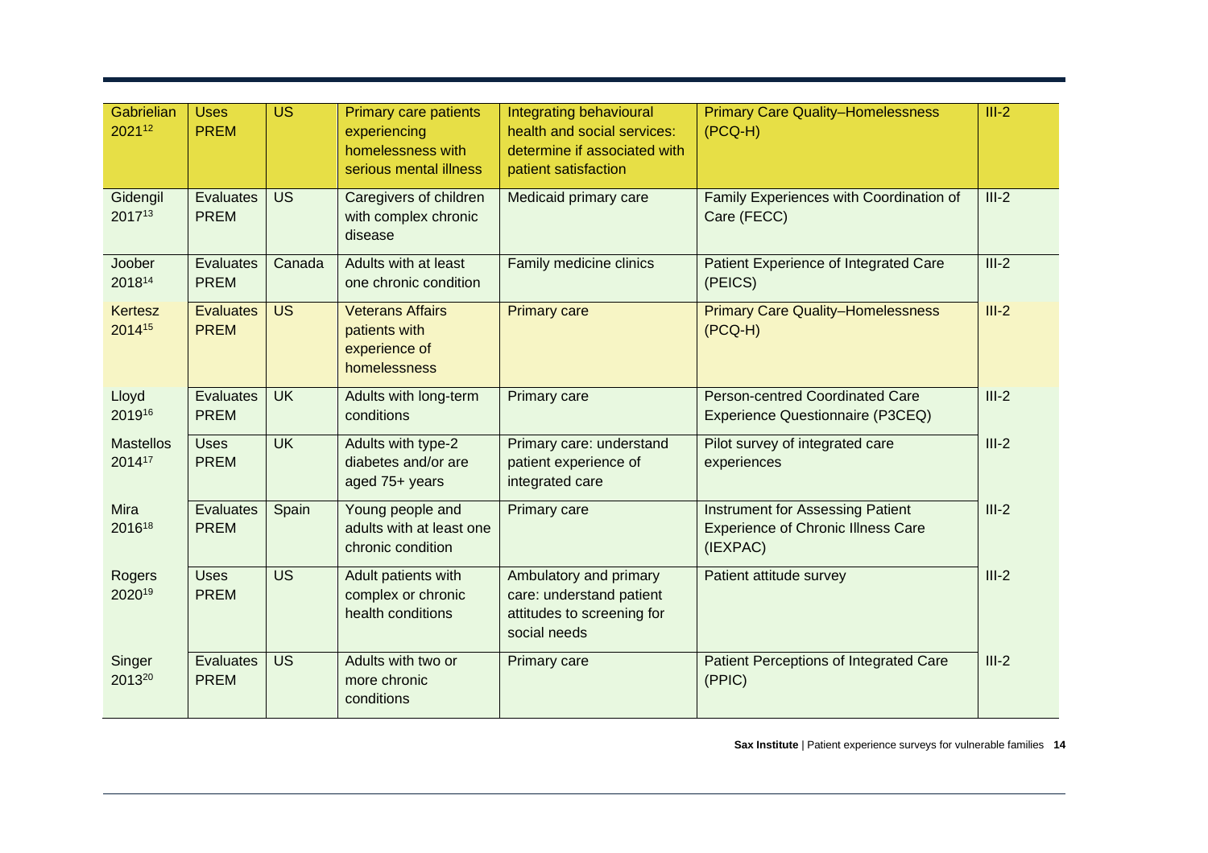| Gabrielian 2021[12] | Uses PREM | US | Primary care patients experiencing homelessness with serious mental illness | Integrating behavioural health and social services: determine if associated with patient satisfaction | Primary Care Quality–Homelessness (PCQ-H) | III-2 |
|---|---|---|---|---|---|---|
| Gidengil 2017[13] | Evaluates PREM | US | Caregivers of children with complex chronic disease | Medicaid primary care | Family Experiences with Coordination of Care (FECC) | III-2 |
| Joober 2018[14] | Evaluates PREM | Canada | Adults with at least one chronic condition | Family medicine clinics | Patient Experience of Integrated Care (PEICS) | III-2 |
| Kertesz 2014[15] | Evaluates PREM | US | Veterans Affairs patients with experience of homelessness | Primary care | Primary Care Quality–Homelessness (PCQ-H) | III-2 |
| Lloyd 2019[16] | Evaluates PREM | UK | Adults with long-term conditions | Primary care | Person-centred Coordinated Care Experience Questionnaire (P3CEQ) | III-2 |
| Mastellos 2014[17] | Uses PREM | UK | Adults with type-2 diabetes and/or are aged 75+ years | Primary care: understand patient experience of integrated care | Pilot survey of integrated care experiences | III-2 |
| Mira 2016[18] | Evaluates PREM | Spain | Young people and adults with at least one chronic condition | Primary care | Instrument for Assessing Patient Experience of Chronic Illness Care (IEXPAC) | III-2 |
| Rogers 2020[19] | Uses PREM | US | Adult patients with complex or chronic health conditions | Ambulatory and primary care: understand patient attitudes to screening for social needs | Patient attitude survey | III-2 |
| Singer 2013[20] | Evaluates PREM | US | Adults with two or more chronic conditions | Primary care | Patient Perceptions of Integrated Care (PPIC) | III-2 |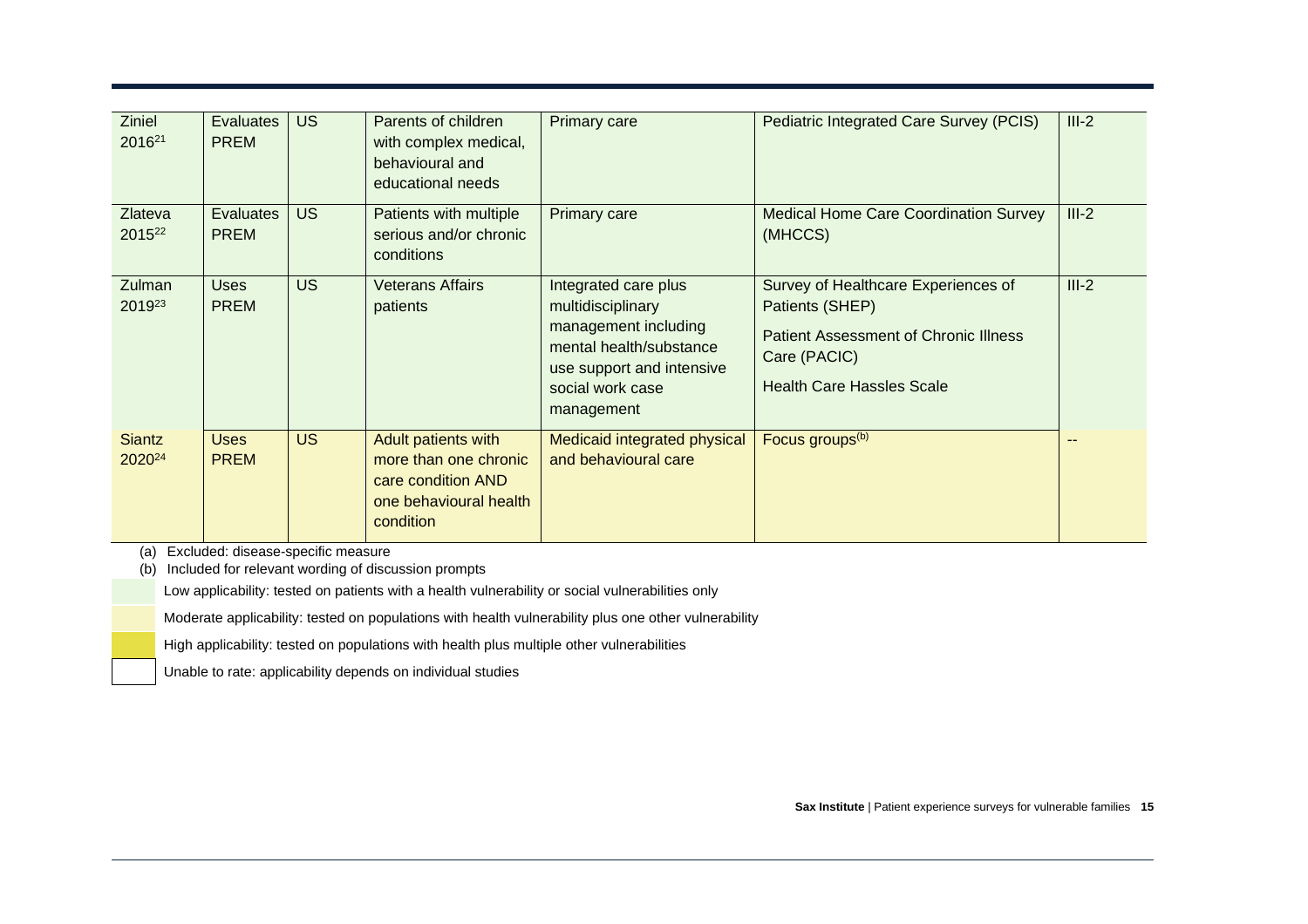| | | | | | | |
|---|---|---|---|---|---|---|
| Ziniel 2016[21] | Evaluates PREM | US | Parents of children with complex medical, behavioural and educational needs | Primary care | Pediatric Integrated Care Survey (PCIS) | III-2 |
| Zlateva 2015[22] | Evaluates PREM | US | Patients with multiple serious and/or chronic conditions | Primary care | Medical Home Care Coordination Survey (MHCCS) | III-2 |
| Zulman 2019[23] | Uses PREM | US | Veterans Affairs patients | Integrated care plus multidisciplinary management including mental health/substance use support and intensive social work case management | Survey of Healthcare Experiences of Patients (SHEP)<br>Patient Assessment of Chronic Illness Care (PACIC)<br>Health Care Hassles Scale | III-2 |
| Siantz 2020[24] | Uses PREM | US | Adult patients with more than one chronic care condition AND one behavioural health condition | Medicaid integrated physical and behavioural care | Focus groups[(b)] | -- |

(a) Excluded: disease-specific measure

(b) Included for relevant wording of discussion prompts

Low applicability: tested on patients with a health vulnerability or social vulnerabilities only

Moderate applicability: tested on populations with health vulnerability plus one other vulnerability

High applicability: tested on populations with health plus multiple other vulnerabilities

Unable to rate: applicability depends on individual studies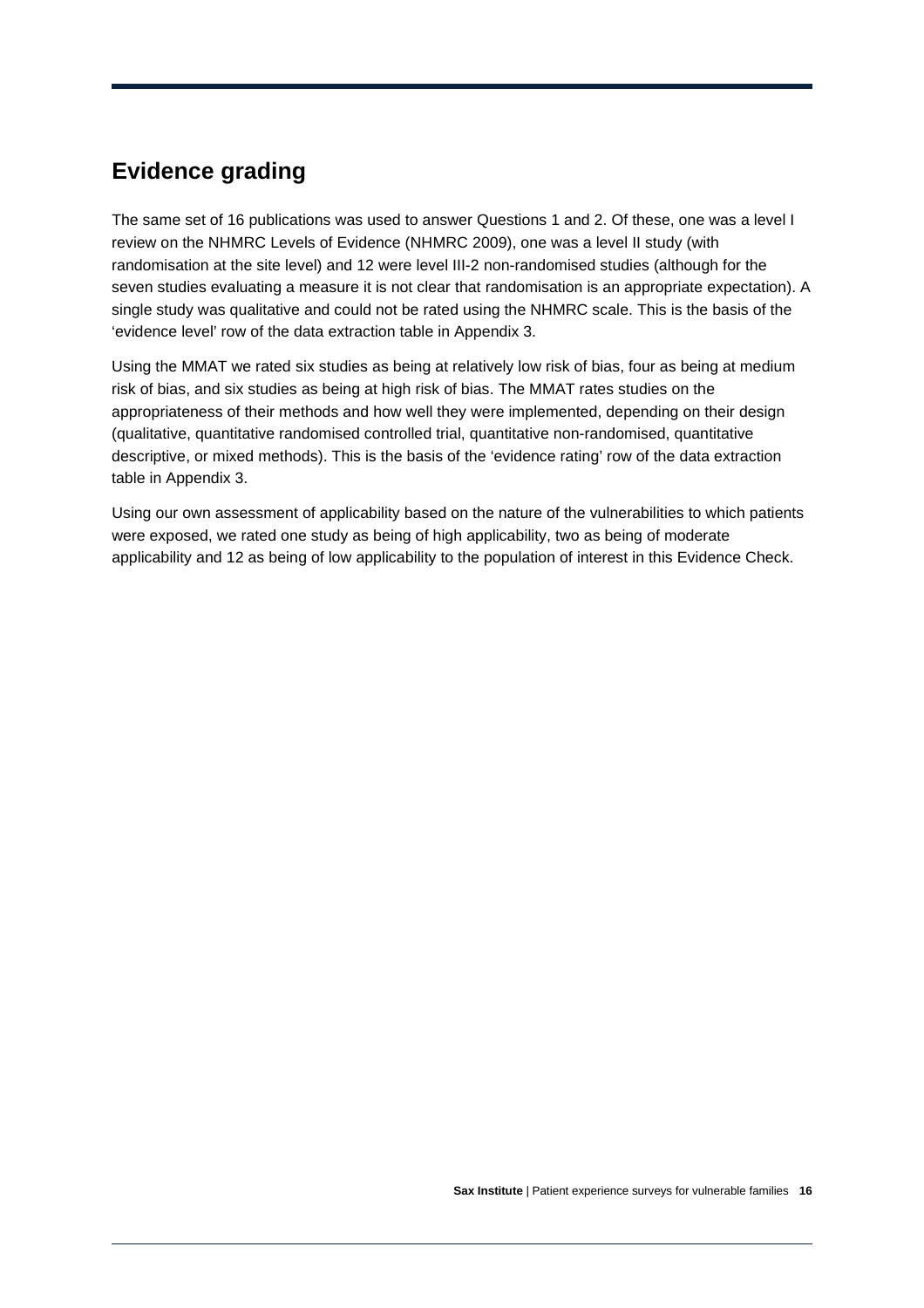## Evidence grading

The same set of 16 publications was used to answer Questions 1 and 2. Of these, one was a level I review on the NHMRC Levels of Evidence (NHMRC 2009), one was a level II study (with randomisation at the site level) and 12 were level III-2 non-randomised studies (although for the seven studies evaluating a measure it is not clear that randomisation is an appropriate expectation). A single study was qualitative and could not be rated using the NHMRC scale. This is the basis of the 'evidence level' row of the data extraction table in Appendix 3.

Using the MMAT we rated six studies as being at relatively low risk of bias, four as being at medium risk of bias, and six studies as being at high risk of bias. The MMAT rates studies on the appropriateness of their methods and how well they were implemented, depending on their design (qualitative, quantitative randomised controlled trial, quantitative non-randomised, quantitative descriptive, or mixed methods). This is the basis of the 'evidence rating' row of the data extraction table in Appendix 3.

Using our own assessment of applicability based on the nature of the vulnerabilities to which patients were exposed, we rated one study as being of high applicability, two as being of moderate applicability and 12 as being of low applicability to the population of interest in this Evidence Check.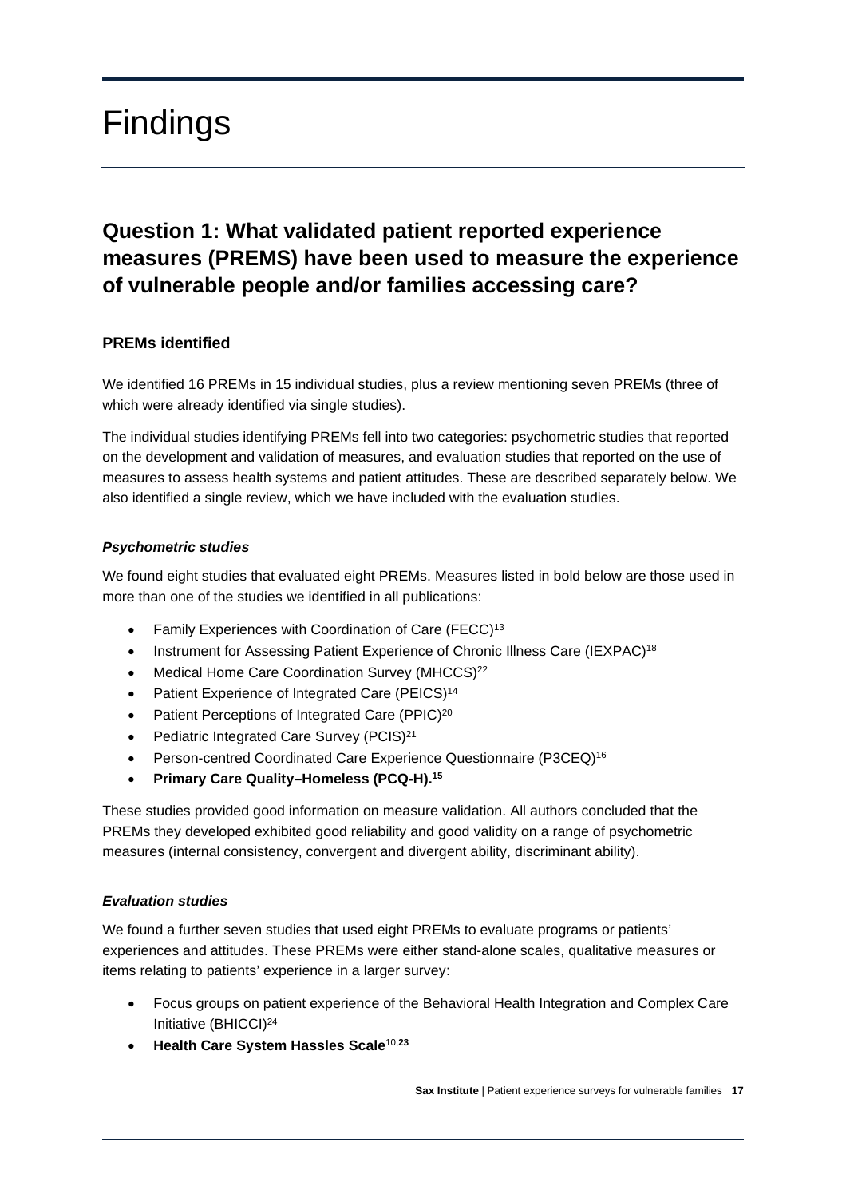# Findings

## Question 1: What validated patient reported experience measures (PREMS) have been used to measure the experience of vulnerable people and/or families accessing care?

### PREMs identified

We identified 16 PREMs in 15 individual studies, plus a review mentioning seven PREMs (three of which were already identified via single studies).

The individual studies identifying PREMs fell into two categories: psychometric studies that reported on the development and validation of measures, and evaluation studies that reported on the use of measures to assess health systems and patient attitudes. These are described separately below. We also identified a single review, which we have included with the evaluation studies.

#### *Psychometric studies*

We found eight studies that evaluated eight PREMs. Measures listed in bold below are those used in more than one of the studies we identified in all publications:

- Family Experiences with Coordination of Care (FECC)[13]
- Instrument for Assessing Patient Experience of Chronic Illness Care (IEXPAC)[18]
- Medical Home Care Coordination Survey (MHCCS)[22]
- Patient Experience of Integrated Care (PEICS)[14]
- Patient Perceptions of Integrated Care (PPIC)[20]
- Pediatric Integrated Care Survey (PCIS)[21]
- Person-centred Coordinated Care Experience Questionnaire (P3CEQ)[16]
- **Primary Care Quality–Homeless (PCQ-H).[15]**

These studies provided good information on measure validation. All authors concluded that the PREMs they developed exhibited good reliability and good validity on a range of psychometric measures (internal consistency, convergent and divergent ability, discriminant ability).

#### *Evaluation studies*

We found a further seven studies that used eight PREMs to evaluate programs or patients' experiences and attitudes. These PREMs were either stand-alone scales, qualitative measures or items relating to patients' experience in a larger survey:

- Focus groups on patient experience of the Behavioral Health Integration and Complex Care Initiative (BHICCI)[24]
- **Health Care System Hassles Scale**[10,23]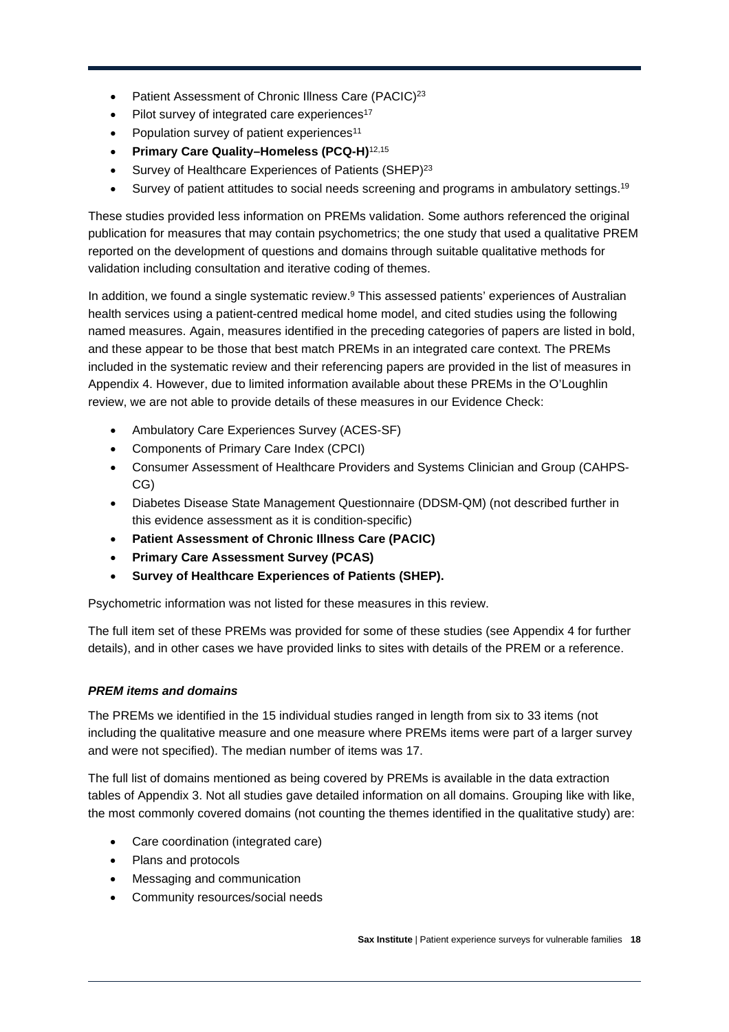- Patient Assessment of Chronic Illness Care (PACIC)[23]
- Pilot survey of integrated care experiences[17]
- Population survey of patient experiences[11]
- **Primary Care Quality–Homeless (PCQ-H)**[12,15]
- Survey of Healthcare Experiences of Patients (SHEP)[23]
- Survey of patient attitudes to social needs screening and programs in ambulatory settings.[19]

These studies provided less information on PREMs validation. Some authors referenced the original publication for measures that may contain psychometrics; the one study that used a qualitative PREM reported on the development of questions and domains through suitable qualitative methods for validation including consultation and iterative coding of themes.

In addition, we found a single systematic review.[9] This assessed patients' experiences of Australian health services using a patient-centred medical home model, and cited studies using the following named measures. Again, measures identified in the preceding categories of papers are listed in bold, and these appear to be those that best match PREMs in an integrated care context. The PREMs included in the systematic review and their referencing papers are provided in the list of measures in Appendix 4. However, due to limited information available about these PREMs in the O'Loughlin review, we are not able to provide details of these measures in our Evidence Check:

- Ambulatory Care Experiences Survey (ACES-SF)
- Components of Primary Care Index (CPCI)
- Consumer Assessment of Healthcare Providers and Systems Clinician and Group (CAHPS-CG)
- Diabetes Disease State Management Questionnaire (DDSM-QM) (not described further in this evidence assessment as it is condition-specific)
- **Patient Assessment of Chronic Illness Care (PACIC)**
- **Primary Care Assessment Survey (PCAS)**
- **Survey of Healthcare Experiences of Patients (SHEP).**

Psychometric information was not listed for these measures in this review.

The full item set of these PREMs was provided for some of these studies (see Appendix 4 for further details), and in other cases we have provided links to sites with details of the PREM or a reference.

#### *PREM items and domains*

The PREMs we identified in the 15 individual studies ranged in length from six to 33 items (not including the qualitative measure and one measure where PREMs items were part of a larger survey and were not specified). The median number of items was 17.

The full list of domains mentioned as being covered by PREMs is available in the data extraction tables of Appendix 3. Not all studies gave detailed information on all domains. Grouping like with like, the most commonly covered domains (not counting the themes identified in the qualitative study) are:

- Care coordination (integrated care)
- Plans and protocols
- Messaging and communication
- Community resources/social needs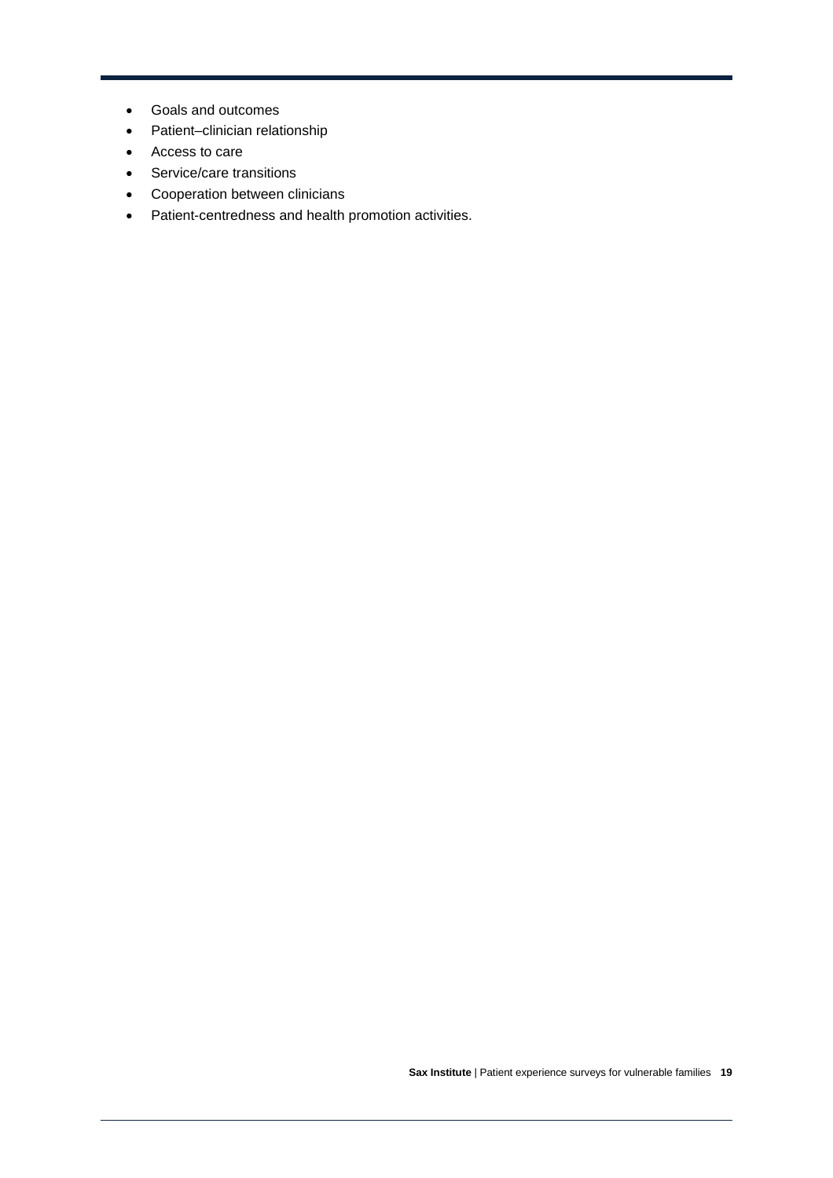- Goals and outcomes
- Patient–clinician relationship
- Access to care
- Service/care transitions
- Cooperation between clinicians
- Patient-centredness and health promotion activities.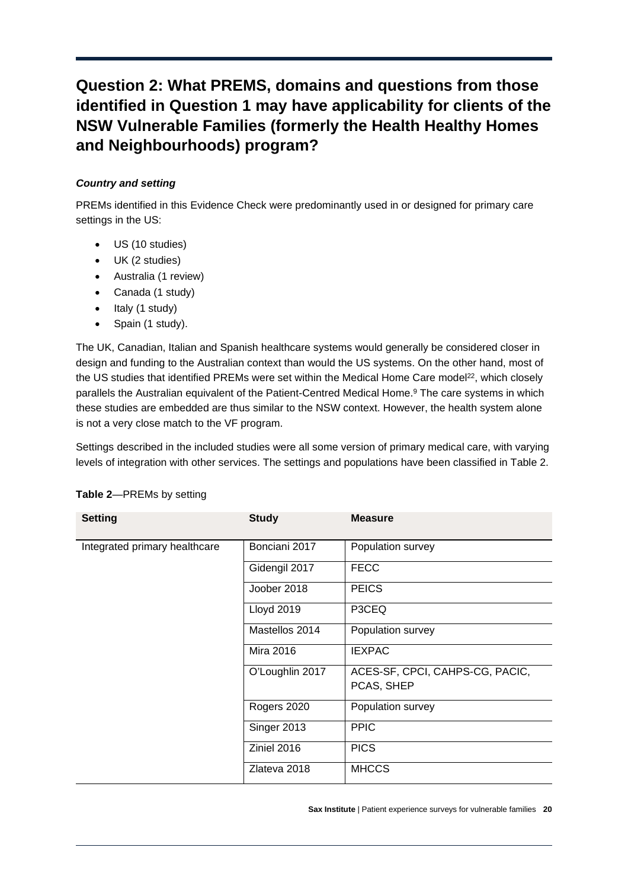## Question 2: What PREMS, domains and questions from those identified in Question 1 may have applicability for clients of the NSW Vulnerable Families (formerly the Health Healthy Homes and Neighbourhoods) program?

***Country and setting***

PREMs identified in this Evidence Check were predominantly used in or designed for primary care settings in the US:

- US (10 studies)
- UK (2 studies)
- Australia (1 review)
- Canada (1 study)
- Italy (1 study)
- Spain (1 study).

The UK, Canadian, Italian and Spanish healthcare systems would generally be considered closer in design and funding to the Australian context than would the US systems. On the other hand, most of the US studies that identified PREMs were set within the Medical Home Care model[22], which closely parallels the Australian equivalent of the Patient-Centred Medical Home.[9] The care systems in which these studies are embedded are thus similar to the NSW context. However, the health system alone is not a very close match to the VF program.

Settings described in the included studies were all some version of primary medical care, with varying levels of integration with other services. The settings and populations have been classified in Table 2.

**Table 2**—PREMs by setting

| Setting | Study | Measure |
|---|---|---|
| Integrated primary healthcare | Bonciani 2017 | Population survey |
| | Gidengil 2017 | FECC |
| | Joober 2018 | PEICS |
| | Lloyd 2019 | P3CEQ |
| | Mastellos 2014 | Population survey |
| | Mira 2016 | IEXPAC |
| | O'Loughlin 2017 | ACES-SF, CPCI, CAHPS-CG, PACIC, PCAS, SHEP |
| | Rogers 2020 | Population survey |
| | Singer 2013 | PPIC |
| | Ziniel 2016 | PICS |
| | Zlateva 2018 | MHCCS |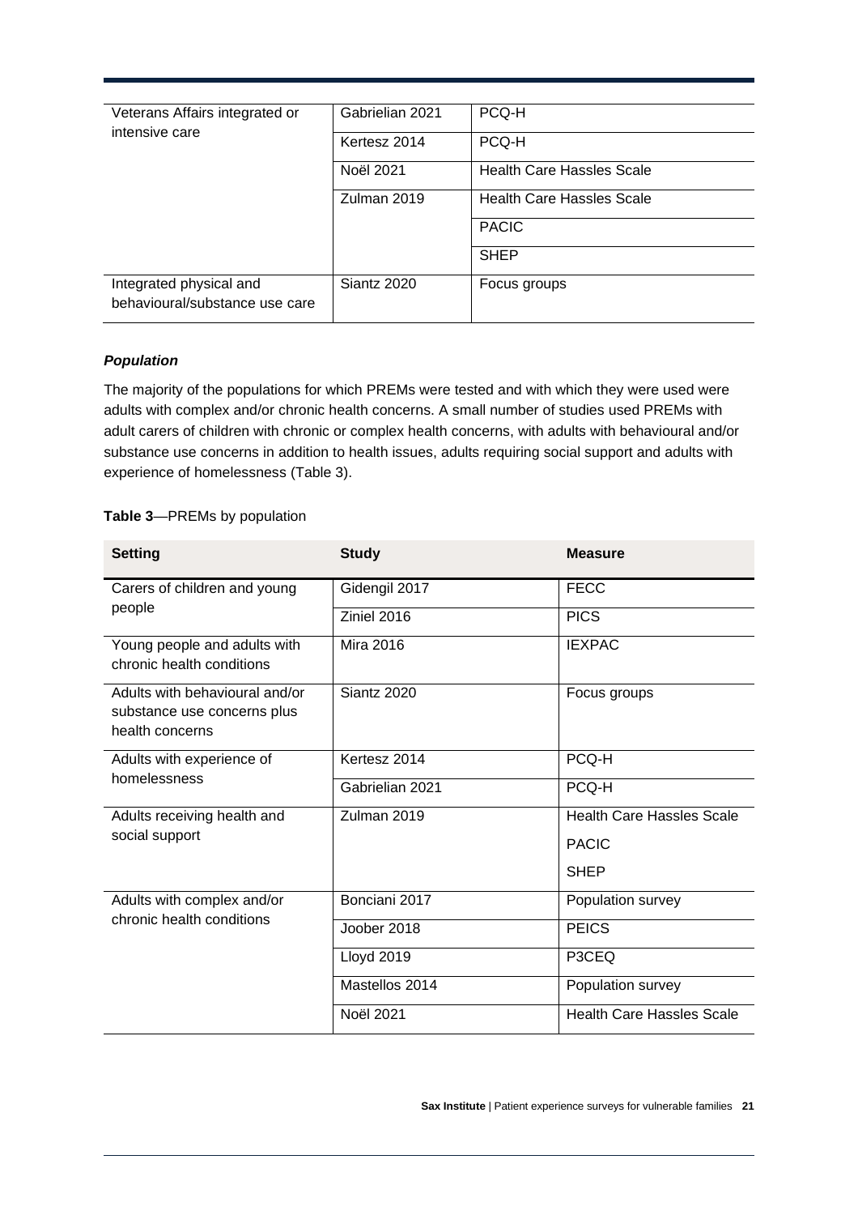| | | |
|---|---|---|
| Veterans Affairs integrated or intensive care | Gabrielian 2021 | PCQ-H |
| | Kertesz 2014 | PCQ-H |
| | Noël 2021 | Health Care Hassles Scale |
| | Zulman 2019 | Health Care Hassles Scale |
| | | PACIC |
| | | SHEP |
| Integrated physical and behavioural/substance use care | Siantz 2020 | Focus groups |

***Population***

The majority of the populations for which PREMs were tested and with which they were used were adults with complex and/or chronic health concerns. A small number of studies used PREMs with adult carers of children with chronic or complex health concerns, with adults with behavioural and/or substance use concerns in addition to health issues, adults requiring social support and adults with experience of homelessness (Table 3).

**Table 3**—PREMs by population

| Setting | Study | Measure |
|---|---|---|
| Carers of children and young people | Gidengil 2017 | FECC |
| | Ziniel 2016 | PICS |
| Young people and adults with chronic health conditions | Mira 2016 | IEXPAC |
| Adults with behavioural and/or substance use concerns plus health concerns | Siantz 2020 | Focus groups |
| Adults with experience of homelessness | Kertesz 2014 | PCQ-H |
| | Gabrielian 2021 | PCQ-H |
| Adults receiving health and social support | Zulman 2019 | Health Care Hassles Scale |
| | | PACIC |
| | | SHEP |
| Adults with complex and/or chronic health conditions | Bonciani 2017 | Population survey |
| | Joober 2018 | PEICS |
| | Lloyd 2019 | P3CEQ |
| | Mastellos 2014 | Population survey |
| | Noël 2021 | Health Care Hassles Scale |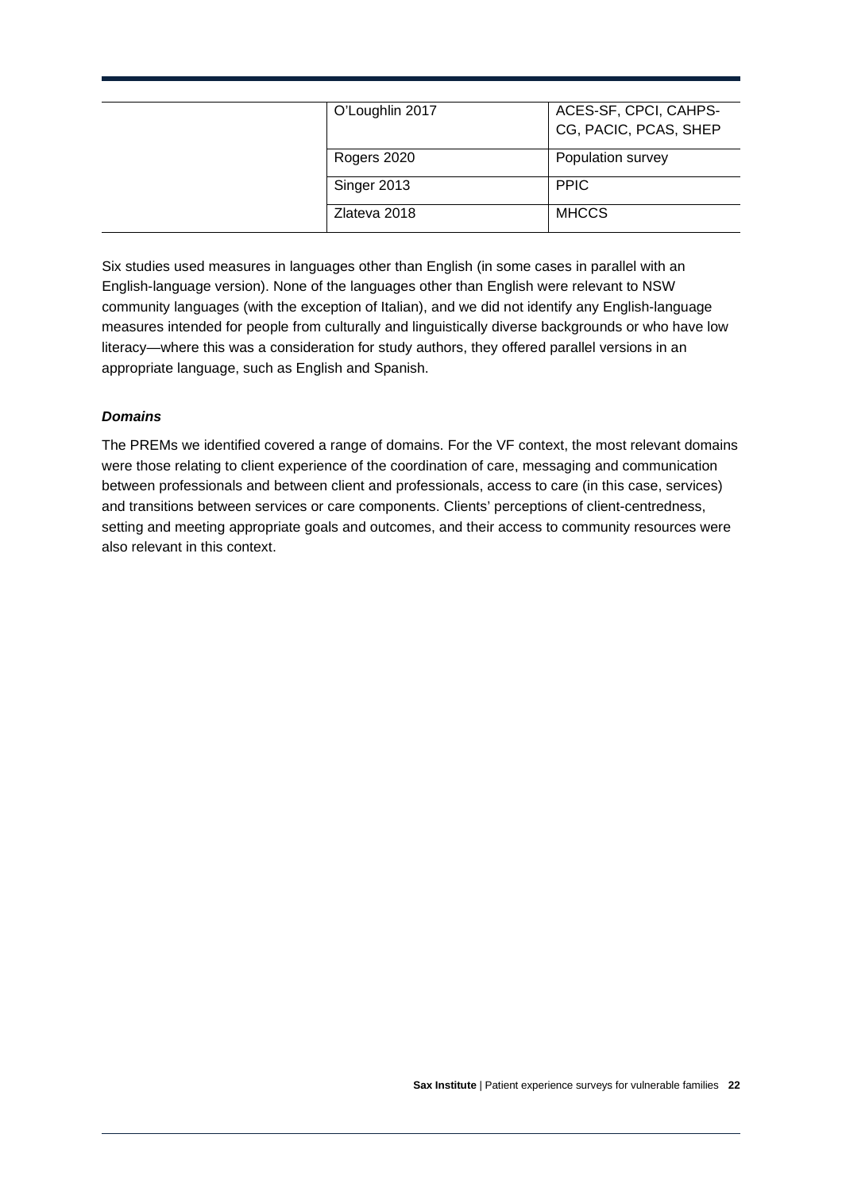| | | |
|---|---|---|
| | O'Loughlin 2017 | ACES-SF, CPCI, CAHPS-CG, PACIC, PCAS, SHEP |
| | Rogers 2020 | Population survey |
| | Singer 2013 | PPIC |
| | Zlateva 2018 | MHCCS |

Six studies used measures in languages other than English (in some cases in parallel with an English-language version). None of the languages other than English were relevant to NSW community languages (with the exception of Italian), and we did not identify any English-language measures intended for people from culturally and linguistically diverse backgrounds or who have low literacy—where this was a consideration for study authors, they offered parallel versions in an appropriate language, such as English and Spanish.

***Domains***

The PREMs we identified covered a range of domains. For the VF context, the most relevant domains were those relating to client experience of the coordination of care, messaging and communication between professionals and between client and professionals, access to care (in this case, services) and transitions between services or care components. Clients' perceptions of client-centredness, setting and meeting appropriate goals and outcomes, and their access to community resources were also relevant in this context.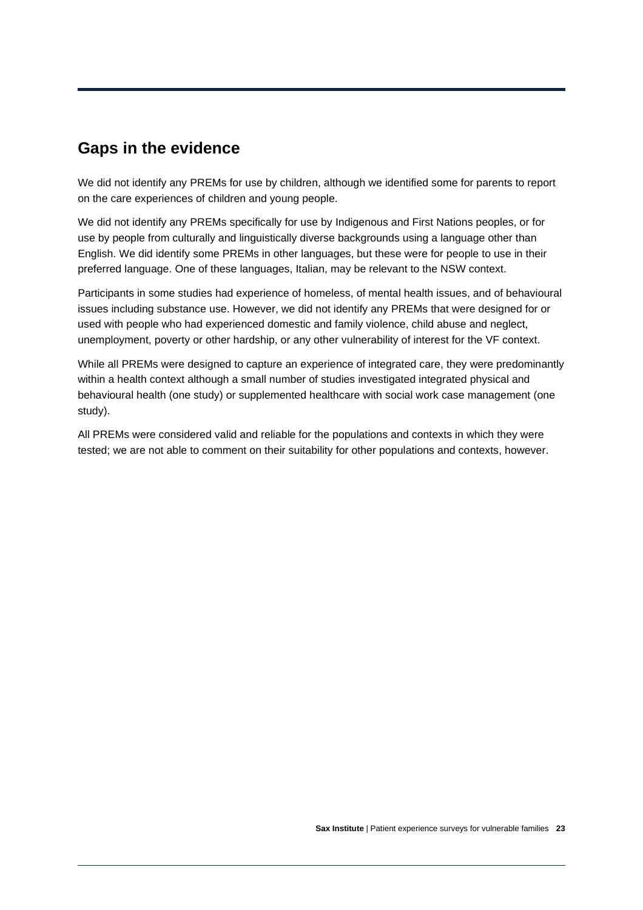## Gaps in the evidence

We did not identify any PREMs for use by children, although we identified some for parents to report on the care experiences of children and young people.

We did not identify any PREMs specifically for use by Indigenous and First Nations peoples, or for use by people from culturally and linguistically diverse backgrounds using a language other than English. We did identify some PREMs in other languages, but these were for people to use in their preferred language. One of these languages, Italian, may be relevant to the NSW context.

Participants in some studies had experience of homeless, of mental health issues, and of behavioural issues including substance use. However, we did not identify any PREMs that were designed for or used with people who had experienced domestic and family violence, child abuse and neglect, unemployment, poverty or other hardship, or any other vulnerability of interest for the VF context.

While all PREMs were designed to capture an experience of integrated care, they were predominantly within a health context although a small number of studies investigated integrated physical and behavioural health (one study) or supplemented healthcare with social work case management (one study).

All PREMs were considered valid and reliable for the populations and contexts in which they were tested; we are not able to comment on their suitability for other populations and contexts, however.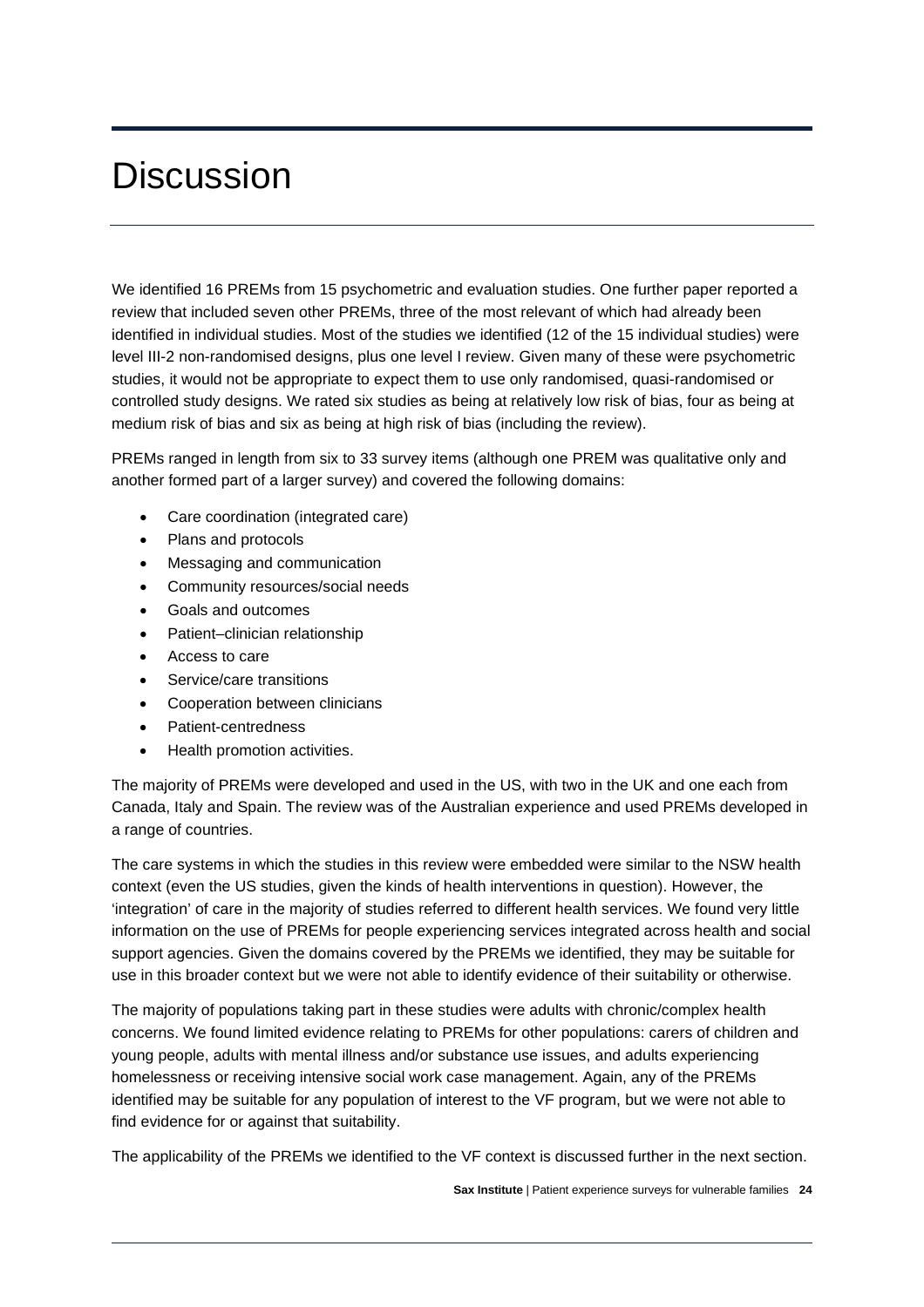# Discussion

We identified 16 PREMs from 15 psychometric and evaluation studies. One further paper reported a review that included seven other PREMs, three of the most relevant of which had already been identified in individual studies. Most of the studies we identified (12 of the 15 individual studies) were level III-2 non-randomised designs, plus one level I review. Given many of these were psychometric studies, it would not be appropriate to expect them to use only randomised, quasi-randomised or controlled study designs. We rated six studies as being at relatively low risk of bias, four as being at medium risk of bias and six as being at high risk of bias (including the review).

PREMs ranged in length from six to 33 survey items (although one PREM was qualitative only and another formed part of a larger survey) and covered the following domains:

- Care coordination (integrated care)
- Plans and protocols
- Messaging and communication
- Community resources/social needs
- Goals and outcomes
- Patient–clinician relationship
- Access to care
- Service/care transitions
- Cooperation between clinicians
- Patient-centredness
- Health promotion activities.

The majority of PREMs were developed and used in the US, with two in the UK and one each from Canada, Italy and Spain. The review was of the Australian experience and used PREMs developed in a range of countries.

The care systems in which the studies in this review were embedded were similar to the NSW health context (even the US studies, given the kinds of health interventions in question). However, the 'integration' of care in the majority of studies referred to different health services. We found very little information on the use of PREMs for people experiencing services integrated across health and social support agencies. Given the domains covered by the PREMs we identified, they may be suitable for use in this broader context but we were not able to identify evidence of their suitability or otherwise.

The majority of populations taking part in these studies were adults with chronic/complex health concerns. We found limited evidence relating to PREMs for other populations: carers of children and young people, adults with mental illness and/or substance use issues, and adults experiencing homelessness or receiving intensive social work case management. Again, any of the PREMs identified may be suitable for any population of interest to the VF program, but we were not able to find evidence for or against that suitability.

The applicability of the PREMs we identified to the VF context is discussed further in the next section.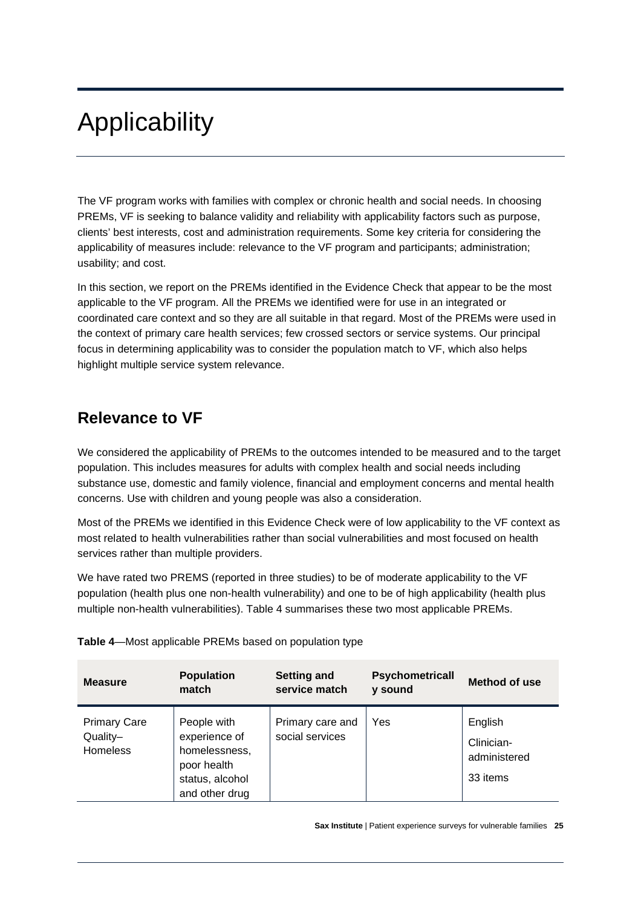# Applicability

The VF program works with families with complex or chronic health and social needs. In choosing PREMs, VF is seeking to balance validity and reliability with applicability factors such as purpose, clients' best interests, cost and administration requirements. Some key criteria for considering the applicability of measures include: relevance to the VF program and participants; administration; usability; and cost.

In this section, we report on the PREMs identified in the Evidence Check that appear to be the most applicable to the VF program. All the PREMs we identified were for use in an integrated or coordinated care context and so they are all suitable in that regard. Most of the PREMs were used in the context of primary care health services; few crossed sectors or service systems. Our principal focus in determining applicability was to consider the population match to VF, which also helps highlight multiple service system relevance.

## Relevance to VF

We considered the applicability of PREMs to the outcomes intended to be measured and to the target population. This includes measures for adults with complex health and social needs including substance use, domestic and family violence, financial and employment concerns and mental health concerns. Use with children and young people was also a consideration.

Most of the PREMs we identified in this Evidence Check were of low applicability to the VF context as most related to health vulnerabilities rather than social vulnerabilities and most focused on health services rather than multiple providers.

We have rated two PREMS (reported in three studies) to be of moderate applicability to the VF population (health plus one non-health vulnerability) and one to be of high applicability (health plus multiple non-health vulnerabilities). Table 4 summarises these two most applicable PREMs.

**Table 4**—Most applicable PREMs based on population type

| Measure | Population match | Setting and service match | Psychometrically sound | Method of use |
|---|---|---|---|---|
| Primary Care Quality–Homeless | People with experience of homelessness, poor health status, alcohol and other drug | Primary care and social services | Yes | English<br>Clinician-administered<br>33 items |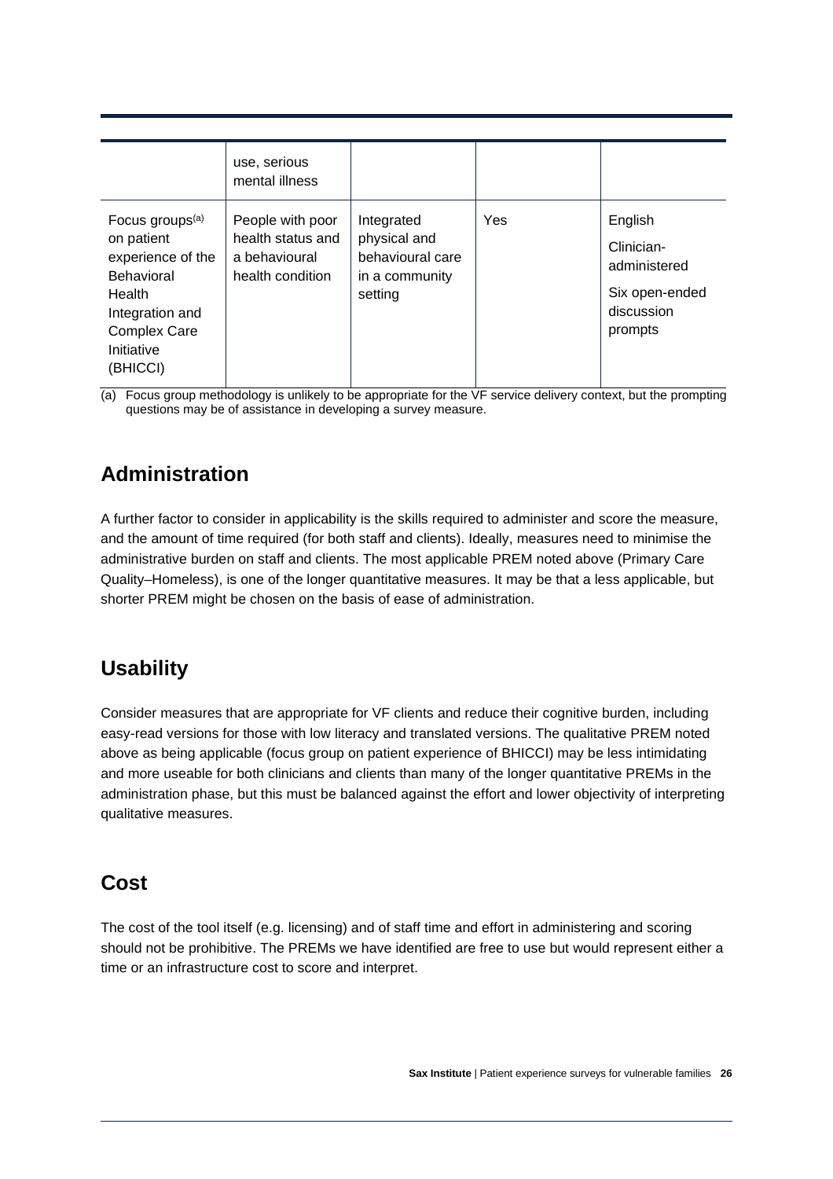| | use, serious mental illness | | | |
|---|---|---|---|---|
| Focus groups[(a)] on patient experience of the Behavioral Health Integration and Complex Care Initiative (BHICCI) | People with poor health status and a behavioural health condition | Integrated physical and behavioural care in a community setting | Yes | English<br>Clinician-administered<br>Six open-ended discussion prompts |

(a) Focus group methodology is unlikely to be appropriate for the VF service delivery context, but the prompting questions may be of assistance in developing a survey measure.

## Administration

A further factor to consider in applicability is the skills required to administer and score the measure, and the amount of time required (for both staff and clients). Ideally, measures need to minimise the administrative burden on staff and clients. The most applicable PREM noted above (Primary Care Quality–Homeless), is one of the longer quantitative measures. It may be that a less applicable, but shorter PREM might be chosen on the basis of ease of administration.

## Usability

Consider measures that are appropriate for VF clients and reduce their cognitive burden, including easy-read versions for those with low literacy and translated versions. The qualitative PREM noted above as being applicable (focus group on patient experience of BHICCI) may be less intimidating and more useable for both clinicians and clients than many of the longer quantitative PREMs in the administration phase, but this must be balanced against the effort and lower objectivity of interpreting qualitative measures.

## Cost

The cost of the tool itself (e.g. licensing) and of staff time and effort in administering and scoring should not be prohibitive. The PREMs we have identified are free to use but would represent either a time or an infrastructure cost to score and interpret.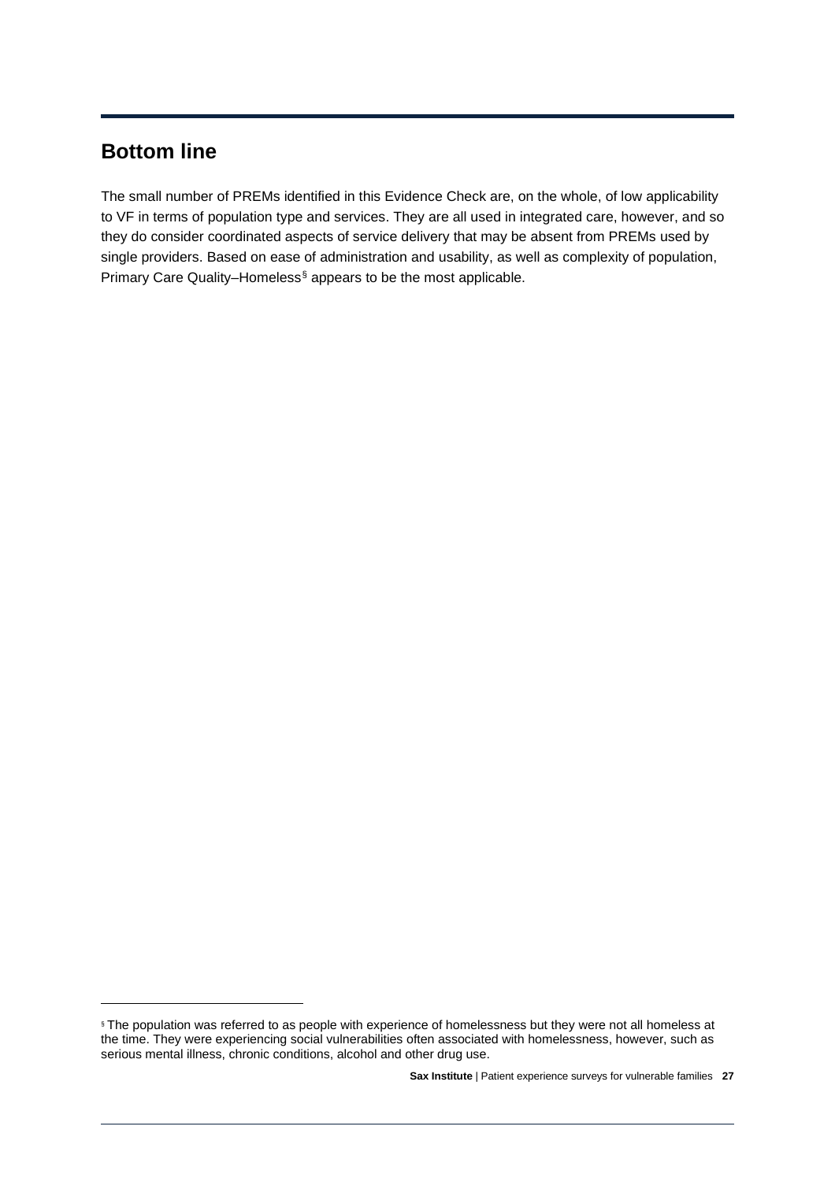## Bottom line

The small number of PREMs identified in this Evidence Check are, on the whole, of low applicability to VF in terms of population type and services. They are all used in integrated care, however, and so they do consider coordinated aspects of service delivery that may be absent from PREMs used by single providers. Based on ease of administration and usability, as well as complexity of population, Primary Care Quality–Homeless[§] appears to be the most applicable.

[§] The population was referred to as people with experience of homelessness but they were not all homeless at the time. They were experiencing social vulnerabilities often associated with homelessness, however, such as serious mental illness, chronic conditions, alcohol and other drug use.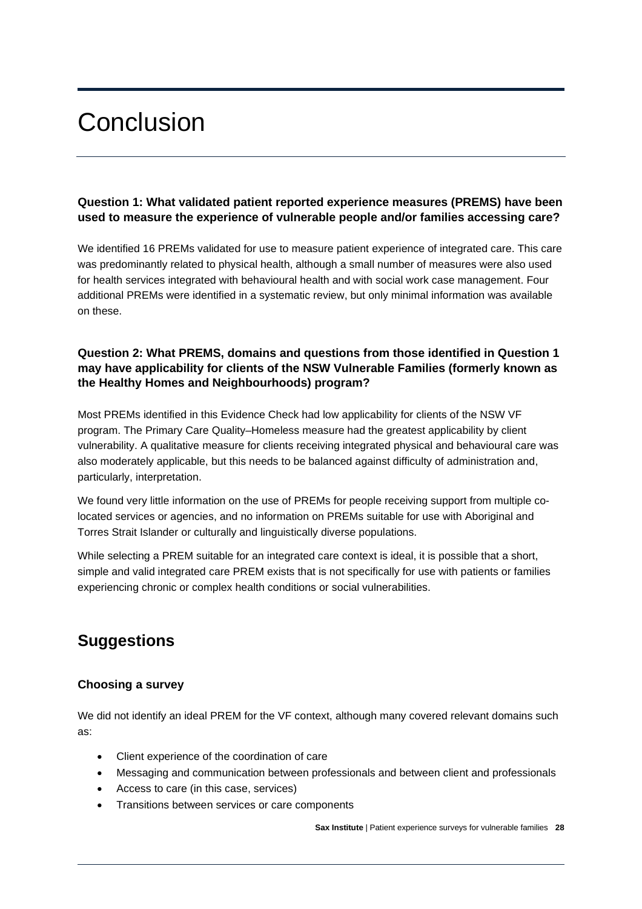# Conclusion

### Question 1: What validated patient reported experience measures (PREMS) have been used to measure the experience of vulnerable people and/or families accessing care?

We identified 16 PREMs validated for use to measure patient experience of integrated care. This care was predominantly related to physical health, although a small number of measures were also used for health services integrated with behavioural health and with social work case management. Four additional PREMs were identified in a systematic review, but only minimal information was available on these.

### Question 2: What PREMS, domains and questions from those identified in Question 1 may have applicability for clients of the NSW Vulnerable Families (formerly known as the Healthy Homes and Neighbourhoods) program?

Most PREMs identified in this Evidence Check had low applicability for clients of the NSW VF program. The Primary Care Quality–Homeless measure had the greatest applicability by client vulnerability. A qualitative measure for clients receiving integrated physical and behavioural care was also moderately applicable, but this needs to be balanced against difficulty of administration and, particularly, interpretation.

We found very little information on the use of PREMs for people receiving support from multiple co-located services or agencies, and no information on PREMs suitable for use with Aboriginal and Torres Strait Islander or culturally and linguistically diverse populations.

While selecting a PREM suitable for an integrated care context is ideal, it is possible that a short, simple and valid integrated care PREM exists that is not specifically for use with patients or families experiencing chronic or complex health conditions or social vulnerabilities.

## Suggestions

### Choosing a survey

We did not identify an ideal PREM for the VF context, although many covered relevant domains such as:

- Client experience of the coordination of care
- Messaging and communication between professionals and between client and professionals
- Access to care (in this case, services)
- Transitions between services or care components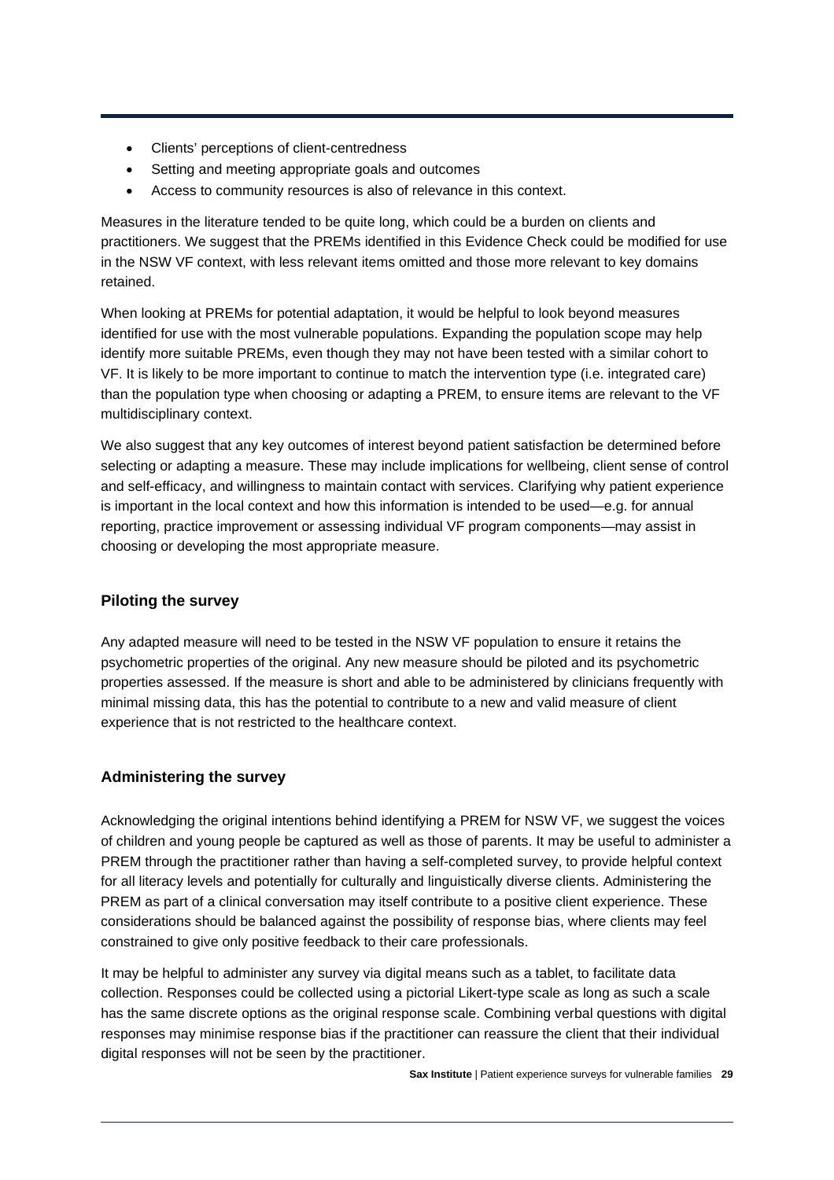- Clients' perceptions of client-centredness
- Setting and meeting appropriate goals and outcomes
- Access to community resources is also of relevance in this context.

Measures in the literature tended to be quite long, which could be a burden on clients and practitioners. We suggest that the PREMs identified in this Evidence Check could be modified for use in the NSW VF context, with less relevant items omitted and those more relevant to key domains retained.

When looking at PREMs for potential adaptation, it would be helpful to look beyond measures identified for use with the most vulnerable populations. Expanding the population scope may help identify more suitable PREMs, even though they may not have been tested with a similar cohort to VF. It is likely to be more important to continue to match the intervention type (i.e. integrated care) than the population type when choosing or adapting a PREM, to ensure items are relevant to the VF multidisciplinary context.

We also suggest that any key outcomes of interest beyond patient satisfaction be determined before selecting or adapting a measure. These may include implications for wellbeing, client sense of control and self-efficacy, and willingness to maintain contact with services. Clarifying why patient experience is important in the local context and how this information is intended to be used—e.g. for annual reporting, practice improvement or assessing individual VF program components—may assist in choosing or developing the most appropriate measure.

### Piloting the survey

Any adapted measure will need to be tested in the NSW VF population to ensure it retains the psychometric properties of the original. Any new measure should be piloted and its psychometric properties assessed. If the measure is short and able to be administered by clinicians frequently with minimal missing data, this has the potential to contribute to a new and valid measure of client experience that is not restricted to the healthcare context.

### Administering the survey

Acknowledging the original intentions behind identifying a PREM for NSW VF, we suggest the voices of children and young people be captured as well as those of parents. It may be useful to administer a PREM through the practitioner rather than having a self-completed survey, to provide helpful context for all literacy levels and potentially for culturally and linguistically diverse clients. Administering the PREM as part of a clinical conversation may itself contribute to a positive client experience. These considerations should be balanced against the possibility of response bias, where clients may feel constrained to give only positive feedback to their care professionals.

It may be helpful to administer any survey via digital means such as a tablet, to facilitate data collection. Responses could be collected using a pictorial Likert-type scale as long as such a scale has the same discrete options as the original response scale. Combining verbal questions with digital responses may minimise response bias if the practitioner can reassure the client that their individual digital responses will not be seen by the practitioner.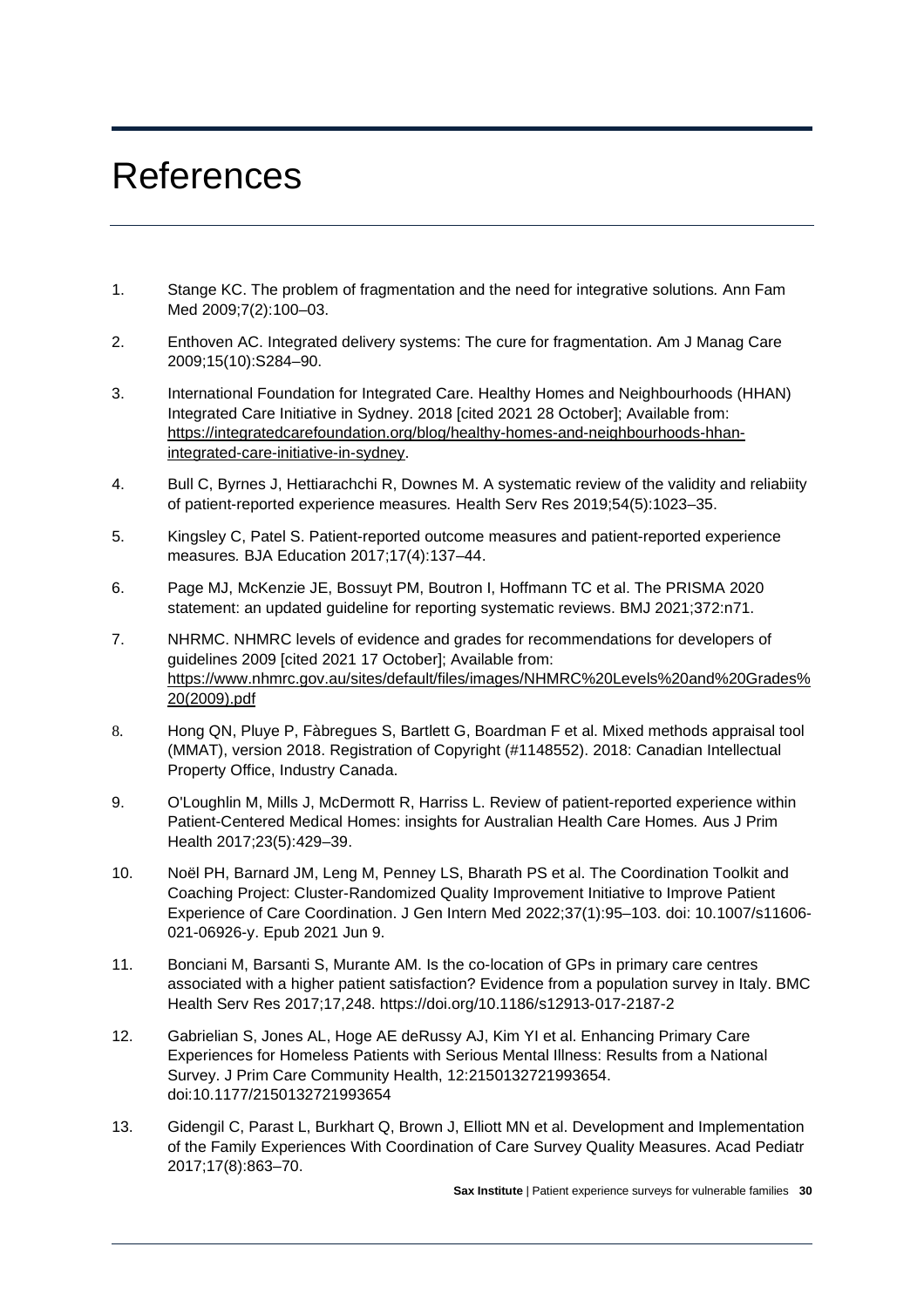# References

1. Stange KC. The problem of fragmentation and the need for integrative solutions. Ann Fam Med 2009;7(2):100–03.

2. Enthoven AC. Integrated delivery systems: The cure for fragmentation. Am J Manag Care 2009;15(10):S284–90.

3. International Foundation for Integrated Care. Healthy Homes and Neighbourhoods (HHAN) Integrated Care Initiative in Sydney. 2018 [cited 2021 28 October]; Available from: https://integratedcarefoundation.org/blog/healthy-homes-and-neighbourhoods-hhan-integrated-care-initiative-in-sydney.

4. Bull C, Byrnes J, Hettiarachchi R, Downes M. A systematic review of the validity and reliabiity of patient-reported experience measures. Health Serv Res 2019;54(5):1023–35.

5. Kingsley C, Patel S. Patient-reported outcome measures and patient-reported experience measures. BJA Education 2017;17(4):137–44.

6. Page MJ, McKenzie JE, Bossuyt PM, Boutron I, Hoffmann TC et al. The PRISMA 2020 statement: an updated guideline for reporting systematic reviews. BMJ 2021;372:n71.

7. NHRMC. NHMRC levels of evidence and grades for recommendations for developers of guidelines 2009 [cited 2021 17 October]; Available from: https://www.nhmrc.gov.au/sites/default/files/images/NHMRC%20Levels%20and%20Grades%20(2009).pdf

8. Hong QN, Pluye P, Fàbregues S, Bartlett G, Boardman F et al. Mixed methods appraisal tool (MMAT), version 2018. Registration of Copyright (#1148552). 2018: Canadian Intellectual Property Office, Industry Canada.

9. O'Loughlin M, Mills J, McDermott R, Harriss L. Review of patient-reported experience within Patient-Centered Medical Homes: insights for Australian Health Care Homes. Aus J Prim Health 2017;23(5):429–39.

10. Noël PH, Barnard JM, Leng M, Penney LS, Bharath PS et al. The Coordination Toolkit and Coaching Project: Cluster-Randomized Quality Improvement Initiative to Improve Patient Experience of Care Coordination. J Gen Intern Med 2022;37(1):95–103. doi: 10.1007/s11606-021-06926-y. Epub 2021 Jun 9.

11. Bonciani M, Barsanti S, Murante AM. Is the co-location of GPs in primary care centres associated with a higher patient satisfaction? Evidence from a population survey in Italy. BMC Health Serv Res 2017;17,248. https://doi.org/10.1186/s12913-017-2187-2

12. Gabrielian S, Jones AL, Hoge AE deRussy AJ, Kim YI et al. Enhancing Primary Care Experiences for Homeless Patients with Serious Mental Illness: Results from a National Survey. J Prim Care Community Health, 12:2150132721993654. doi:10.1177/2150132721993654

13. Gidengil C, Parast L, Burkhart Q, Brown J, Elliott MN et al. Development and Implementation of the Family Experiences With Coordination of Care Survey Quality Measures. Acad Pediatr 2017;17(8):863–70.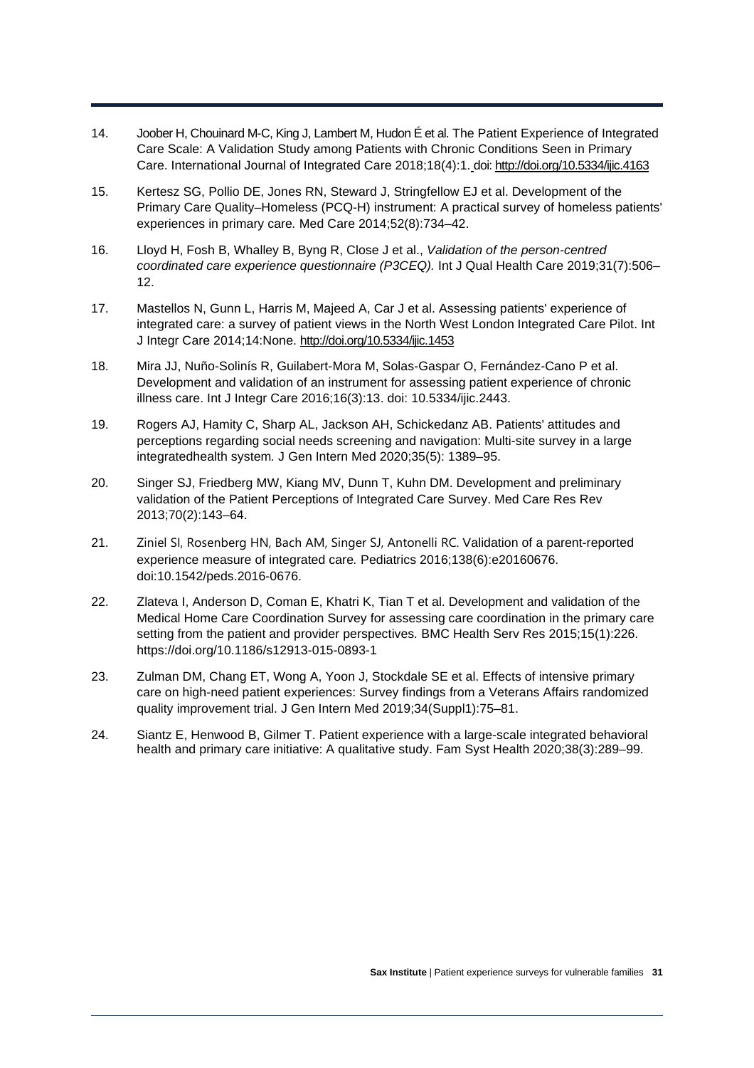14. Joober H, Chouinard M-C, King J, Lambert M, Hudon É et al. The Patient Experience of Integrated Care Scale: A Validation Study among Patients with Chronic Conditions Seen in Primary Care. International Journal of Integrated Care 2018;18(4):1. doi: http://doi.org/10.5334/ijic.4163

15. Kertesz SG, Pollio DE, Jones RN, Steward J, Stringfellow EJ et al. Development of the Primary Care Quality–Homeless (PCQ-H) instrument: A practical survey of homeless patients' experiences in primary care. Med Care 2014;52(8):734–42.

16. Lloyd H, Fosh B, Whalley B, Byng R, Close J et al., *Validation of the person-centred coordinated care experience questionnaire (P3CEQ).* Int J Qual Health Care 2019;31(7):506–12.

17. Mastellos N, Gunn L, Harris M, Majeed A, Car J et al. Assessing patients' experience of integrated care: a survey of patient views in the North West London Integrated Care Pilot. Int J Integr Care 2014;14:None. http://doi.org/10.5334/ijic.1453

18. Mira JJ, Nuño-Solinís R, Guilabert-Mora M, Solas-Gaspar O, Fernández-Cano P et al. Development and validation of an instrument for assessing patient experience of chronic illness care. Int J Integr Care 2016;16(3):13. doi: 10.5334/ijic.2443.

19. Rogers AJ, Hamity C, Sharp AL, Jackson AH, Schickedanz AB. Patients' attitudes and perceptions regarding social needs screening and navigation: Multi-site survey in a large integratedhealth system. J Gen Intern Med 2020;35(5): 1389–95.

20. Singer SJ, Friedberg MW, Kiang MV, Dunn T, Kuhn DM. Development and preliminary validation of the Patient Perceptions of Integrated Care Survey. Med Care Res Rev 2013;70(2):143–64.

21. Ziniel SI, Rosenberg HN, Bach AM, Singer SJ, Antonelli RC. Validation of a parent-reported experience measure of integrated care. Pediatrics 2016;138(6):e20160676. doi:10.1542/peds.2016-0676.

22. Zlateva I, Anderson D, Coman E, Khatri K, Tian T et al. Development and validation of the Medical Home Care Coordination Survey for assessing care coordination in the primary care setting from the patient and provider perspectives. BMC Health Serv Res 2015;15(1):226. https://doi.org/10.1186/s12913-015-0893-1

23. Zulman DM, Chang ET, Wong A, Yoon J, Stockdale SE et al. Effects of intensive primary care on high-need patient experiences: Survey findings from a Veterans Affairs randomized quality improvement trial. J Gen Intern Med 2019;34(Suppl1):75–81.

24. Siantz E, Henwood B, Gilmer T. Patient experience with a large-scale integrated behavioral health and primary care initiative: A qualitative study. Fam Syst Health 2020;38(3):289–99.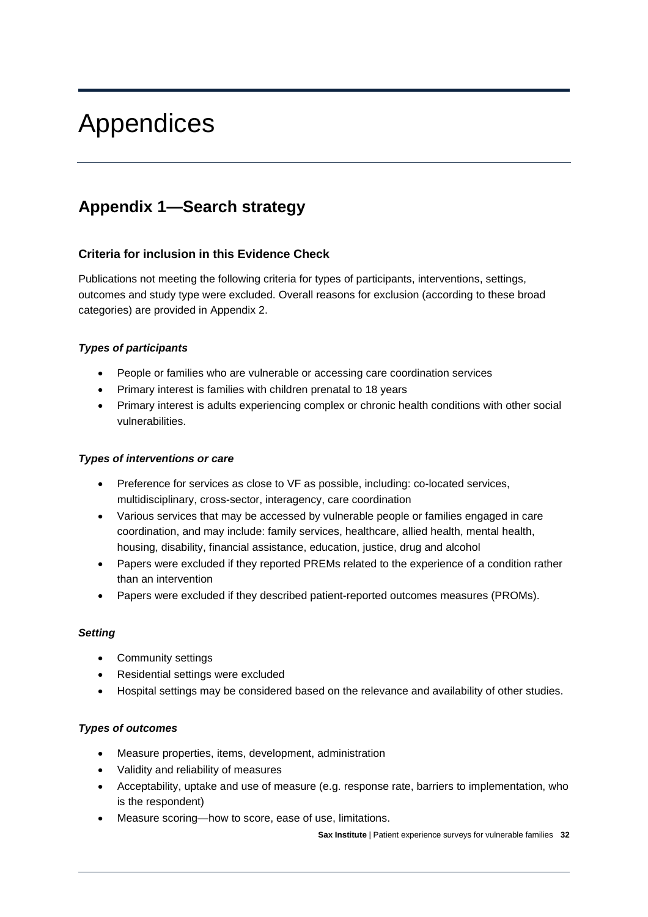# Appendices

## Appendix 1—Search strategy

### Criteria for inclusion in this Evidence Check

Publications not meeting the following criteria for types of participants, interventions, settings, outcomes and study type were excluded. Overall reasons for exclusion (according to these broad categories) are provided in Appendix 2.

#### *Types of participants*

- People or families who are vulnerable or accessing care coordination services
- Primary interest is families with children prenatal to 18 years
- Primary interest is adults experiencing complex or chronic health conditions with other social vulnerabilities.

#### *Types of interventions or care*

- Preference for services as close to VF as possible, including: co-located services, multidisciplinary, cross-sector, interagency, care coordination
- Various services that may be accessed by vulnerable people or families engaged in care coordination, and may include: family services, healthcare, allied health, mental health, housing, disability, financial assistance, education, justice, drug and alcohol
- Papers were excluded if they reported PREMs related to the experience of a condition rather than an intervention
- Papers were excluded if they described patient-reported outcomes measures (PROMs).

#### *Setting*

- Community settings
- Residential settings were excluded
- Hospital settings may be considered based on the relevance and availability of other studies.

#### *Types of outcomes*

- Measure properties, items, development, administration
- Validity and reliability of measures
- Acceptability, uptake and use of measure (e.g. response rate, barriers to implementation, who is the respondent)
- Measure scoring—how to score, ease of use, limitations.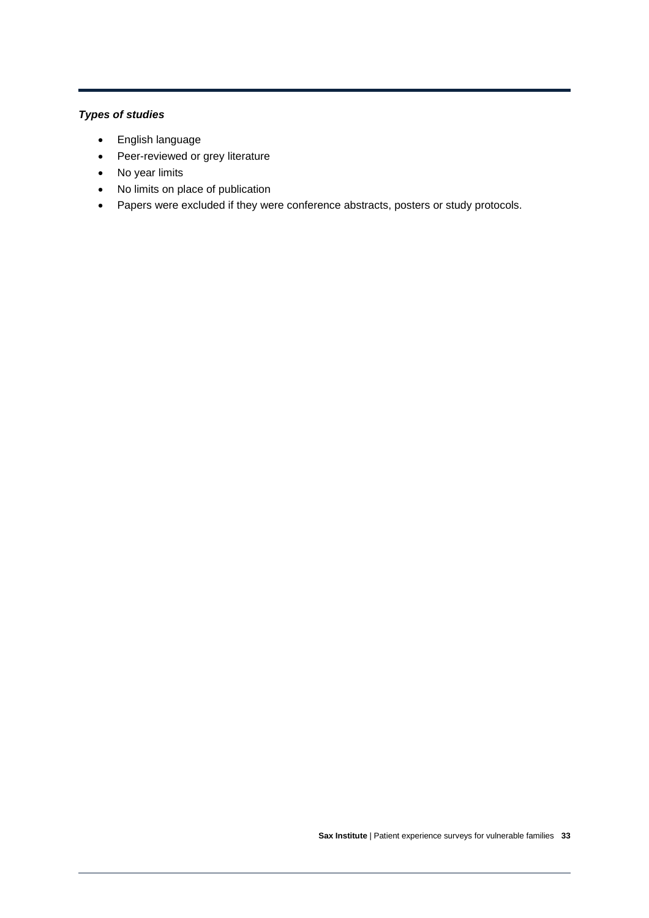***Types of studies***

- English language
- Peer-reviewed or grey literature
- No year limits
- No limits on place of publication
- Papers were excluded if they were conference abstracts, posters or study protocols.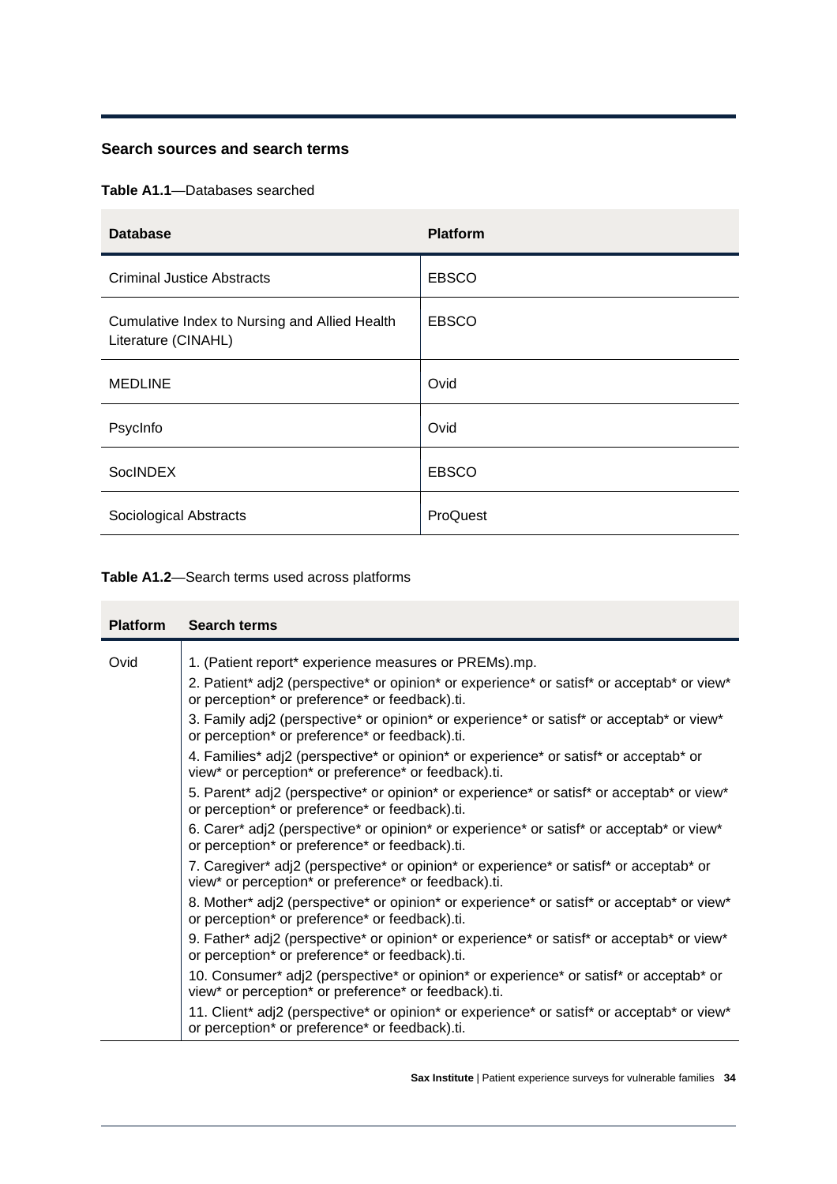## Search sources and search terms

**Table A1.1**—Databases searched

| Database | Platform |
|---|---|
| Criminal Justice Abstracts | EBSCO |
| Cumulative Index to Nursing and Allied Health Literature (CINAHL) | EBSCO |
| MEDLINE | Ovid |
| PsycInfo | Ovid |
| SocINDEX | EBSCO |
| Sociological Abstracts | ProQuest |

**Table A1.2**—Search terms used across platforms

| Platform | Search terms |
|---|---|
| Ovid | 1. (Patient report* experience measures or PREMs).mp.<br>2. Patient* adj2 (perspective* or opinion* or experience* or satisf* or acceptab* or view* or perception* or preference* or feedback).ti.<br>3. Family adj2 (perspective* or opinion* or experience* or satisf* or acceptab* or view* or perception* or preference* or feedback).ti.<br>4. Families* adj2 (perspective* or opinion* or experience* or satisf* or acceptab* or view* or perception* or preference* or feedback).ti.<br>5. Parent* adj2 (perspective* or opinion* or experience* or satisf* or acceptab* or view* or perception* or preference* or feedback).ti.<br>6. Carer* adj2 (perspective* or opinion* or experience* or satisf* or acceptab* or view* or perception* or preference* or feedback).ti.<br>7. Caregiver* adj2 (perspective* or opinion* or experience* or satisf* or acceptab* or view* or perception* or preference* or feedback).ti.<br>8. Mother* adj2 (perspective* or opinion* or experience* or satisf* or acceptab* or view* or perception* or preference* or feedback).ti.<br>9. Father* adj2 (perspective* or opinion* or experience* or satisf* or acceptab* or view* or perception* or preference* or feedback).ti.<br>10. Consumer* adj2 (perspective* or opinion* or experience* or satisf* or acceptab* or view* or perception* or preference* or feedback).ti.<br>11. Client* adj2 (perspective* or opinion* or experience* or satisf* or acceptab* or view* or perception* or preference* or feedback).ti. |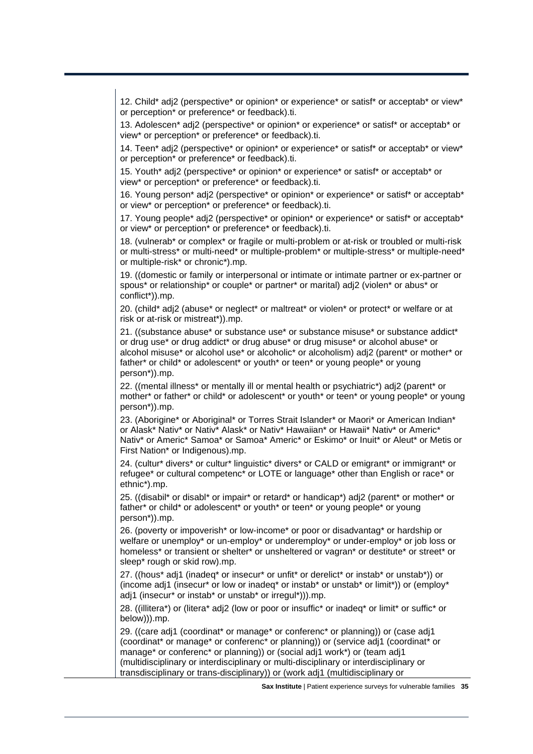12. Child* adj2 (perspective* or opinion* or experience* or satisf* or acceptab* or view* or perception* or preference* or feedback).ti.

13. Adolescen* adj2 (perspective* or opinion* or experience* or satisf* or acceptab* or view* or perception* or preference* or feedback).ti.

14. Teen* adj2 (perspective* or opinion* or experience* or satisf* or acceptab* or view* or perception* or preference* or feedback).ti.

15. Youth* adj2 (perspective* or opinion* or experience* or satisf* or acceptab* or view* or perception* or preference* or feedback).ti.

16. Young person* adj2 (perspective* or opinion* or experience* or satisf* or acceptab* or view* or perception* or preference* or feedback).ti.

17. Young people* adj2 (perspective* or opinion* or experience* or satisf* or acceptab* or view* or perception* or preference* or feedback).ti.

18. (vulnerab* or complex* or fragile or multi-problem or at-risk or troubled or multi-risk or multi-stress* or multi-need* or multiple-problem* or multiple-stress* or multiple-need* or multiple-risk* or chronic*).mp.

19. ((domestic or family or interpersonal or intimate or intimate partner or ex-partner or spous* or relationship* or couple* or partner* or marital) adj2 (violen* or abus* or conflict*)).mp.

20. (child* adj2 (abuse* or neglect* or maltreat* or violen* or protect* or welfare or at risk or at-risk or mistreat*)).mp.

21. ((substance abuse* or substance use* or substance misuse* or substance addict* or drug use* or drug addict* or drug abuse* or drug misuse* or alcohol abuse* or alcohol misuse* or alcohol use* or alcoholic* or alcoholism) adj2 (parent* or mother* or father* or child* or adolescent* or youth* or teen* or young people* or young person*)).mp.

22. ((mental illness* or mentally ill or mental health or psychiatric*) adj2 (parent* or mother* or father* or child* or adolescent* or youth* or teen* or young people* or young person*)).mp.

23. (Aborigine* or Aboriginal* or Torres Strait Islander* or Maori* or American Indian* or Alask* Nativ* or Nativ* Alask* or Nativ* Hawaiian* or Hawaii* Nativ* or Americ* Nativ* or Americ* Samoa* or Samoa* Americ* or Eskimo* or Inuit* or Aleut* or Metis or First Nation* or Indigenous).mp.

24. (cultur* divers* or cultur* linguistic* divers* or CALD or emigrant* or immigrant* or refugee* or cultural competenc* or LOTE or language* other than English or race* or ethnic*).mp.

25. ((disabil* or disabl* or impair* or retard* or handicap*) adj2 (parent* or mother* or father* or child* or adolescent* or youth* or teen* or young people* or young person*)).mp.

26. (poverty or impoverish* or low-income* or poor or disadvantag* or hardship or welfare or unemploy* or un-employ* or underemploy* or under-employ* or job loss or homeless* or transient or shelter* or unsheltered or vagran* or destitute* or street* or sleep* rough or skid row).mp.

27. ((hous* adj1 (inadeq* or insecur* or unfit* or derelict* or instab* or unstab*)) or (income adj1 (insecur* or low or inadeq* or instab* or unstab* or limit*)) or (employ* adj1 (insecur* or instab* or unstab* or irregul*))).mp.

28. ((illitera*) or (litera* adj2 (low or poor or insuffic* or inadeq* or limit* or suffic* or below))).mp.

29. ((care adj1 (coordinat* or manage* or conferenc* or planning)) or (case adj1 (coordinat* or manage* or conferenc* or planning)) or (service adj1 (coordinat* or manage* or conferenc* or planning)) or (social adj1 work*) or (team adj1 (multidisciplinary or interdisciplinary or multi-disciplinary or interdisciplinary or transdisciplinary or trans-disciplinary)) or (work adj1 (multidisciplinary or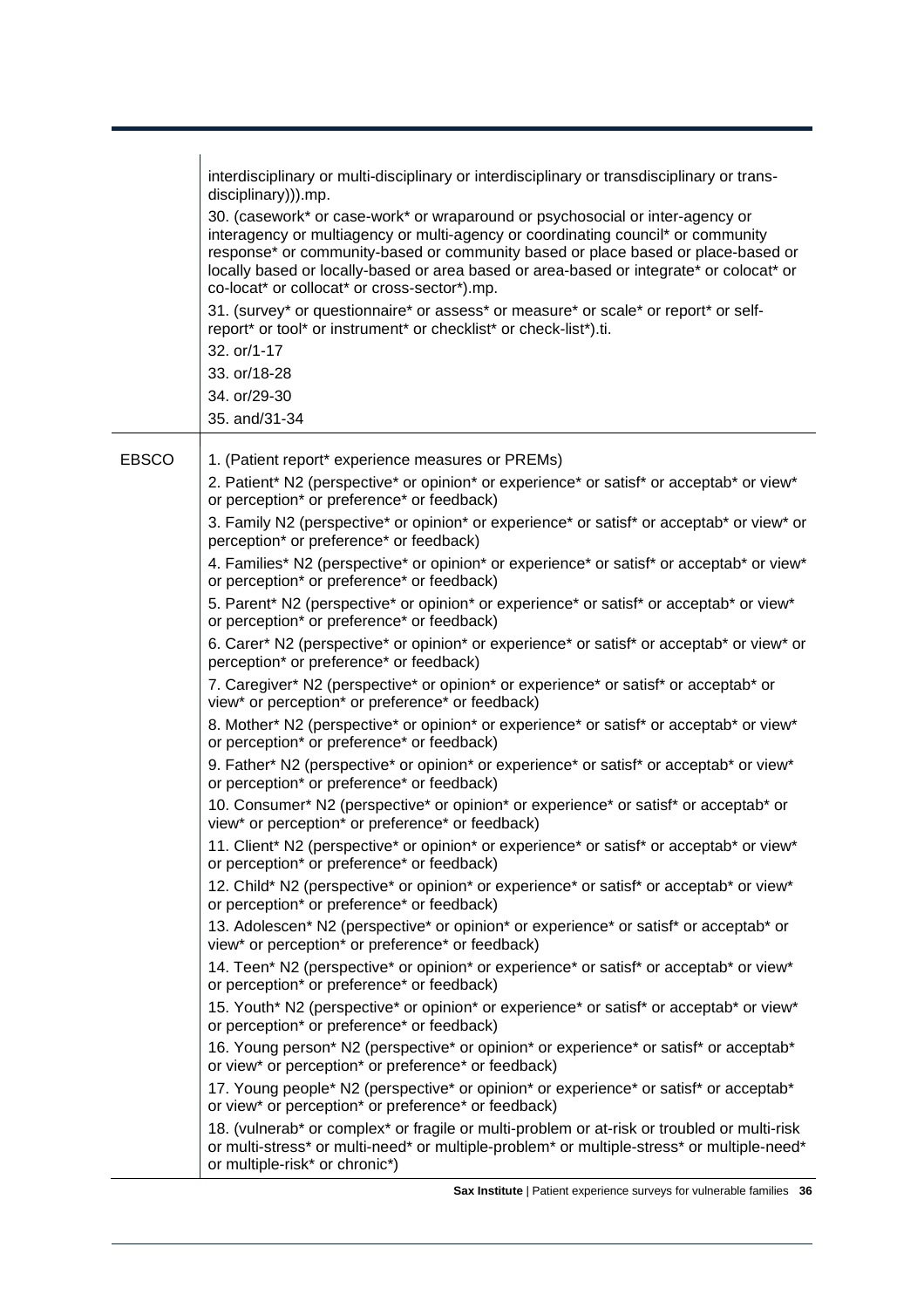| | |
|---|---|
| | interdisciplinary or multi-disciplinary or interdisciplinary or transdisciplinary or trans-disciplinary))).mp.<br>30. (casework* or case-work* or wraparound or psychosocial or inter-agency or interagency or multiagency or multi-agency or coordinating council* or community response* or community-based or community based or place based or place-based or locally based or locally-based or area based or area-based or integrate* or colocat* or co-locat* or collocat* or cross-sector*).mp.<br>31. (survey* or questionnaire* or assess* or measure* or scale* or report* or self-report* or tool* or instrument* or checklist* or check-list*).ti.<br>32. or/1-17<br>33. or/18-28<br>34. or/29-30<br>35. and/31-34 |
| EBSCO | 1. (Patient report* experience measures or PREMs)<br>2. Patient* N2 (perspective* or opinion* or experience* or satisf* or acceptab* or view* or perception* or preference* or feedback)<br>3. Family N2 (perspective* or opinion* or experience* or satisf* or acceptab* or view* or perception* or preference* or feedback)<br>4. Families* N2 (perspective* or opinion* or experience* or satisf* or acceptab* or view* or perception* or preference* or feedback)<br>5. Parent* N2 (perspective* or opinion* or experience* or satisf* or acceptab* or view* or perception* or preference* or feedback)<br>6. Carer* N2 (perspective* or opinion* or experience* or satisf* or acceptab* or view* or perception* or preference* or feedback)<br>7. Caregiver* N2 (perspective* or opinion* or experience* or satisf* or acceptab* or view* or perception* or preference* or feedback)<br>8. Mother* N2 (perspective* or opinion* or experience* or satisf* or acceptab* or view* or perception* or preference* or feedback)<br>9. Father* N2 (perspective* or opinion* or experience* or satisf* or acceptab* or view* or perception* or preference* or feedback)<br>10. Consumer* N2 (perspective* or opinion* or experience* or satisf* or acceptab* or view* or perception* or preference* or feedback)<br>11. Client* N2 (perspective* or opinion* or experience* or satisf* or acceptab* or view* or perception* or preference* or feedback)<br>12. Child* N2 (perspective* or opinion* or experience* or satisf* or acceptab* or view* or perception* or preference* or feedback)<br>13. Adolescen* N2 (perspective* or opinion* or experience* or satisf* or acceptab* or view* or perception* or preference* or feedback)<br>14. Teen* N2 (perspective* or opinion* or experience* or satisf* or acceptab* or view* or perception* or preference* or feedback)<br>15. Youth* N2 (perspective* or opinion* or experience* or satisf* or acceptab* or view* or perception* or preference* or feedback)<br>16. Young person* N2 (perspective* or opinion* or experience* or satisf* or acceptab* or view* or perception* or preference* or feedback)<br>17. Young people* N2 (perspective* or opinion* or experience* or satisf* or acceptab* or view* or perception* or preference* or feedback)<br>18. (vulnerab* or complex* or fragile or multi-problem or at-risk or troubled or multi-risk or multi-stress* or multi-need* or multiple-problem* or multiple-stress* or multiple-need* or multiple-risk* or chronic*) |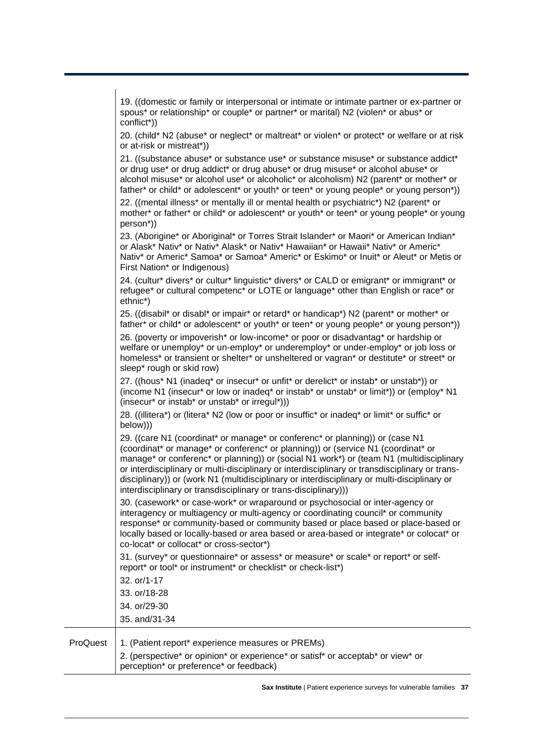| | |
|---|---|
| | 19. ((domestic or family or interpersonal or intimate or intimate partner or ex-partner or spous* or relationship* or couple* or partner* or marital) N2 (violen* or abus* or conflict*))<br>20. (child* N2 (abuse* or neglect* or maltreat* or violen* or protect* or welfare or at risk or at-risk or mistreat*))<br>21. ((substance abuse* or substance use* or substance misuse* or substance addict* or drug use* or drug addict* or drug abuse* or drug misuse* or alcohol abuse* or alcohol misuse* or alcohol use* or alcoholic* or alcoholism) N2 (parent* or mother* or father* or child* or adolescent* or youth* or teen* or young people* or young person*))<br>22. ((mental illness* or mentally ill or mental health or psychiatric*) N2 (parent* or mother* or father* or child* or adolescent* or youth* or teen* or young people* or young person*))<br>23. (Aborigine* or Aboriginal* or Torres Strait Islander* or Maori* or American Indian* or Alask* Nativ* or Nativ* Alask* or Nativ* Hawaiian* or Hawaii* Nativ* or Americ* Nativ* or Americ* Samoa* or Samoa* Americ* or Eskimo* or Inuit* or Aleut* or Metis or First Nation* or Indigenous)<br>24. (cultur* divers* or cultur* linguistic* divers* or CALD or emigrant* or immigrant* or refugee* or cultural competenc* or LOTE or language* other than English or race* or ethnic*)<br>25. ((disabil* or disabl* or impair* or retard* or handicap*) N2 (parent* or mother* or father* or child* or adolescent* or youth* or teen* or young people* or young person*))<br>26. (poverty or impoverish* or low-income* or poor or disadvantag* or hardship or welfare or unemploy* or un-employ* or underemploy* or under-employ* or job loss or homeless* or transient or shelter* or unsheltered or vagran* or destitute* or street* or sleep* rough or skid row)<br>27. ((hous* N1 (inadeq* or insecur* or unfit* or derelict* or instab* or unstab*)) or (income N1 (insecur* or low or inadeq* or instab* or unstab* or limit*)) or (employ* N1 (insecur* or instab* or unstab* or irregul*)))<br>28. ((illitera*) or (litera* N2 (low or poor or insuffic* or inadeq* or limit* or suffic* or below)))<br>29. ((care N1 (coordinat* or manage* or conferenc* or planning)) or (case N1 (coordinat* or manage* or conferenc* or planning)) or (service N1 (coordinat* or manage* or conferenc* or planning)) or (social N1 work*) or (team N1 (multidisciplinary or interdisciplinary or multi-disciplinary or interdisciplinary or transdisciplinary or trans-disciplinary)) or (work N1 (multidisciplinary or interdisciplinary or multi-disciplinary or interdisciplinary or transdisciplinary or trans-disciplinary)))<br>30. (casework* or case-work* or wraparound or psychosocial or inter-agency or interagency or multiagency or multi-agency or coordinating council* or community response* or community-based or community based or place based or place-based or locally based or locally-based or area based or area-based or integrate* or colocat* or co-locat* or collocat* or cross-sector*)<br>31. (survey* or questionnaire* or assess* or measure* or scale* or report* or self-report* or tool* or instrument* or checklist* or check-list*)<br>32. or/1-17<br>33. or/18-28<br>34. or/29-30<br>35. and/31-34 |
| ProQuest | 1. (Patient report* experience measures or PREMs)<br>2. (perspective* or opinion* or experience* or satisf* or acceptab* or view* or perception* or preference* or feedback) |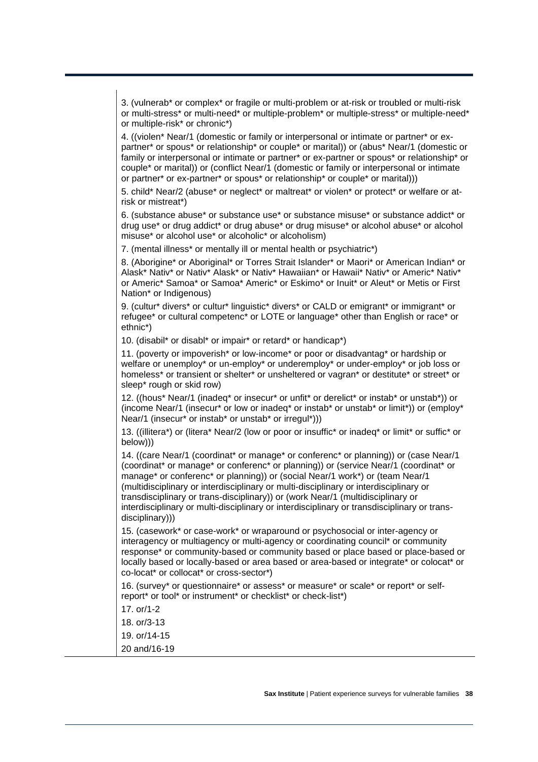3. (vulnerab* or complex* or fragile or multi-problem or at-risk or troubled or multi-risk or multi-stress* or multi-need* or multiple-problem* or multiple-stress* or multiple-need* or multiple-risk* or chronic*)

4. ((violen* Near/1 (domestic or family or interpersonal or intimate or partner* or ex-partner* or spous* or relationship* or couple* or marital)) or (abus* Near/1 (domestic or family or interpersonal or intimate or partner* or ex-partner or spous* or relationship* or couple* or marital)) or (conflict Near/1 (domestic or family or interpersonal or intimate or partner* or ex-partner* or spous* or relationship* or couple* or marital)))

5. child* Near/2 (abuse* or neglect* or maltreat* or violen* or protect* or welfare or at-risk or mistreat*)

6. (substance abuse* or substance use* or substance misuse* or substance addict* or drug use* or drug addict* or drug abuse* or drug misuse* or alcohol abuse* or alcohol misuse* or alcohol use* or alcoholic* or alcoholism)

7. (mental illness* or mentally ill or mental health or psychiatric*)

8. (Aborigine* or Aboriginal* or Torres Strait Islander* or Maori* or American Indian* or Alask* Nativ* or Nativ* Alask* or Nativ* Hawaiian* or Hawaii* Nativ* or Americ* Nativ* or Americ* Samoa* or Samoa* Americ* or Eskimo* or Inuit* or Aleut* or Metis or First Nation* or Indigenous)

9. (cultur* divers* or cultur* linguistic* divers* or CALD or emigrant* or immigrant* or refugee* or cultural competenc* or LOTE or language* other than English or race* or ethnic*)

10. (disabil* or disabl* or impair* or retard* or handicap*)

11. (poverty or impoverish* or low-income* or poor or disadvantag* or hardship or welfare or unemploy* or un-employ* or underemploy* or under-employ* or job loss or homeless* or transient or shelter* or unsheltered or vagran* or destitute* or street* or sleep* rough or skid row)

12. ((hous* Near/1 (inadeq* or insecur* or unfit* or derelict* or instab* or unstab*)) or (income Near/1 (insecur* or low or inadeq* or instab* or unstab* or limit*)) or (employ* Near/1 (insecur* or instab* or unstab* or irregul*)))

13. ((illitera*) or (litera* Near/2 (low or poor or insuffic* or inadeq* or limit* or suffic* or below)))

14. ((care Near/1 (coordinat* or manage* or conferenc* or planning)) or (case Near/1 (coordinat* or manage* or conferenc* or planning)) or (service Near/1 (coordinat* or manage* or conferenc* or planning)) or (social Near/1 work*) or (team Near/1 (multidisciplinary or interdisciplinary or multi-disciplinary or interdisciplinary or transdisciplinary or trans-disciplinary)) or (work Near/1 (multidisciplinary or interdisciplinary or multi-disciplinary or interdisciplinary or transdisciplinary or trans-disciplinary)))

15. (casework* or case-work* or wraparound or psychosocial or inter-agency or interagency or multiagency or multi-agency or coordinating council* or community response* or community-based or community based or place based or place-based or locally based or locally-based or area based or area-based or integrate* or colocat* or co-locat* or collocat* or cross-sector*)

16. (survey* or questionnaire* or assess* or measure* or scale* or report* or self-report* or tool* or instrument* or checklist* or check-list*)

17. or/1-2

18. or/3-13

19. or/14-15

20 and/16-19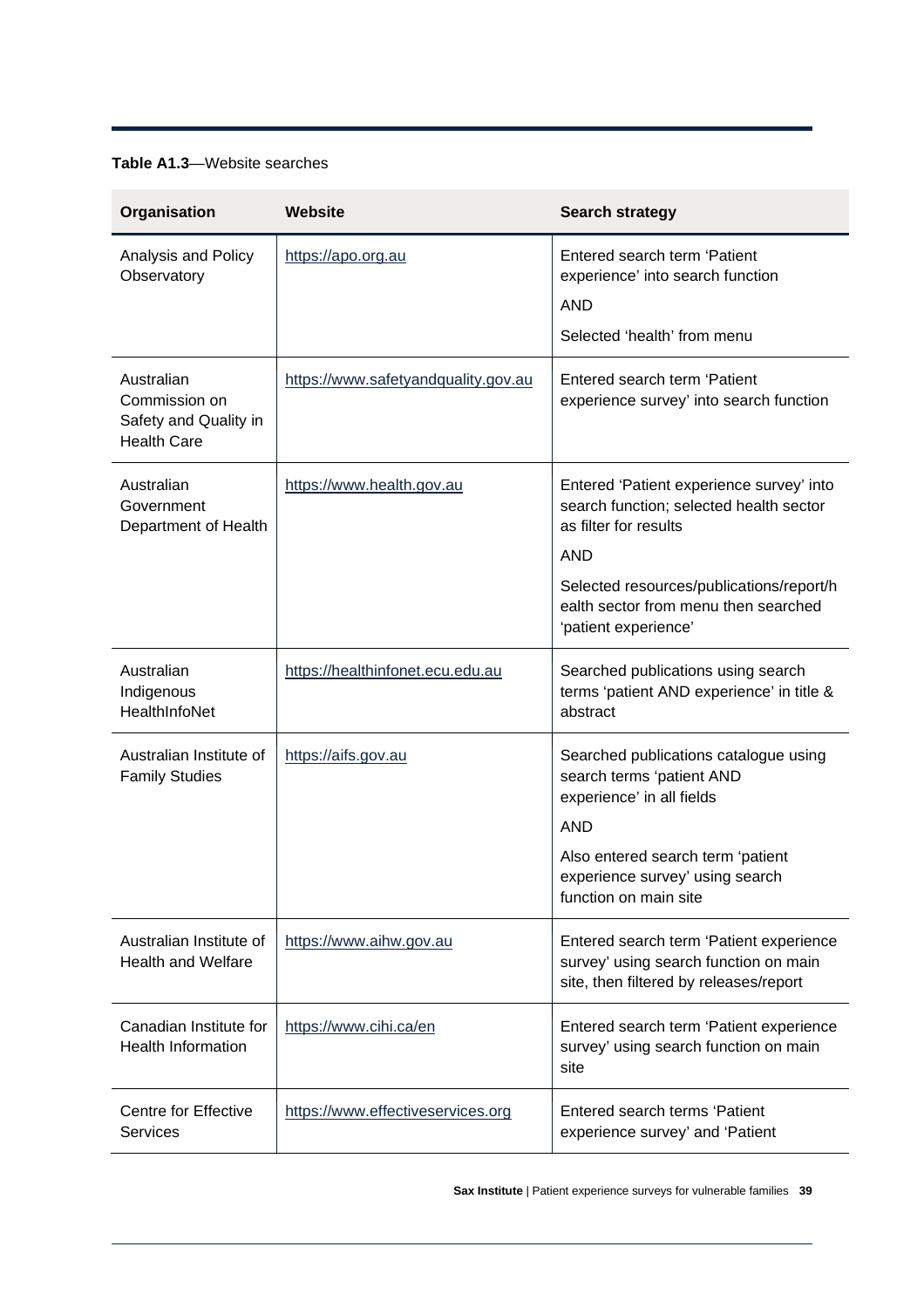**Table A1.3**—Website searches

| Organisation | Website | Search strategy |
| --- | --- | --- |
| Analysis and Policy Observatory | https://apo.org.au | Entered search term 'Patient experience' into search function<br>AND<br>Selected 'health' from menu |
| Australian Commission on Safety and Quality in Health Care | https://www.safetyandquality.gov.au | Entered search term 'Patient experience survey' into search function |
| Australian Government Department of Health | https://www.health.gov.au | Entered 'Patient experience survey' into search function; selected health sector as filter for results<br>AND<br>Selected resources/publications/report/health sector from menu then searched 'patient experience' |
| Australian Indigenous HealthInfoNet | https://healthinfonet.ecu.edu.au | Searched publications using search terms 'patient AND experience' in title & abstract |
| Australian Institute of Family Studies | https://aifs.gov.au | Searched publications catalogue using search terms 'patient AND experience' in all fields<br>AND<br>Also entered search term 'patient experience survey' using search function on main site |
| Australian Institute of Health and Welfare | https://www.aihw.gov.au | Entered search term 'Patient experience survey' using search function on main site, then filtered by releases/report |
| Canadian Institute for Health Information | https://www.cihi.ca/en | Entered search term 'Patient experience survey' using search function on main site |
| Centre for Effective Services | https://www.effectiveservices.org | Entered search terms 'Patient experience survey' and 'Patient |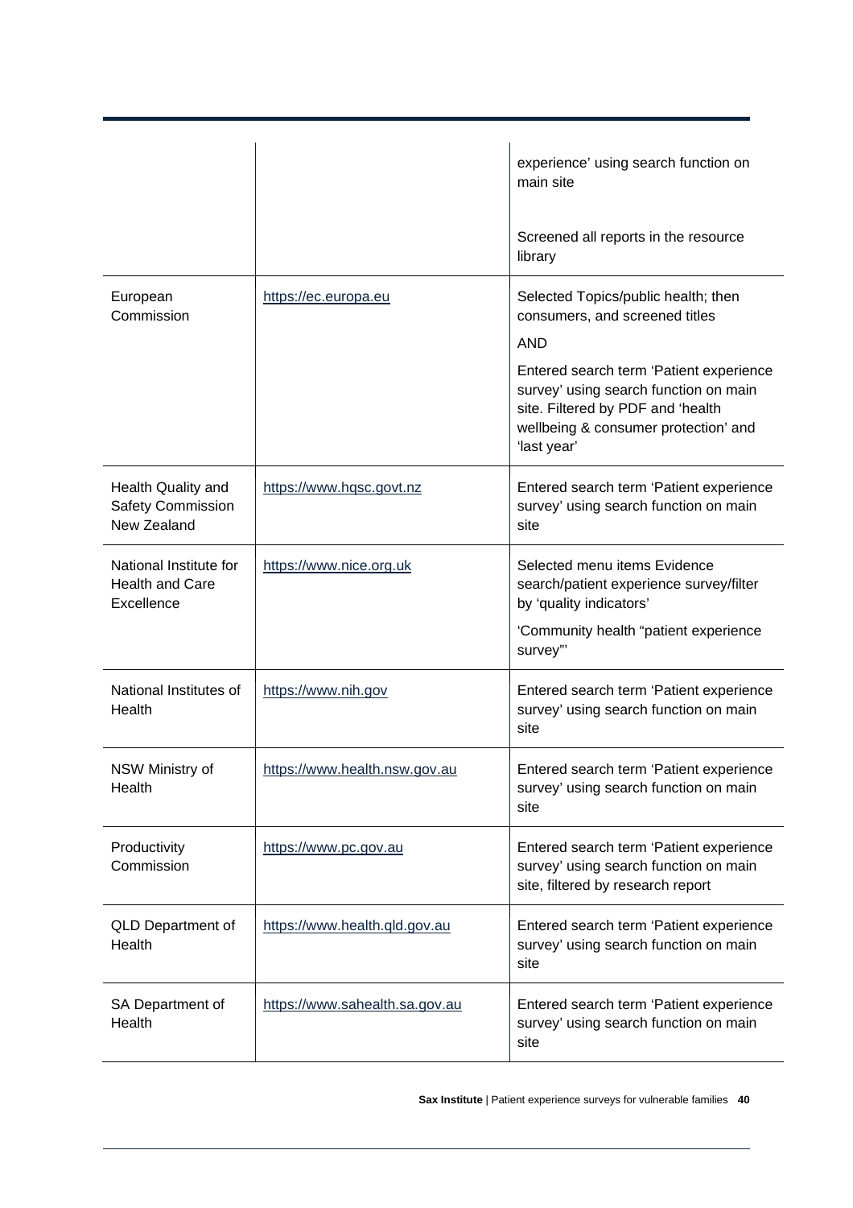| | | |
|---|---|---|
| | | experience' using search function on main site<br><br>Screened all reports in the resource library |
| European Commission | https://ec.europa.eu | Selected Topics/public health; then consumers, and screened titles<br>AND<br>Entered search term 'Patient experience survey' using search function on main site. Filtered by PDF and 'health wellbeing & consumer protection' and 'last year' |
| Health Quality and Safety Commission New Zealand | https://www.hqsc.govt.nz | Entered search term 'Patient experience survey' using search function on main site |
| National Institute for Health and Care Excellence | https://www.nice.org.uk | Selected menu items Evidence search/patient experience survey/filter by 'quality indicators'<br>'Community health "patient experience survey"' |
| National Institutes of Health | https://www.nih.gov | Entered search term 'Patient experience survey' using search function on main site |
| NSW Ministry of Health | https://www.health.nsw.gov.au | Entered search term 'Patient experience survey' using search function on main site |
| Productivity Commission | https://www.pc.gov.au | Entered search term 'Patient experience survey' using search function on main site, filtered by research report |
| QLD Department of Health | https://www.health.qld.gov.au | Entered search term 'Patient experience survey' using search function on main site |
| SA Department of Health | https://www.sahealth.sa.gov.au | Entered search term 'Patient experience survey' using search function on main site |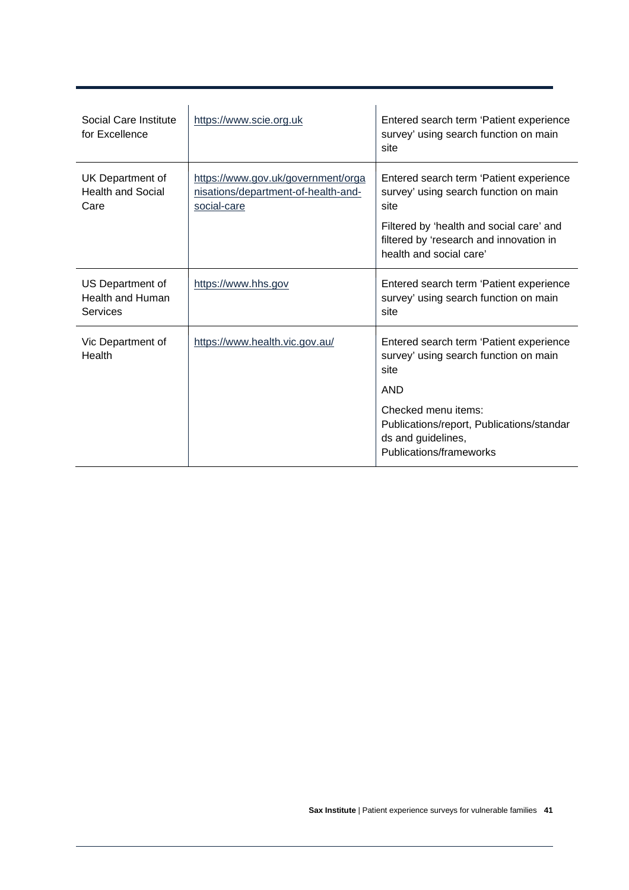| | | |
|---|---|---|
| Social Care Institute for Excellence | https://www.scie.org.uk | Entered search term 'Patient experience survey' using search function on main site |
| UK Department of Health and Social Care | https://www.gov.uk/government/organisations/department-of-health-and-social-care | Entered search term 'Patient experience survey' using search function on main site<br>Filtered by 'health and social care' and filtered by 'research and innovation in health and social care' |
| US Department of Health and Human Services | https://www.hhs.gov | Entered search term 'Patient experience survey' using search function on main site |
| Vic Department of Health | https://www.health.vic.gov.au/ | Entered search term 'Patient experience survey' using search function on main site<br>AND<br>Checked menu items: Publications/report, Publications/standards and guidelines, Publications/frameworks |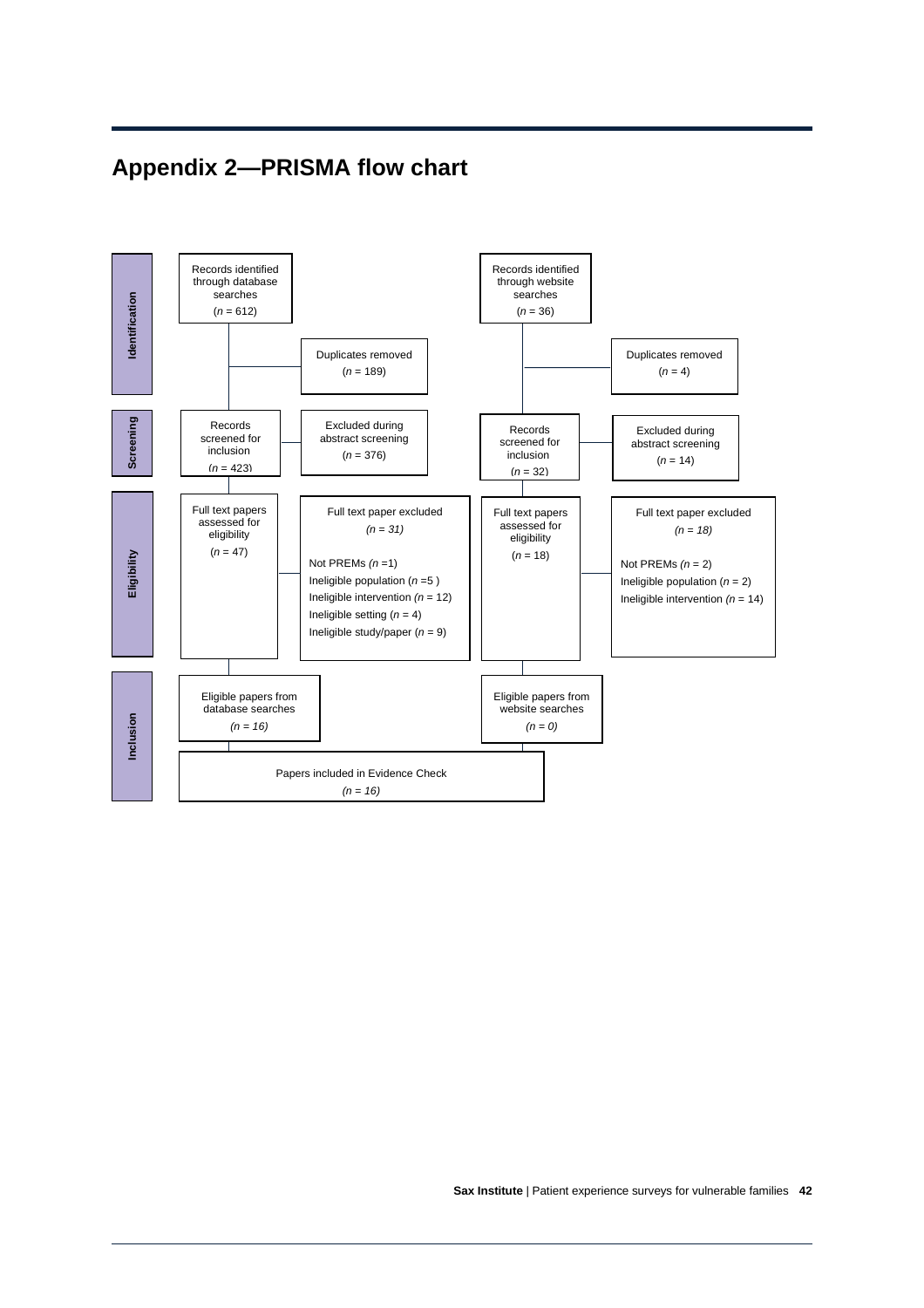## Appendix 2—PRISMA flow chart

**Identification**

Records identified through database searches (*n* = 612)

Duplicates removed (*n* = 189)

Records identified through website searches (*n* = 36)

Duplicates removed (*n* = 4)

**Screening**

Records screened for inclusion (*n* = 423)

Excluded during abstract screening (*n* = 376)

Records screened for inclusion (*n* = 32)

Excluded during abstract screening (*n* = 14)

**Eligibility**

Full text papers assessed for eligibility (*n* = 47)

Full text paper excluded *(n = 31)*

- Not PREMs *(n* =1)
- Ineligible population (*n* =5 )
- Ineligible intervention *(n* = 12)
- Ineligible setting (*n* = 4)
- Ineligible study/paper (*n* = 9)

Full text papers assessed for eligibility (*n* = 18)

Full text paper excluded *(n = 18)*

- Not PREMs *(n* = 2)
- Ineligible population (*n* = 2)
- Ineligible intervention *(n* = 14)

**Inclusion**

Eligible papers from database searches *(n = 16)*

Eligible papers from website searches *(n = 0)*

Papers included in Evidence Check *(n = 16)*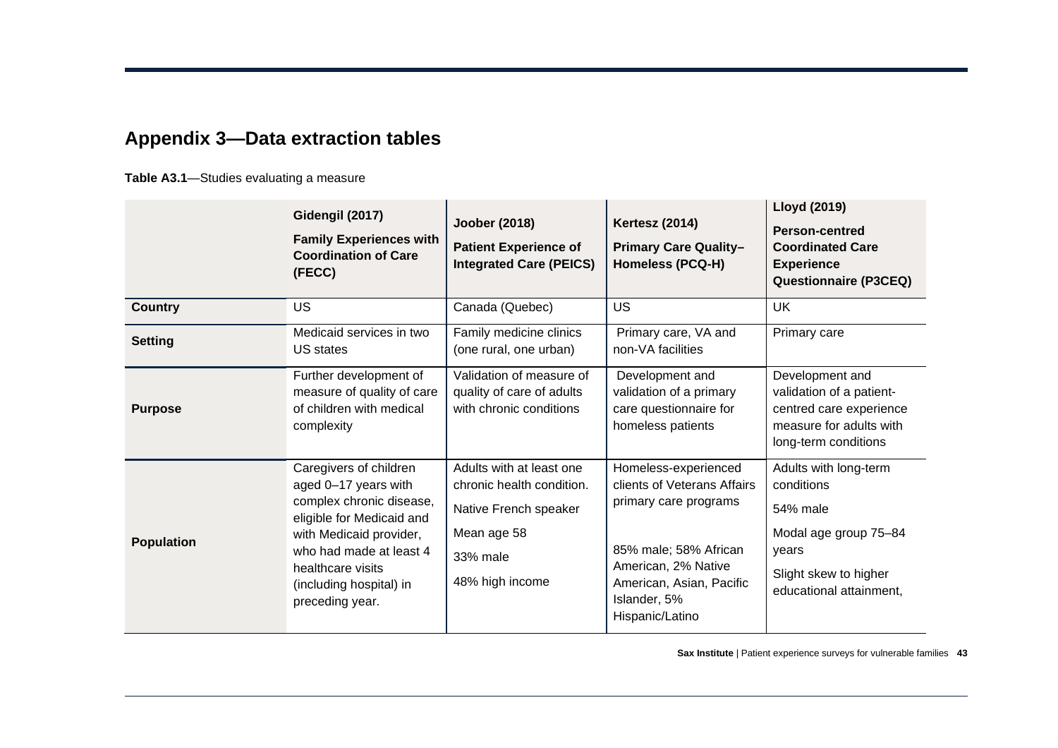## Appendix 3—Data extraction tables

**Table A3.1**—Studies evaluating a measure

| | Gidengil (2017) **Family Experiences with Coordination of Care (FECC)** | Joober (2018) **Patient Experience of Integrated Care (PEICS)** | Kertesz (2014) **Primary Care Quality–Homeless (PCQ-H)** | Lloyd (2019) **Person-centred Coordinated Care Experience Questionnaire (P3CEQ)** |
|---|---|---|---|---|
| **Country** | US | Canada (Quebec) | US | UK |
| **Setting** | Medicaid services in two US states | Family medicine clinics (one rural, one urban) | Primary care, VA and non-VA facilities | Primary care |
| **Purpose** | Further development of measure of quality of care of children with medical complexity | Validation of measure of quality of care of adults with chronic conditions | Development and validation of a primary care questionnaire for homeless patients | Development and validation of a patient-centred care experience measure for adults with long-term conditions |
| **Population** | Caregivers of children aged 0–17 years with complex chronic disease, eligible for Medicaid and with Medicaid provider, who had made at least 4 healthcare visits (including hospital) in preceding year. | Adults with at least one chronic health condition. Native French speaker Mean age 58 33% male 48% high income | Homeless-experienced clients of Veterans Affairs primary care programs 85% male; 58% African American, 2% Native American, Asian, Pacific Islander, 5% Hispanic/Latino | Adults with long-term conditions 54% male Modal age group 75–84 years Slight skew to higher educational attainment, |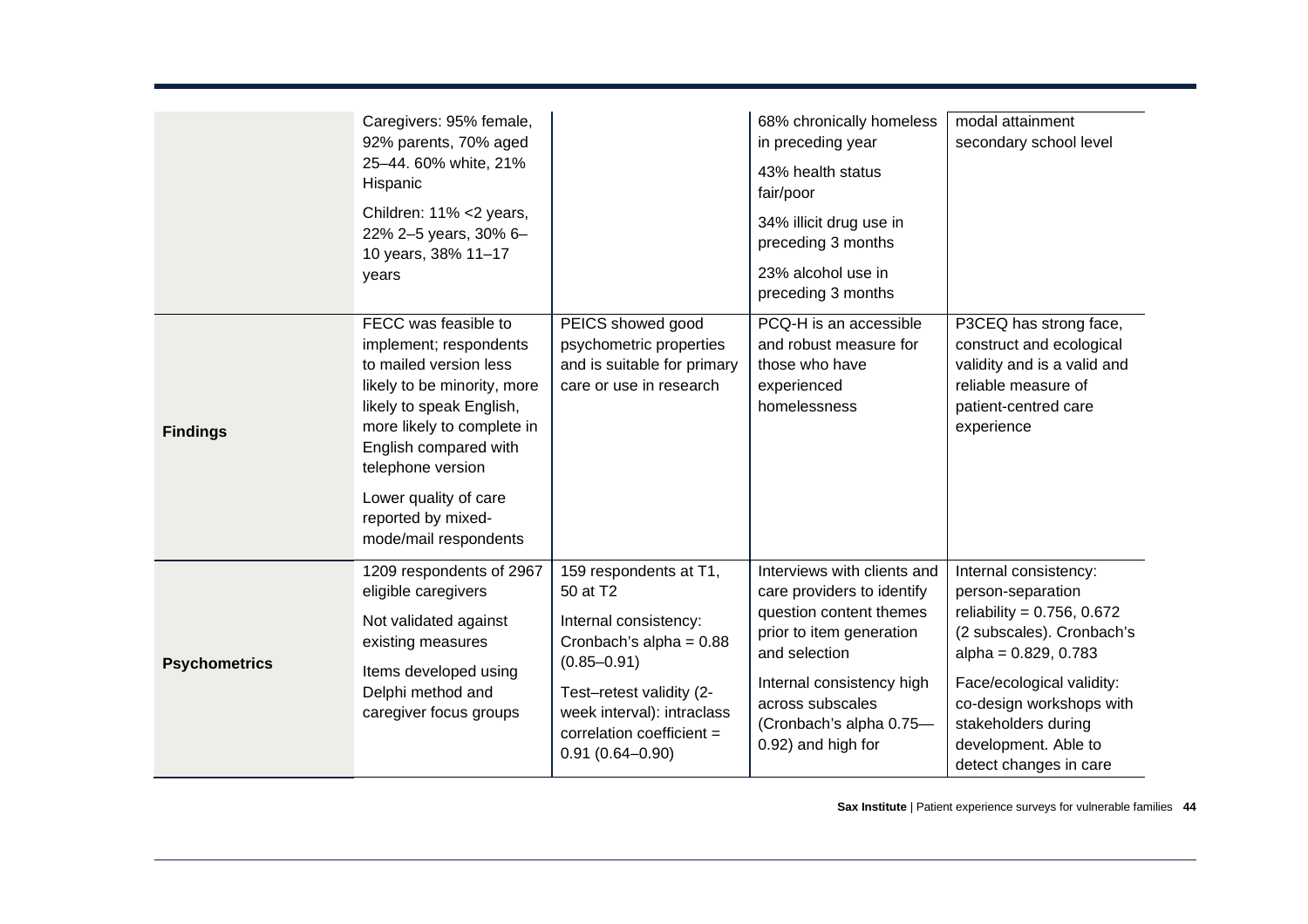| | | | | |
|---|---|---|---|---|
| | Caregivers: 95% female, 92% parents, 70% aged 25–44. 60% white, 21% Hispanic<br><br>Children: 11% <2 years, 22% 2–5 years, 30% 6–10 years, 38% 11–17 years | | 68% chronically homeless in preceding year<br><br>43% health status fair/poor<br><br>34% illicit drug use in preceding 3 months<br><br>23% alcohol use in preceding 3 months | modal attainment secondary school level |
| **Findings** | FECC was feasible to implement; respondents to mailed version less likely to be minority, more likely to speak English, more likely to complete in English compared with telephone version<br><br>Lower quality of care reported by mixed-mode/mail respondents | PEICS showed good psychometric properties and is suitable for primary care or use in research | PCQ-H is an accessible and robust measure for those who have experienced homelessness | P3CEQ has strong face, construct and ecological validity and is a valid and reliable measure of patient-centred care experience |
| **Psychometrics** | 1209 respondents of 2967 eligible caregivers<br><br>Not validated against existing measures<br><br>Items developed using Delphi method and caregiver focus groups | 159 respondents at T1, 50 at T2<br><br>Internal consistency: Cronbach's alpha = 0.88 (0.85–0.91)<br><br>Test–retest validity (2-week interval): intraclass correlation coefficient = 0.91 (0.64–0.90) | Interviews with clients and care providers to identify question content themes prior to item generation and selection<br><br>Internal consistency high across subscales (Cronbach's alpha 0.75—0.92) and high for | Internal consistency: person-separation reliability = 0.756, 0.672 (2 subscales). Cronbach's alpha = 0.829, 0.783<br><br>Face/ecological validity: co-design workshops with stakeholders during development. Able to detect changes in care |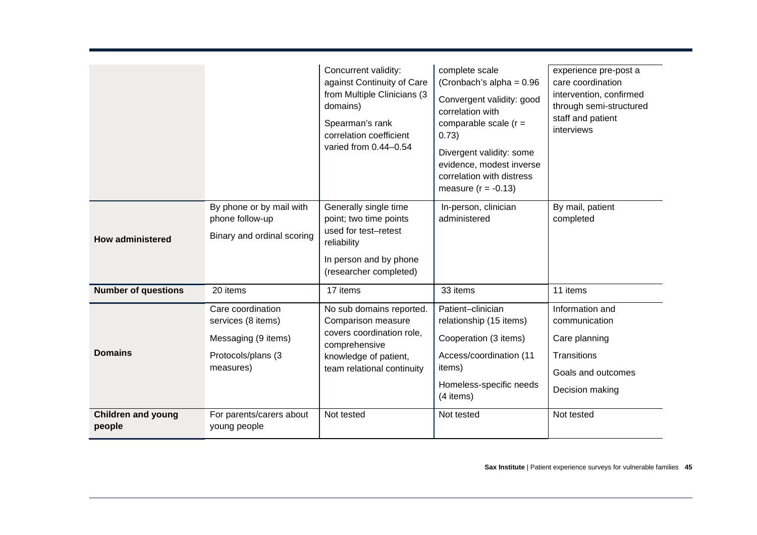| | | | | |
|---|---|---|---|---|
| | | Concurrent validity: against Continuity of Care from Multiple Clinicians (3 domains)<br><br>Spearman's rank correlation coefficient varied from 0.44–0.54 | complete scale (Cronbach's alpha = 0.96<br><br>Convergent validity: good correlation with comparable scale (r = 0.73)<br><br>Divergent validity: some evidence, modest inverse correlation with distress measure (r = -0.13) | experience pre-post a care coordination intervention, confirmed through semi-structured staff and patient interviews |
| **How administered** | By phone or by mail with phone follow-up<br><br>Binary and ordinal scoring | Generally single time point; two time points used for test–retest reliability<br><br>In person and by phone (researcher completed) | In-person, clinician administered | By mail, patient completed |
| **Number of questions** | 20 items | 17 items | 33 items | 11 items |
| **Domains** | Care coordination services (8 items)<br><br>Messaging (9 items)<br><br>Protocols/plans (3 measures) | No sub domains reported. Comparison measure covers coordination role, comprehensive knowledge of patient, team relational continuity | Patient–clinician relationship (15 items)<br><br>Cooperation (3 items)<br><br>Access/coordination (11 items)<br><br>Homeless-specific needs (4 items) | Information and communication<br><br>Care planning<br><br>Transitions<br><br>Goals and outcomes<br><br>Decision making |
| **Children and young people** | For parents/carers about young people | Not tested | Not tested | Not tested |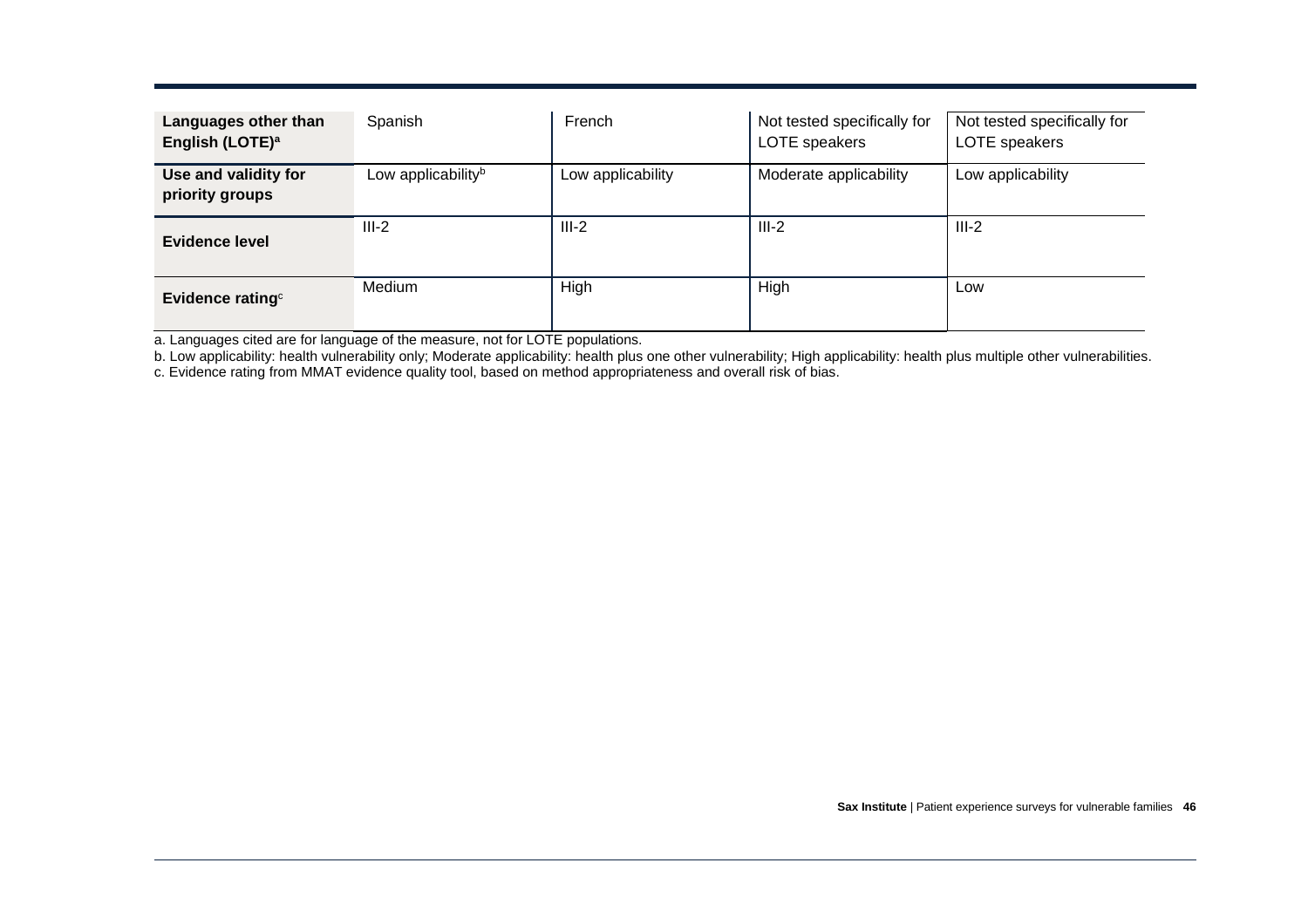| Languages other than English (LOTE)[a] | Spanish | French | Not tested specifically for LOTE speakers | Not tested specifically for LOTE speakers |
|---|---|---|---|---|
| Use and validity for priority groups | Low applicability[b] | Low applicability | Moderate applicability | Low applicability |
| Evidence level | III-2 | III-2 | III-2 | III-2 |
| Evidence rating[c] | Medium | High | High | Low |

a. Languages cited are for language of the measure, not for LOTE populations.

b. Low applicability: health vulnerability only; Moderate applicability: health plus one other vulnerability; High applicability: health plus multiple other vulnerabilities.

c. Evidence rating from MMAT evidence quality tool, based on method appropriateness and overall risk of bias.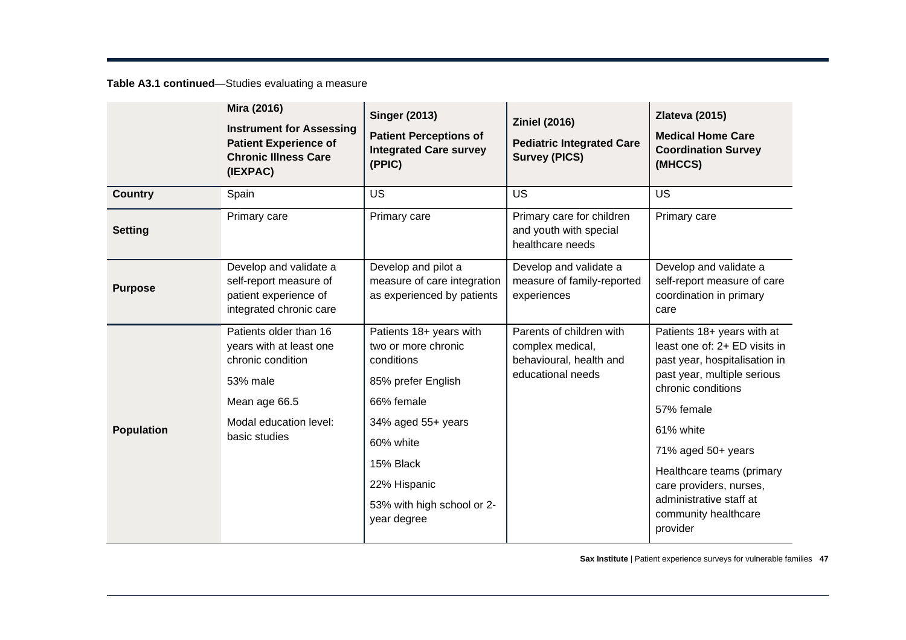**Table A3.1 continued**—Studies evaluating a measure

| | **Mira (2016)**<br>**Instrument for Assessing Patient Experience of Chronic Illness Care (IEXPAC)** | **Singer (2013)**<br>**Patient Perceptions of Integrated Care survey (PPIC)** | **Ziniel (2016)**<br>**Pediatric Integrated Care Survey (PICS)** | **Zlateva (2015)**<br>**Medical Home Care Coordination Survey (MHCCS)** |
|---|---|---|---|---|
| **Country** | Spain | US | US | US |
| **Setting** | Primary care | Primary care | Primary care for children and youth with special healthcare needs | Primary care |
| **Purpose** | Develop and validate a self-report measure of patient experience of integrated chronic care | Develop and pilot a measure of care integration as experienced by patients | Develop and validate a measure of family-reported experiences | Develop and validate a self-report measure of care coordination in primary care |
| **Population** | Patients older than 16 years with at least one chronic condition<br>53% male<br>Mean age 66.5<br>Modal education level: basic studies | Patients 18+ years with two or more chronic conditions<br>85% prefer English<br>66% female<br>34% aged 55+ years<br>60% white<br>15% Black<br>22% Hispanic<br>53% with high school or 2-year degree | Parents of children with complex medical, behavioural, health and educational needs | Patients 18+ years with at least one of: 2+ ED visits in past year, hospitalisation in past year, multiple serious chronic conditions<br>57% female<br>61% white<br>71% aged 50+ years<br>Healthcare teams (primary care providers, nurses, administrative staff at community healthcare provider |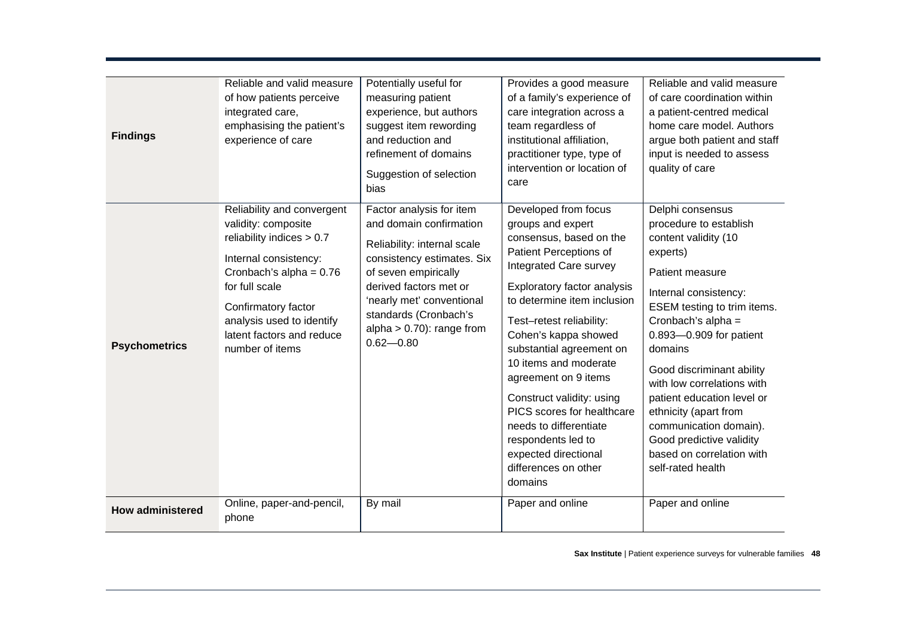| | | | | |
|---|---|---|---|---|
| **Findings** | Reliable and valid measure of how patients perceive integrated care, emphasising the patient's experience of care | Potentially useful for measuring patient experience, but authors suggest item rewording and reduction and refinement of domains<br><br>Suggestion of selection bias | Provides a good measure of a family's experience of care integration across a team regardless of institutional affiliation, practitioner type, type of intervention or location of care | Reliable and valid measure of care coordination within a patient-centred medical home care model. Authors argue both patient and staff input is needed to assess quality of care |
| **Psychometrics** | Reliability and convergent validity: composite reliability indices > 0.7<br><br>Internal consistency: Cronbach's alpha = 0.76 for full scale<br><br>Confirmatory factor analysis used to identify latent factors and reduce number of items | Factor analysis for item and domain confirmation<br><br>Reliability: internal scale consistency estimates. Six of seven empirically derived factors met or 'nearly met' conventional standards (Cronbach's alpha > 0.70): range from 0.62—0.80 | Developed from focus groups and expert consensus, based on the Patient Perceptions of Integrated Care survey<br><br>Exploratory factor analysis to determine item inclusion<br><br>Test–retest reliability: Cohen's kappa showed substantial agreement on 10 items and moderate agreement on 9 items<br><br>Construct validity: using PICS scores for healthcare needs to differentiate respondents led to expected directional differences on other domains | Delphi consensus procedure to establish content validity (10 experts)<br><br>Patient measure<br><br>Internal consistency: ESEM testing to trim items. Cronbach's alpha = 0.893—0.909 for patient domains<br><br>Good discriminant ability with low correlations with patient education level or ethnicity (apart from communication domain). Good predictive validity based on correlation with self-rated health |
| **How administered** | Online, paper-and-pencil, phone | By mail | Paper and online | Paper and online |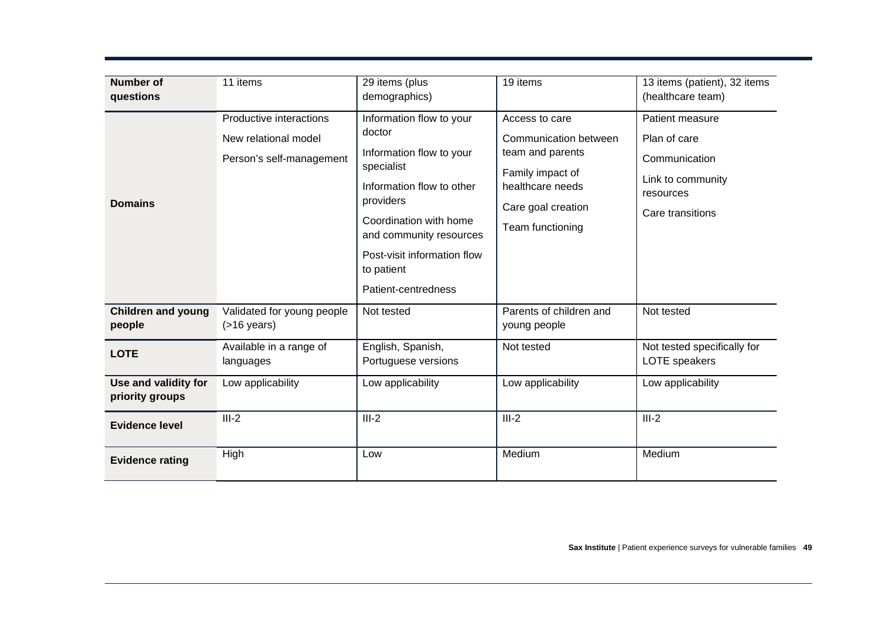| | | | | |
|---|---|---|---|---|
| **Number of questions** | 11 items | 29 items (plus demographics) | 19 items | 13 items (patient), 32 items (healthcare team) |
| **Domains** | Productive interactions<br>New relational model<br>Person's self-management | Information flow to your doctor<br>Information flow to your specialist<br>Information flow to other providers<br>Coordination with home and community resources<br>Post-visit information flow to patient<br>Patient-centredness | Access to care<br>Communication between team and parents<br>Family impact of healthcare needs<br>Care goal creation<br>Team functioning | Patient measure<br>Plan of care<br>Communication<br>Link to community resources<br>Care transitions |
| **Children and young people** | Validated for young people (>16 years) | Not tested | Parents of children and young people | Not tested |
| **LOTE** | Available in a range of languages | English, Spanish, Portuguese versions | Not tested | Not tested specifically for LOTE speakers |
| **Use and validity for priority groups** | Low applicability | Low applicability | Low applicability | Low applicability |
| **Evidence level** | III-2 | III-2 | III-2 | III-2 |
| **Evidence rating** | High | Low | Medium | Medium |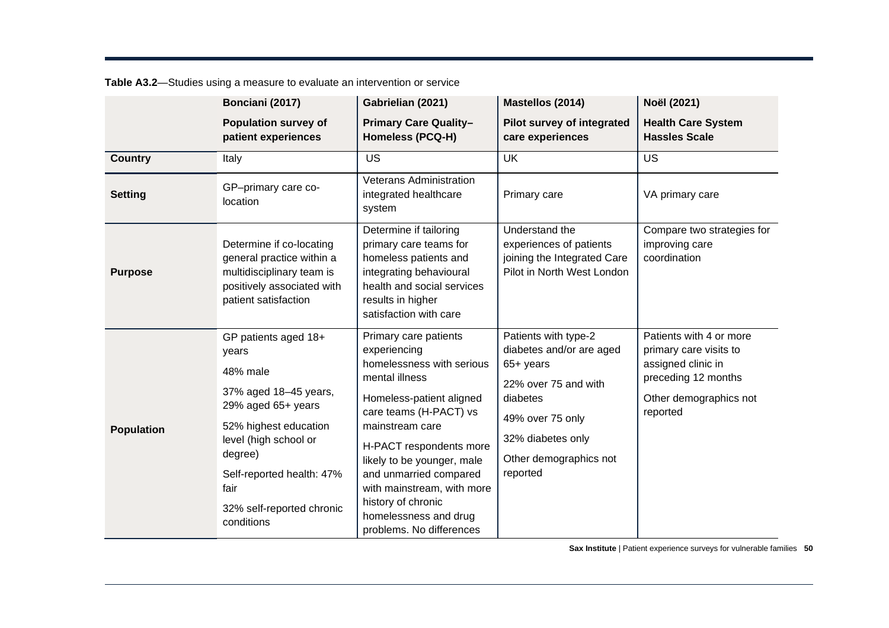**Table A3.2**—Studies using a measure to evaluate an intervention or service

| | Bonciani (2017)<br>**Population survey of patient experiences** | Gabrielian (2021)<br>**Primary Care Quality–Homeless (PCQ-H)** | Mastellos (2014)<br>**Pilot survey of integrated care experiences** | Noël (2021)<br>**Health Care System Hassles Scale** |
|---|---|---|---|---|
| **Country** | Italy | US | UK | US |
| **Setting** | GP–primary care co-location | Veterans Administration integrated healthcare system | Primary care | VA primary care |
| **Purpose** | Determine if co-locating general practice within a multidisciplinary team is positively associated with patient satisfaction | Determine if tailoring primary care teams for homeless patients and integrating behavioural health and social services results in higher satisfaction with care | Understand the experiences of patients joining the Integrated Care Pilot in North West London | Compare two strategies for improving care coordination |
| **Population** | GP patients aged 18+ years<br><br>48% male<br><br>37% aged 18–45 years, 29% aged 65+ years<br><br>52% highest education level (high school or degree)<br><br>Self-reported health: 47% fair<br><br>32% self-reported chronic conditions | Primary care patients experiencing homelessness with serious mental illness<br><br>Homeless-patient aligned care teams (H-PACT) vs mainstream care<br><br>H-PACT respondents more likely to be younger, male and unmarried compared with mainstream, with more history of chronic homelessness and drug problems. No differences | Patients with type-2 diabetes and/or are aged 65+ years<br><br>22% over 75 and with diabetes<br><br>49% over 75 only<br><br>32% diabetes only<br><br>Other demographics not reported | Patients with 4 or more primary care visits to assigned clinic in preceding 12 months<br><br>Other demographics not reported |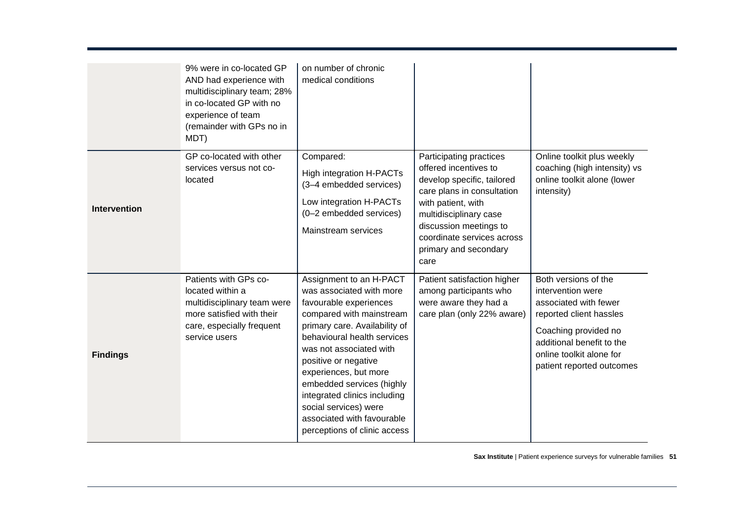|  |  |  |  |  |
|---|---|---|---|---|
|  | 9% were in co-located GP AND had experience with multidisciplinary team; 28% in co-located GP with no experience of team (remainder with GPs no in MDT) | on number of chronic medical conditions |  |  |
| **Intervention** | GP co-located with other services versus not co-located | Compared:<br>High integration H-PACTs (3–4 embedded services)<br>Low integration H-PACTs (0–2 embedded services)<br>Mainstream services | Participating practices offered incentives to develop specific, tailored care plans in consultation with patient, with multidisciplinary case discussion meetings to coordinate services across primary and secondary care | Online toolkit plus weekly coaching (high intensity) vs online toolkit alone (lower intensity) |
| **Findings** | Patients with GPs co-located within a multidisciplinary team were more satisfied with their care, especially frequent service users | Assignment to an H-PACT was associated with more favourable experiences compared with mainstream primary care. Availability of behavioural health services was not associated with positive or negative experiences, but more embedded services (highly integrated clinics including social services) were associated with favourable perceptions of clinic access | Patient satisfaction higher among participants who were aware they had a care plan (only 22% aware) | Both versions of the intervention were associated with fewer reported client hassles<br>Coaching provided no additional benefit to the online toolkit alone for patient reported outcomes |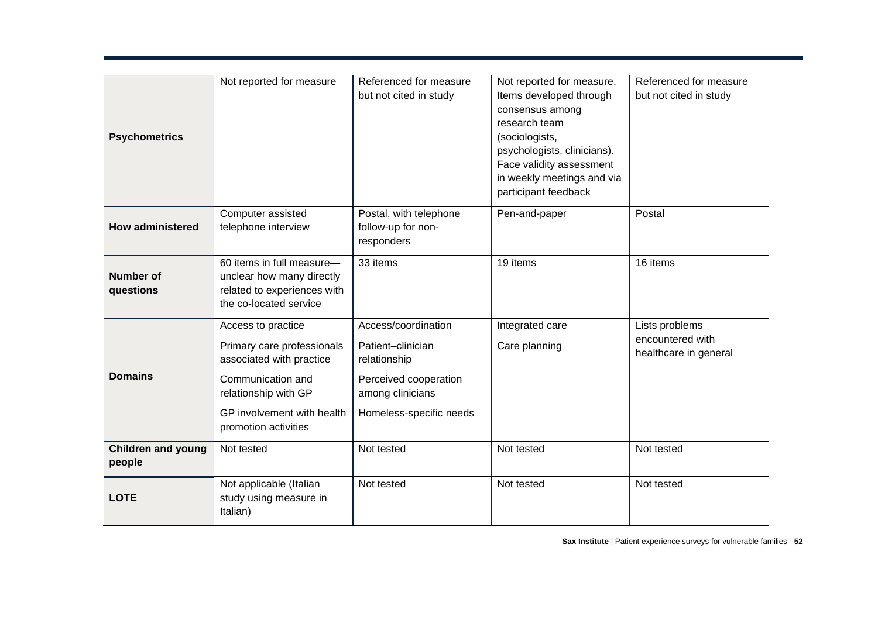| | | | | |
|---|---|---|---|---|
| **Psychometrics** | Not reported for measure | Referenced for measure but not cited in study | Not reported for measure. Items developed through consensus among research team (sociologists, psychologists, clinicians). Face validity assessment in weekly meetings and via participant feedback | Referenced for measure but not cited in study |
| **How administered** | Computer assisted telephone interview | Postal, with telephone follow-up for non-responders | Pen-and-paper | Postal |
| **Number of questions** | 60 items in full measure—unclear how many directly related to experiences with the co-located service | 33 items | 19 items | 16 items |
| **Domains** | Access to practice<br>Primary care professionals associated with practice<br>Communication and relationship with GP<br>GP involvement with health promotion activities | Access/coordination<br>Patient–clinician relationship<br>Perceived cooperation among clinicians<br>Homeless-specific needs | Integrated care<br>Care planning | Lists problems encountered with healthcare in general |
| **Children and young people** | Not tested | Not tested | Not tested | Not tested |
| **LOTE** | Not applicable (Italian study using measure in Italian) | Not tested | Not tested | Not tested |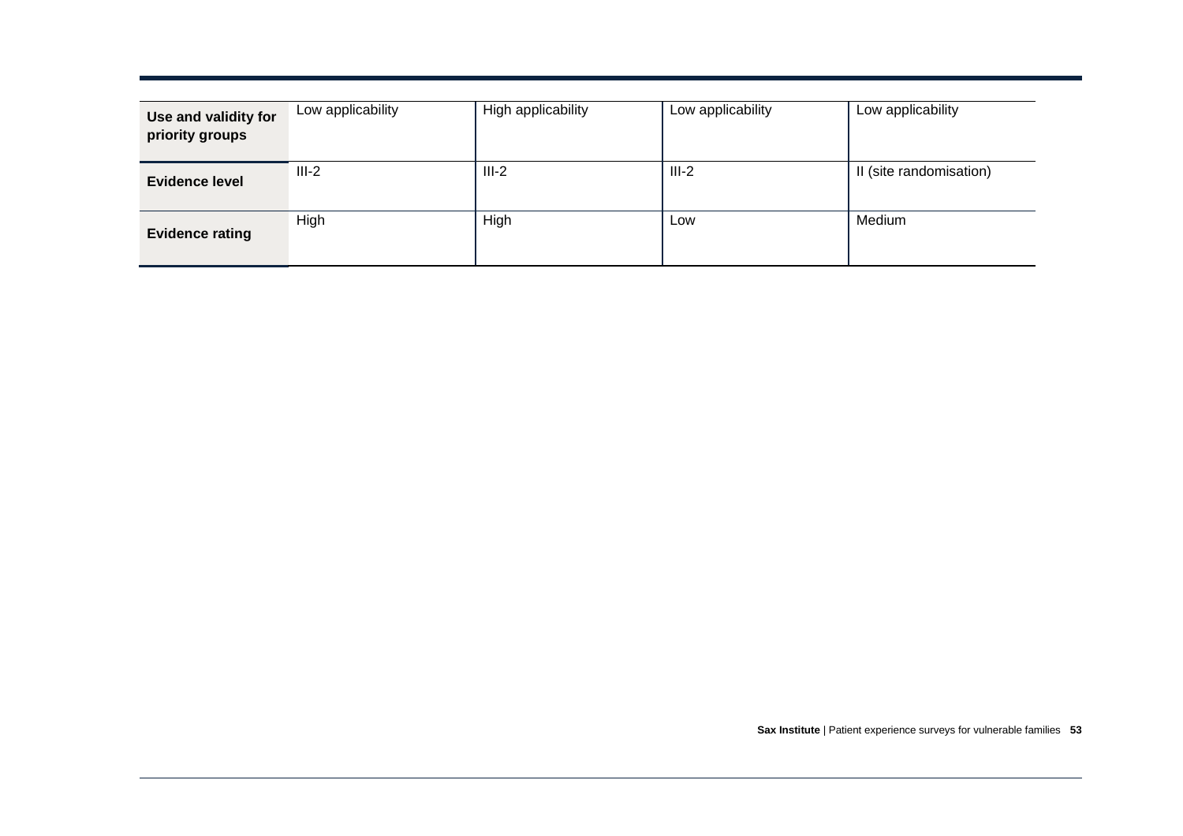| | | | | |
|---|---|---|---|---|
| **Use and validity for priority groups** | Low applicability | High applicability | Low applicability | Low applicability |
| **Evidence level** | III-2 | III-2 | III-2 | II (site randomisation) |
| **Evidence rating** | High | High | Low | Medium |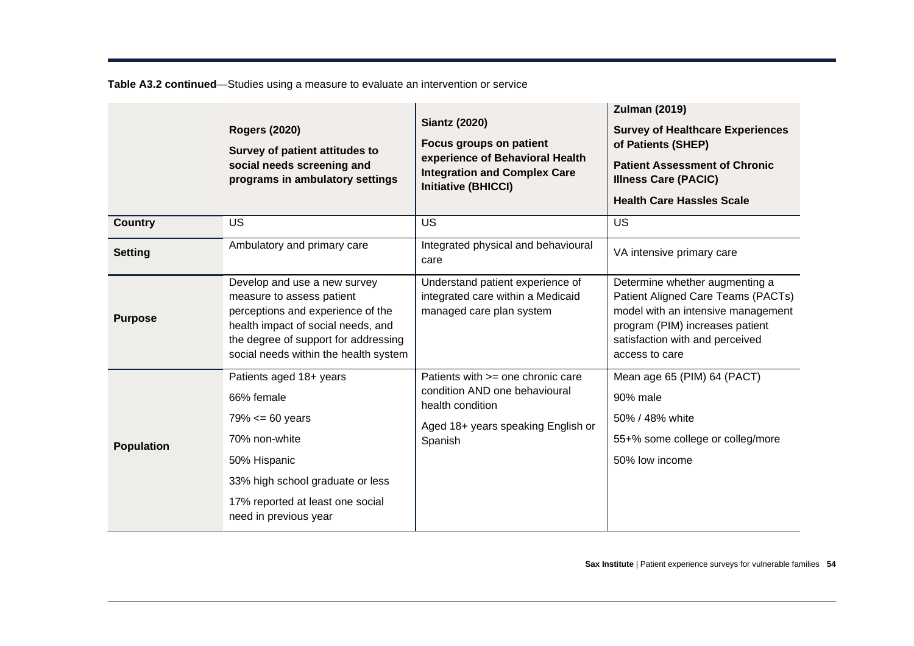**Table A3.2 continued**—Studies using a measure to evaluate an intervention or service

| | **Rogers (2020)**<br>**Survey of patient attitudes to social needs screening and programs in ambulatory settings** | **Siantz (2020)**<br>**Focus groups on patient experience of Behavioral Health Integration and Complex Care Initiative (BHICCI)** | **Zulman (2019)**<br>**Survey of Healthcare Experiences of Patients (SHEP)**<br>**Patient Assessment of Chronic Illness Care (PACIC)**<br>**Health Care Hassles Scale** |
|---|---|---|---|
| **Country** | US | US | US |
| **Setting** | Ambulatory and primary care | Integrated physical and behavioural care | VA intensive primary care |
| **Purpose** | Develop and use a new survey measure to assess patient perceptions and experience of the health impact of social needs, and the degree of support for addressing social needs within the health system | Understand patient experience of integrated care within a Medicaid managed care plan system | Determine whether augmenting a Patient Aligned Care Teams (PACTs) model with an intensive management program (PIM) increases patient satisfaction with and perceived access to care |
| **Population** | Patients aged 18+ years<br>66% female<br>79% <= 60 years<br>70% non-white<br>50% Hispanic<br>33% high school graduate or less<br>17% reported at least one social need in previous year | Patients with >= one chronic care condition AND one behavioural health condition<br>Aged 18+ years speaking English or Spanish | Mean age 65 (PIM) 64 (PACT)<br>90% male<br>50% / 48% white<br>55+% some college or colleg/more<br>50% low income |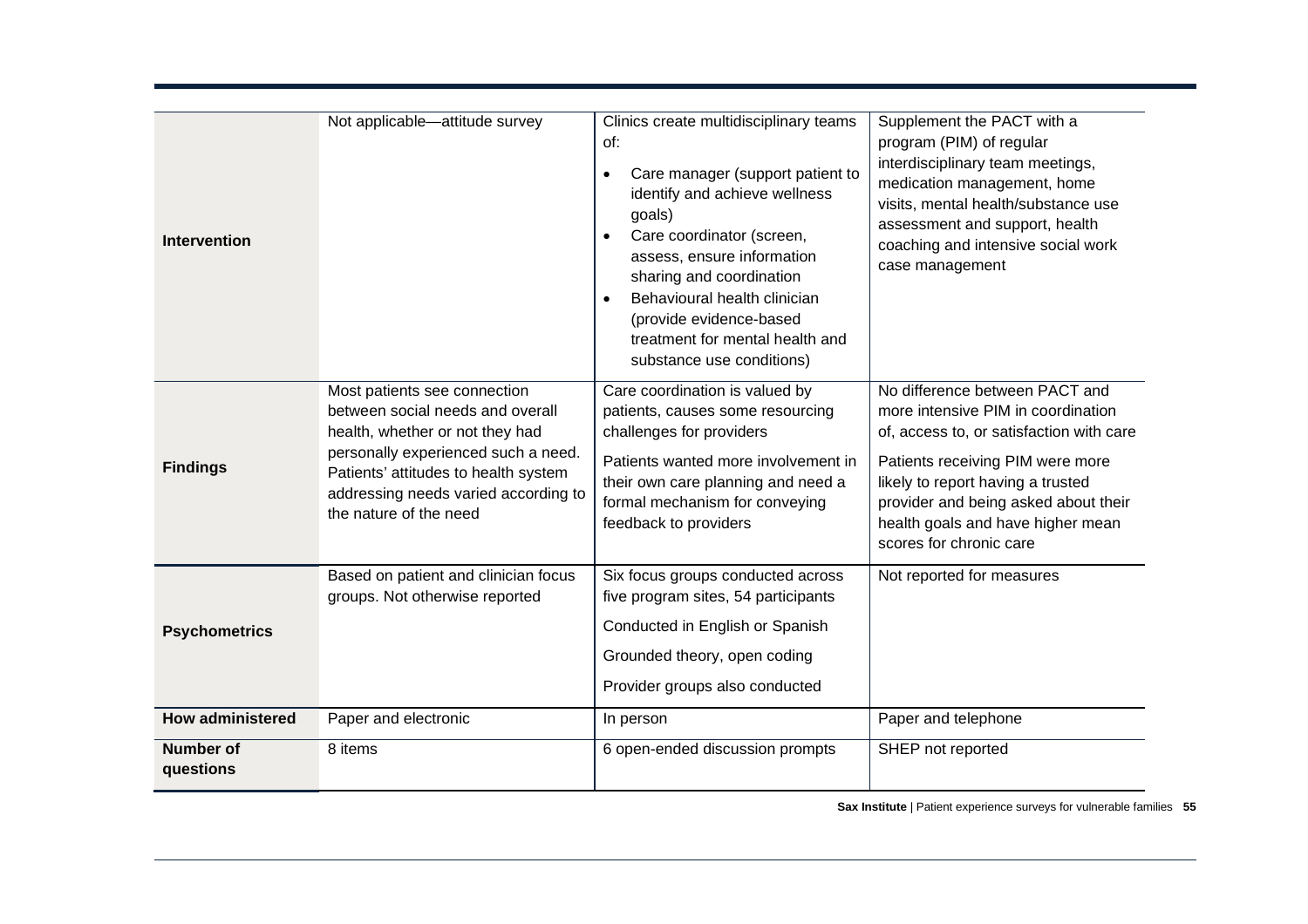| | | | |
|---|---|---|---|
| **Intervention** | Not applicable—attitude survey | Clinics create multidisciplinary teams of:<br>• Care manager (support patient to identify and achieve wellness goals)<br>• Care coordinator (screen, assess, ensure information sharing and coordination<br>• Behavioural health clinician (provide evidence-based treatment for mental health and substance use conditions) | Supplement the PACT with a program (PIM) of regular interdisciplinary team meetings, medication management, home visits, mental health/substance use assessment and support, health coaching and intensive social work case management |
| **Findings** | Most patients see connection between social needs and overall health, whether or not they had personally experienced such a need. Patients' attitudes to health system addressing needs varied according to the nature of the need | Care coordination is valued by patients, causes some resourcing challenges for providers<br><br>Patients wanted more involvement in their own care planning and need a formal mechanism for conveying feedback to providers | No difference between PACT and more intensive PIM in coordination of, access to, or satisfaction with care<br><br>Patients receiving PIM were more likely to report having a trusted provider and being asked about their health goals and have higher mean scores for chronic care |
| **Psychometrics** | Based on patient and clinician focus groups. Not otherwise reported | Six focus groups conducted across five program sites, 54 participants<br><br>Conducted in English or Spanish<br><br>Grounded theory, open coding<br><br>Provider groups also conducted | Not reported for measures |
| **How administered** | Paper and electronic | In person | Paper and telephone |
| **Number of questions** | 8 items | 6 open-ended discussion prompts | SHEP not reported |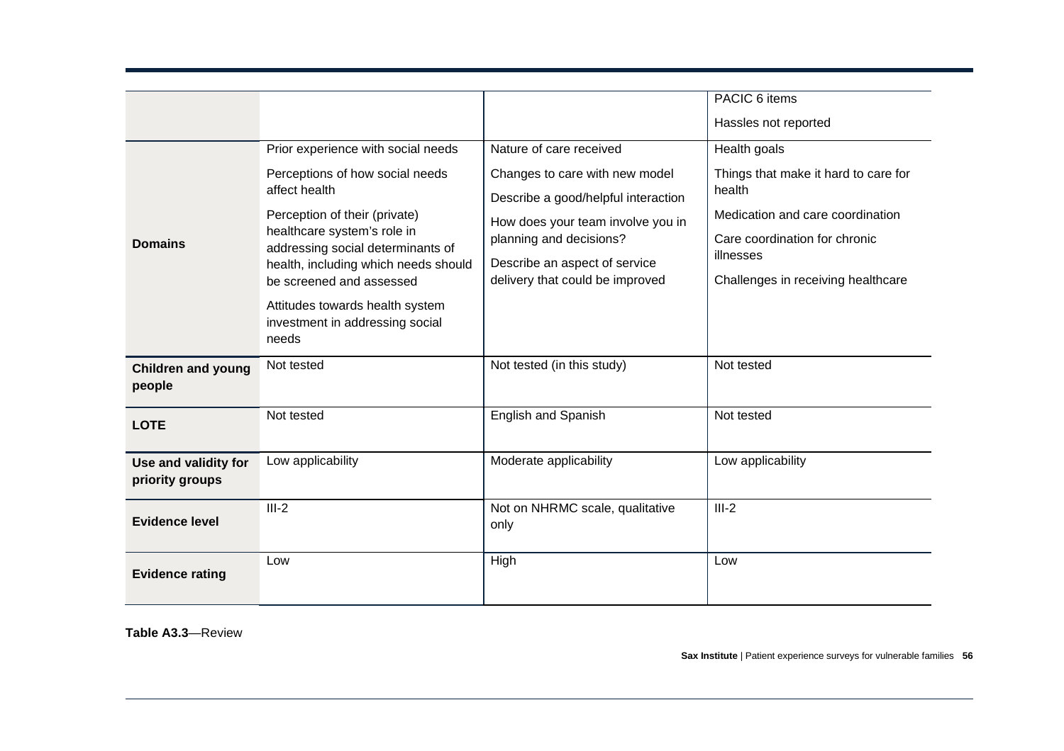| | | | |
|---|---|---|---|
| | | | PACIC 6 items<br><br>Hassles not reported |
| **Domains** | Prior experience with social needs<br><br>Perceptions of how social needs affect health<br><br>Perception of their (private) healthcare system's role in addressing social determinants of health, including which needs should be screened and assessed<br><br>Attitudes towards health system investment in addressing social needs | Nature of care received<br><br>Changes to care with new model<br><br>Describe a good/helpful interaction<br><br>How does your team involve you in planning and decisions?<br><br>Describe an aspect of service delivery that could be improved | Health goals<br><br>Things that make it hard to care for health<br><br>Medication and care coordination<br><br>Care coordination for chronic illnesses<br><br>Challenges in receiving healthcare |
| **Children and young people** | Not tested | Not tested (in this study) | Not tested |
| **LOTE** | Not tested | English and Spanish | Not tested |
| **Use and validity for priority groups** | Low applicability | Moderate applicability | Low applicability |
| **Evidence level** | III-2 | Not on NHRMC scale, qualitative only | III-2 |
| **Evidence rating** | Low | High | Low |

**Table A3.3**—Review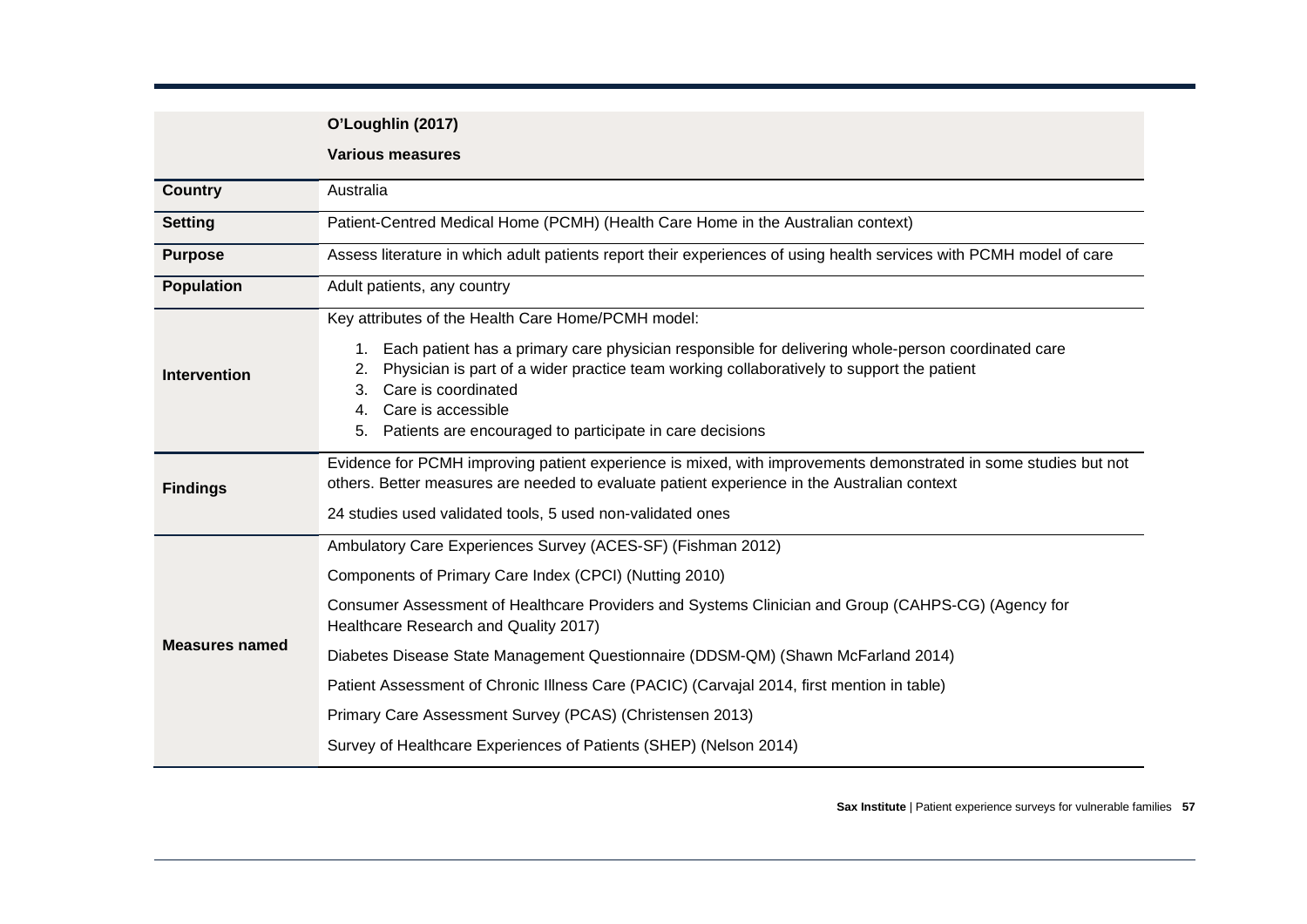| | O'Loughlin (2017)<br>Various measures |
|---|---|
| **Country** | Australia |
| **Setting** | Patient-Centred Medical Home (PCMH) (Health Care Home in the Australian context) |
| **Purpose** | Assess literature in which adult patients report their experiences of using health services with PCMH model of care |
| **Population** | Adult patients, any country |
| **Intervention** | Key attributes of the Health Care Home/PCMH model:<br>1. Each patient has a primary care physician responsible for delivering whole-person coordinated care<br>2. Physician is part of a wider practice team working collaboratively to support the patient<br>3. Care is coordinated<br>4. Care is accessible<br>5. Patients are encouraged to participate in care decisions |
| **Findings** | Evidence for PCMH improving patient experience is mixed, with improvements demonstrated in some studies but not others. Better measures are needed to evaluate patient experience in the Australian context<br>24 studies used validated tools, 5 used non-validated ones |
| **Measures named** | Ambulatory Care Experiences Survey (ACES-SF) (Fishman 2012)<br>Components of Primary Care Index (CPCI) (Nutting 2010)<br>Consumer Assessment of Healthcare Providers and Systems Clinician and Group (CAHPS-CG) (Agency for Healthcare Research and Quality 2017)<br>Diabetes Disease State Management Questionnaire (DDSM-QM) (Shawn McFarland 2014)<br>Patient Assessment of Chronic Illness Care (PACIC) (Carvajal 2014, first mention in table)<br>Primary Care Assessment Survey (PCAS) (Christensen 2013)<br>Survey of Healthcare Experiences of Patients (SHEP) (Nelson 2014) |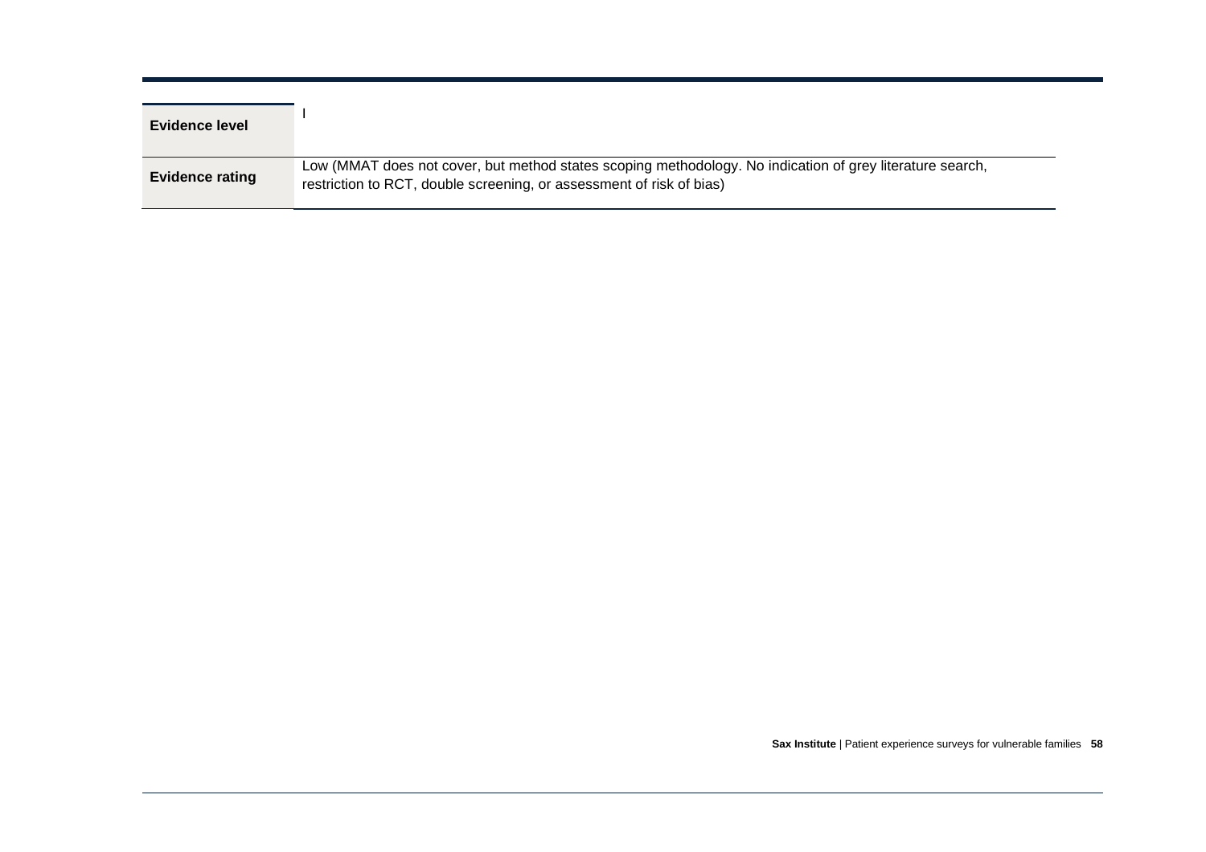| | |
|---|---|
| **Evidence level** | I |
| **Evidence rating** | Low (MMAT does not cover, but method states scoping methodology. No indication of grey literature search, restriction to RCT, double screening, or assessment of risk of bias) |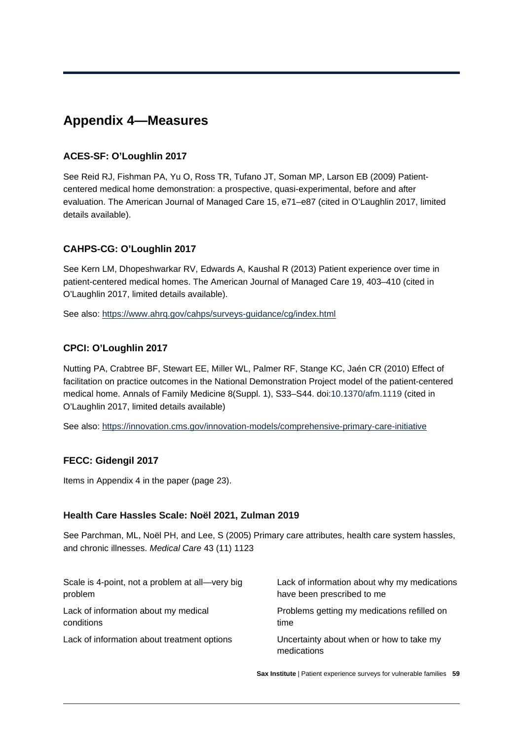## Appendix 4—Measures

### ACES-SF: O'Loughlin 2017

See Reid RJ, Fishman PA, Yu O, Ross TR, Tufano JT, Soman MP, Larson EB (2009) Patient-centered medical home demonstration: a prospective, quasi-experimental, before and after evaluation. The American Journal of Managed Care 15, e71–e87 (cited in O'Laughlin 2017, limited details available).

### CAHPS-CG: O'Loughlin 2017

See Kern LM, Dhopeshwarkar RV, Edwards A, Kaushal R (2013) Patient experience over time in patient-centered medical homes. The American Journal of Managed Care 19, 403–410 (cited in O'Laughlin 2017, limited details available).

See also: https://www.ahrq.gov/cahps/surveys-guidance/cg/index.html

### CPCI: O'Loughlin 2017

Nutting PA, Crabtree BF, Stewart EE, Miller WL, Palmer RF, Stange KC, Jaén CR (2010) Effect of facilitation on practice outcomes in the National Demonstration Project model of the patient-centered medical home. Annals of Family Medicine 8(Suppl. 1), S33–S44. doi:10.1370/afm.1119 (cited in O'Laughlin 2017, limited details available)

See also: https://innovation.cms.gov/innovation-models/comprehensive-primary-care-initiative

### FECC: Gidengil 2017

Items in Appendix 4 in the paper (page 23).

### Health Care Hassles Scale: Noël 2021, Zulman 2019

See Parchman, ML, Noël PH, and Lee, S (2005) Primary care attributes, health care system hassles, and chronic illnesses. *Medical Care* 43 (11) 1123

Scale is 4-point, not a problem at all—very big problem

Lack of information about my medical conditions

Lack of information about treatment options

Lack of information about why my medications have been prescribed to me

Problems getting my medications refilled on time

Uncertainty about when or how to take my medications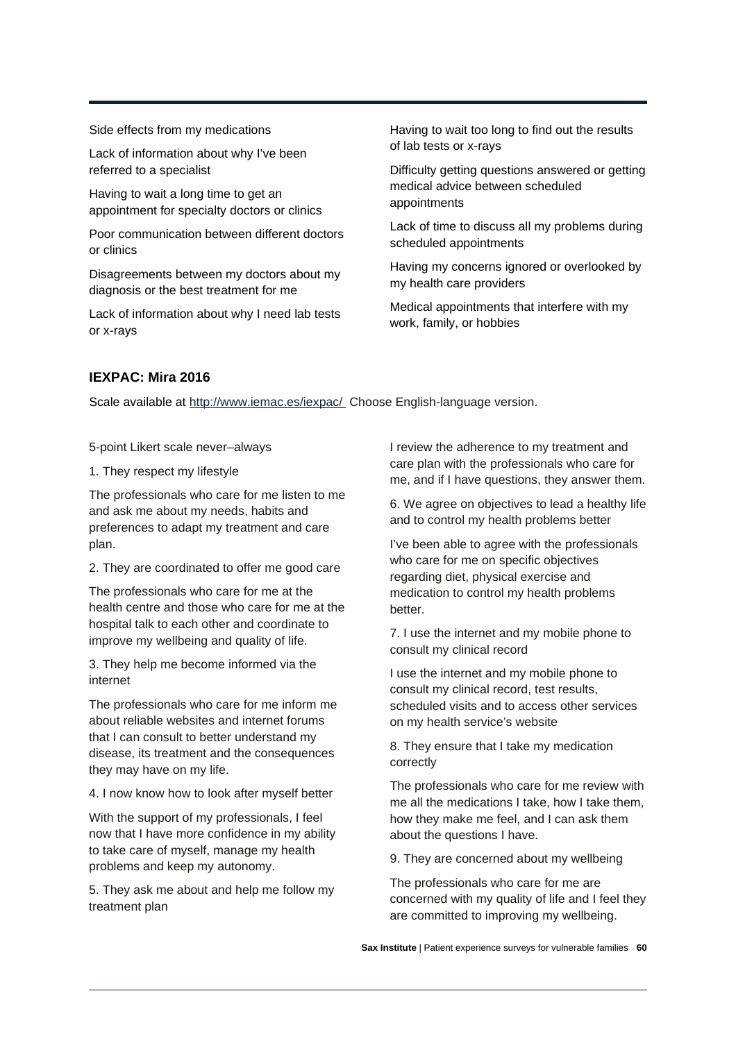Side effects from my medications

Lack of information about why I've been referred to a specialist

Having to wait a long time to get an appointment for specialty doctors or clinics

Poor communication between different doctors or clinics

Disagreements between my doctors about my diagnosis or the best treatment for me

Lack of information about why I need lab tests or x-rays

Having to wait too long to find out the results of lab tests or x-rays

Difficulty getting questions answered or getting medical advice between scheduled appointments

Lack of time to discuss all my problems during scheduled appointments

Having my concerns ignored or overlooked by my health care providers

Medical appointments that interfere with my work, family, or hobbies

### IEXPAC: Mira 2016

Scale available at [http://www.iemac.es/iexpac/](http://www.iemac.es/iexpac/) Choose English-language version.

5-point Likert scale never–always

1. They respect my lifestyle

The professionals who care for me listen to me and ask me about my needs, habits and preferences to adapt my treatment and care plan.

2. They are coordinated to offer me good care

The professionals who care for me at the health centre and those who care for me at the hospital talk to each other and coordinate to improve my wellbeing and quality of life.

3. They help me become informed via the internet

The professionals who care for me inform me about reliable websites and internet forums that I can consult to better understand my disease, its treatment and the consequences they may have on my life.

4. I now know how to look after myself better

With the support of my professionals, I feel now that I have more confidence in my ability to take care of myself, manage my health problems and keep my autonomy.

5. They ask me about and help me follow my treatment plan

I review the adherence to my treatment and care plan with the professionals who care for me, and if I have questions, they answer them.

6. We agree on objectives to lead a healthy life and to control my health problems better

I've been able to agree with the professionals who care for me on specific objectives regarding diet, physical exercise and medication to control my health problems better.

7. I use the internet and my mobile phone to consult my clinical record

I use the internet and my mobile phone to consult my clinical record, test results, scheduled visits and to access other services on my health service's website

8. They ensure that I take my medication correctly

The professionals who care for me review with me all the medications I take, how I take them, how they make me feel, and I can ask them about the questions I have.

9. They are concerned about my wellbeing

The professionals who care for me are concerned with my quality of life and I feel they are committed to improving my wellbeing.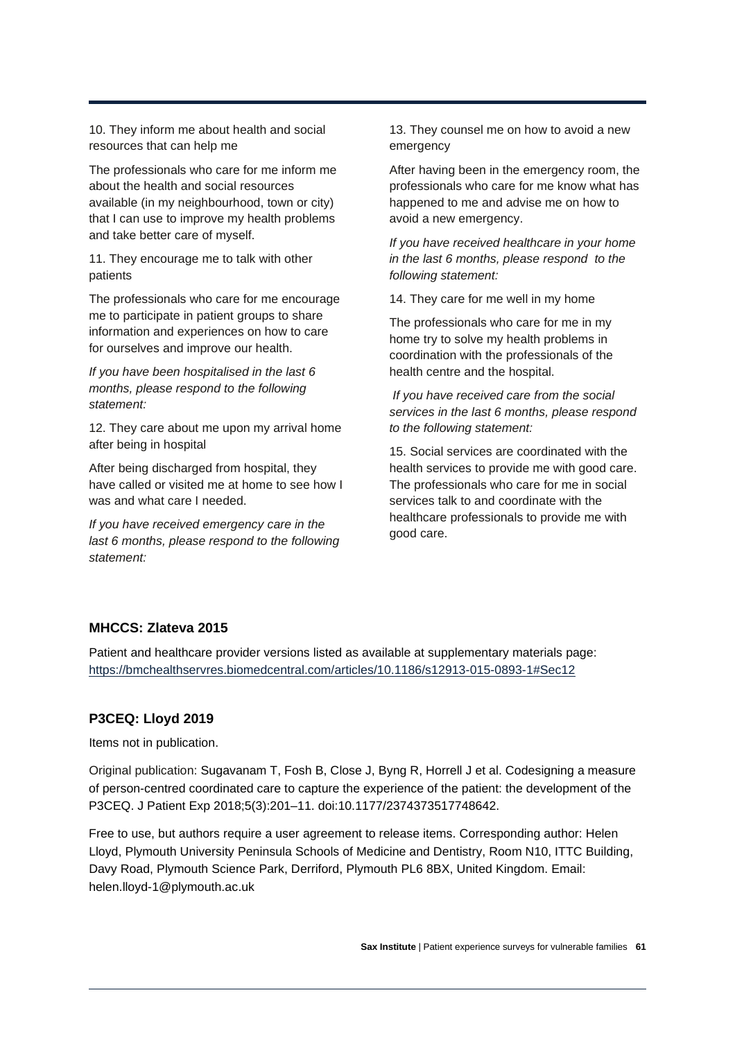10. They inform me about health and social resources that can help me

The professionals who care for me inform me about the health and social resources available (in my neighbourhood, town or city) that I can use to improve my health problems and take better care of myself.

11. They encourage me to talk with other patients

The professionals who care for me encourage me to participate in patient groups to share information and experiences on how to care for ourselves and improve our health.

*If you have been hospitalised in the last 6 months, please respond to the following statement:*

12. They care about me upon my arrival home after being in hospital

After being discharged from hospital, they have called or visited me at home to see how I was and what care I needed.

*If you have received emergency care in the last 6 months, please respond to the following statement:*

13. They counsel me on how to avoid a new emergency

After having been in the emergency room, the professionals who care for me know what has happened to me and advise me on how to avoid a new emergency.

*If you have received healthcare in your home in the last 6 months, please respond to the following statement:*

14. They care for me well in my home

The professionals who care for me in my home try to solve my health problems in coordination with the professionals of the health centre and the hospital.

*If you have received care from the social services in the last 6 months, please respond to the following statement:*

15. Social services are coordinated with the health services to provide me with good care. The professionals who care for me in social services talk to and coordinate with the healthcare professionals to provide me with good care.

### MHCCS: Zlateva 2015

Patient and healthcare provider versions listed as available at supplementary materials page: https://bmchealthservres.biomedcentral.com/articles/10.1186/s12913-015-0893-1#Sec12

### P3CEQ: Lloyd 2019

Items not in publication.

Original publication: Sugavanam T, Fosh B, Close J, Byng R, Horrell J et al. Codesigning a measure of person-centred coordinated care to capture the experience of the patient: the development of the P3CEQ. J Patient Exp 2018;5(3):201–11. doi:10.1177/2374373517748642.

Free to use, but authors require a user agreement to release items. Corresponding author: Helen Lloyd, Plymouth University Peninsula Schools of Medicine and Dentistry, Room N10, ITTC Building, Davy Road, Plymouth Science Park, Derriford, Plymouth PL6 8BX, United Kingdom. Email: helen.lloyd-1@plymouth.ac.uk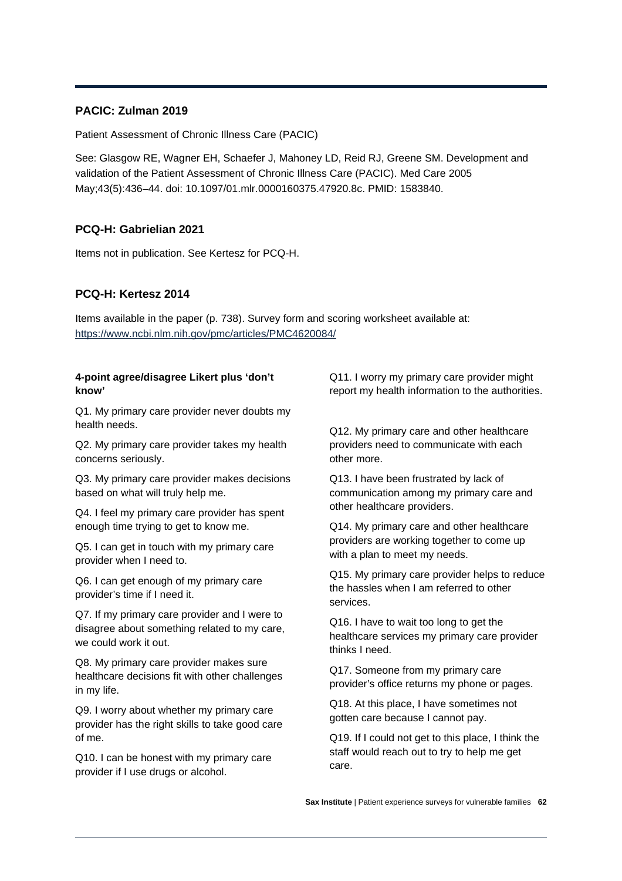## PACIC: Zulman 2019

Patient Assessment of Chronic Illness Care (PACIC)

See: Glasgow RE, Wagner EH, Schaefer J, Mahoney LD, Reid RJ, Greene SM. Development and validation of the Patient Assessment of Chronic Illness Care (PACIC). Med Care 2005 May;43(5):436–44. doi: 10.1097/01.mlr.0000160375.47920.8c. PMID: 1583840.

## PCQ-H: Gabrielian 2021

Items not in publication. See Kertesz for PCQ-H.

## PCQ-H: Kertesz 2014

Items available in the paper (p. 738). Survey form and scoring worksheet available at: https://www.ncbi.nlm.nih.gov/pmc/articles/PMC4620084/

**4-point agree/disagree Likert plus 'don't know'**

Q1. My primary care provider never doubts my health needs.

Q2. My primary care provider takes my health concerns seriously.

Q3. My primary care provider makes decisions based on what will truly help me.

Q4. I feel my primary care provider has spent enough time trying to get to know me.

Q5. I can get in touch with my primary care provider when I need to.

Q6. I can get enough of my primary care provider's time if I need it.

Q7. If my primary care provider and I were to disagree about something related to my care, we could work it out.

Q8. My primary care provider makes sure healthcare decisions fit with other challenges in my life.

Q9. I worry about whether my primary care provider has the right skills to take good care of me.

Q10. I can be honest with my primary care provider if I use drugs or alcohol.

Q11. I worry my primary care provider might report my health information to the authorities.

Q12. My primary care and other healthcare providers need to communicate with each other more.

Q13. I have been frustrated by lack of communication among my primary care and other healthcare providers.

Q14. My primary care and other healthcare providers are working together to come up with a plan to meet my needs.

Q15. My primary care provider helps to reduce the hassles when I am referred to other services.

Q16. I have to wait too long to get the healthcare services my primary care provider thinks I need.

Q17. Someone from my primary care provider's office returns my phone or pages.

Q18. At this place, I have sometimes not gotten care because I cannot pay.

Q19. If I could not get to this place, I think the staff would reach out to try to help me get care.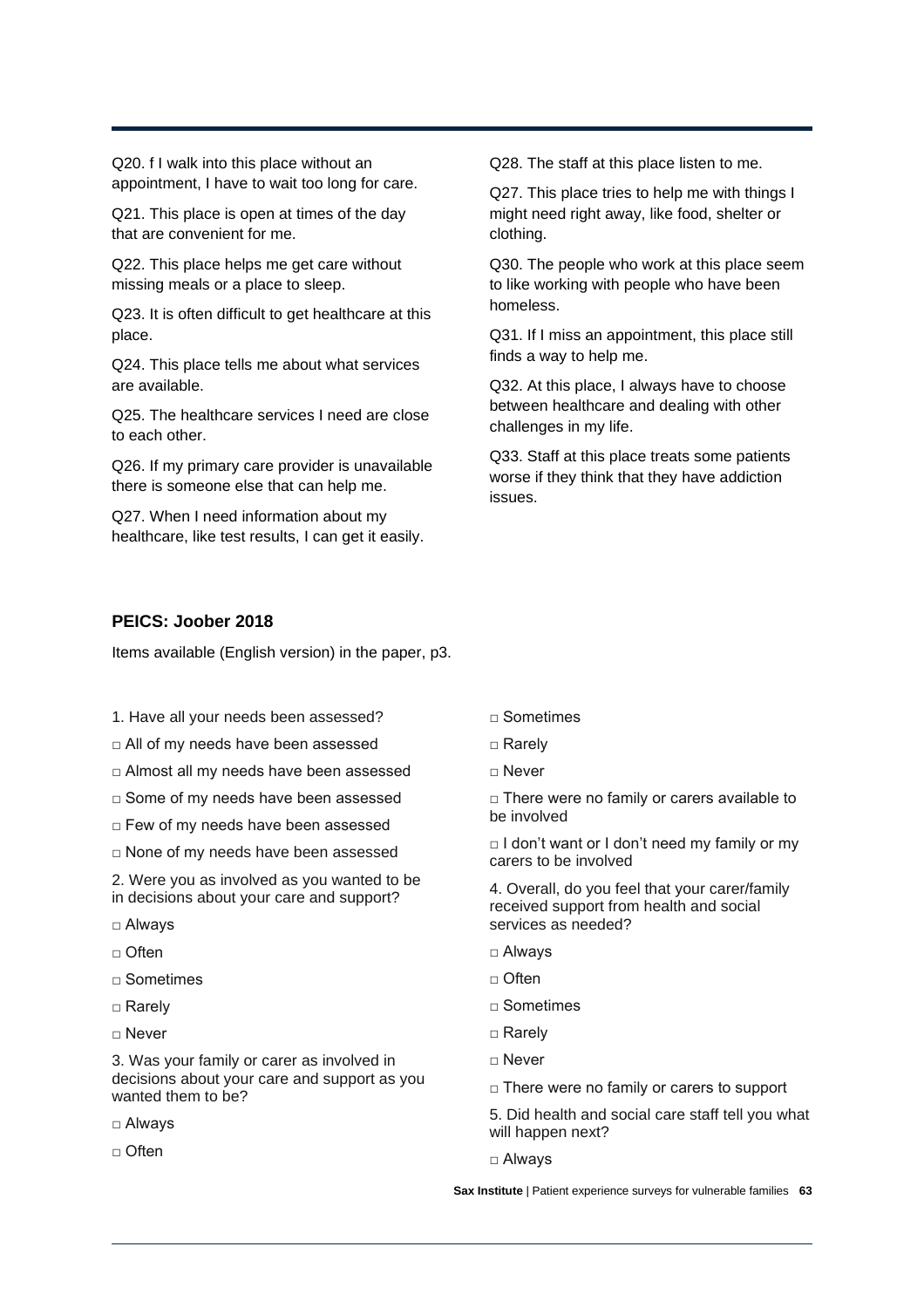Q20. f I walk into this place without an appointment, I have to wait too long for care.

Q21. This place is open at times of the day that are convenient for me.

Q22. This place helps me get care without missing meals or a place to sleep.

Q23. It is often difficult to get healthcare at this place.

Q24. This place tells me about what services are available.

Q25. The healthcare services I need are close to each other.

Q26. If my primary care provider is unavailable there is someone else that can help me.

Q27. When I need information about my healthcare, like test results, I can get it easily.

Q28. The staff at this place listen to me.

Q27. This place tries to help me with things I might need right away, like food, shelter or clothing.

Q30. The people who work at this place seem to like working with people who have been homeless.

Q31. If I miss an appointment, this place still finds a way to help me.

Q32. At this place, I always have to choose between healthcare and dealing with other challenges in my life.

Q33. Staff at this place treats some patients worse if they think that they have addiction issues.

### PEICS: Joober 2018

Items available (English version) in the paper, p3.

1. Have all your needs been assessed?

□ All of my needs have been assessed

□ Almost all my needs have been assessed

□ Some of my needs have been assessed

□ Few of my needs have been assessed

□ None of my needs have been assessed

2. Were you as involved as you wanted to be in decisions about your care and support?

□ Always

□ Often

□ Sometimes

□ Rarely

□ Never

3. Was your family or carer as involved in decisions about your care and support as you wanted them to be?

□ Always

□ Often

□ Sometimes

□ Rarely

□ Never

□ There were no family or carers available to be involved

□ I don't want or I don't need my family or my carers to be involved

4. Overall, do you feel that your carer/family received support from health and social services as needed?

□ Always

□ Often

□ Sometimes

□ Rarely

□ Never

□ There were no family or carers to support

5. Did health and social care staff tell you what will happen next?

□ Always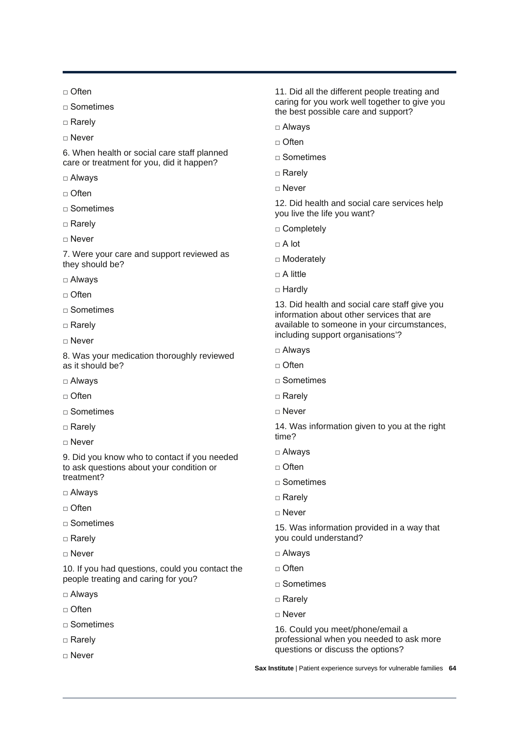□ Often

□ Sometimes

□ Rarely

□ Never

6. When health or social care staff planned care or treatment for you, did it happen?

□ Always

□ Often

□ Sometimes

□ Rarely

□ Never

7. Were your care and support reviewed as they should be?

□ Always

□ Often

□ Sometimes

□ Rarely

□ Never

8. Was your medication thoroughly reviewed as it should be?

□ Always

□ Often

□ Sometimes

□ Rarely

□ Never

9. Did you know who to contact if you needed to ask questions about your condition or treatment?

□ Always

□ Often

□ Sometimes

□ Rarely

□ Never

10. If you had questions, could you contact the people treating and caring for you?

□ Always

□ Often

□ Sometimes

□ Rarely

□ Never

11. Did all the different people treating and caring for you work well together to give you the best possible care and support?

□ Always

□ Often

□ Sometimes

□ Rarely

□ Never

12. Did health and social care services help you live the life you want?

□ Completely

□ A lot

□ Moderately

□ A little

□ Hardly

13. Did health and social care staff give you information about other services that are available to someone in your circumstances, including support organisations'?

□ Always

□ Often

□ Sometimes

□ Rarely

□ Never

14. Was information given to you at the right time?

□ Always

□ Often

□ Sometimes

□ Rarely

□ Never

15. Was information provided in a way that you could understand?

□ Always

□ Often

□ Sometimes

□ Rarely

□ Never

16. Could you meet/phone/email a professional when you needed to ask more questions or discuss the options?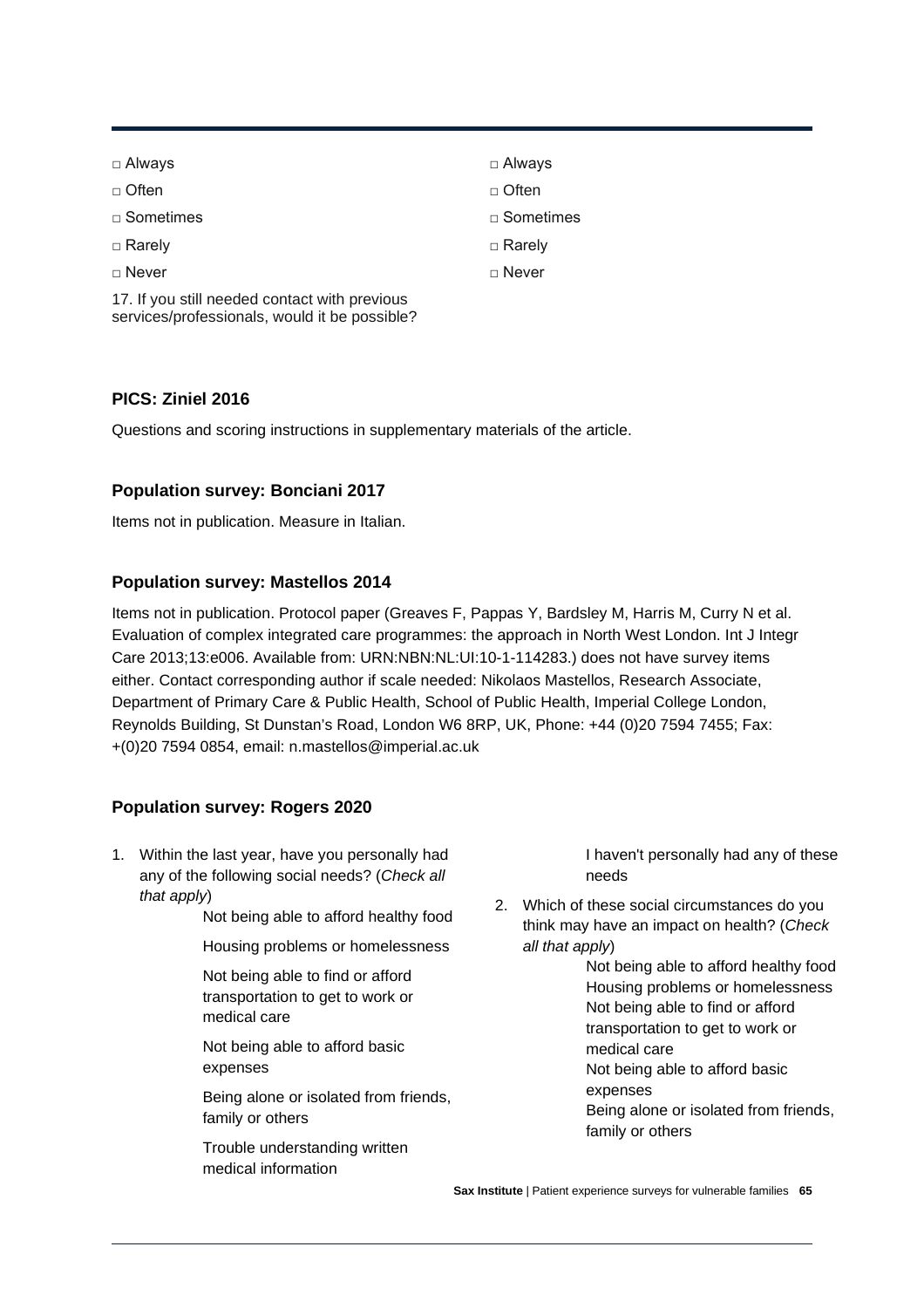□ Always

□ Often

□ Sometimes

□ Rarely

□ Never

17. If you still needed contact with previous services/professionals, would it be possible?

□ Always

□ Often

□ Sometimes

□ Rarely

□ Never

### PICS: Ziniel 2016

Questions and scoring instructions in supplementary materials of the article.

### Population survey: Bonciani 2017

Items not in publication. Measure in Italian.

### Population survey: Mastellos 2014

Items not in publication. Protocol paper (Greaves F, Pappas Y, Bardsley M, Harris M, Curry N et al. Evaluation of complex integrated care programmes: the approach in North West London. Int J Integr Care 2013;13:e006. Available from: URN:NBN:NL:UI:10-1-114283.) does not have survey items either. Contact corresponding author if scale needed: Nikolaos Mastellos, Research Associate, Department of Primary Care & Public Health, School of Public Health, Imperial College London, Reynolds Building, St Dunstan's Road, London W6 8RP, UK, Phone: +44 (0)20 7594 7455; Fax: +(0)20 7594 0854, email: n.mastellos@imperial.ac.uk

### Population survey: Rogers 2020

1. Within the last year, have you personally had any of the following social needs? (*Check all that apply*)

   Not being able to afford healthy food

   Housing problems or homelessness

   Not being able to find or afford transportation to get to work or medical care

   Not being able to afford basic expenses

   Being alone or isolated from friends, family or others

   Trouble understanding written medical information

   I haven't personally had any of these needs

2. Which of these social circumstances do you think may have an impact on health? (*Check all that apply*)

   Not being able to afford healthy food

   Housing problems or homelessness

   Not being able to find or afford transportation to get to work or medical care

   Not being able to afford basic expenses

   Being alone or isolated from friends, family or others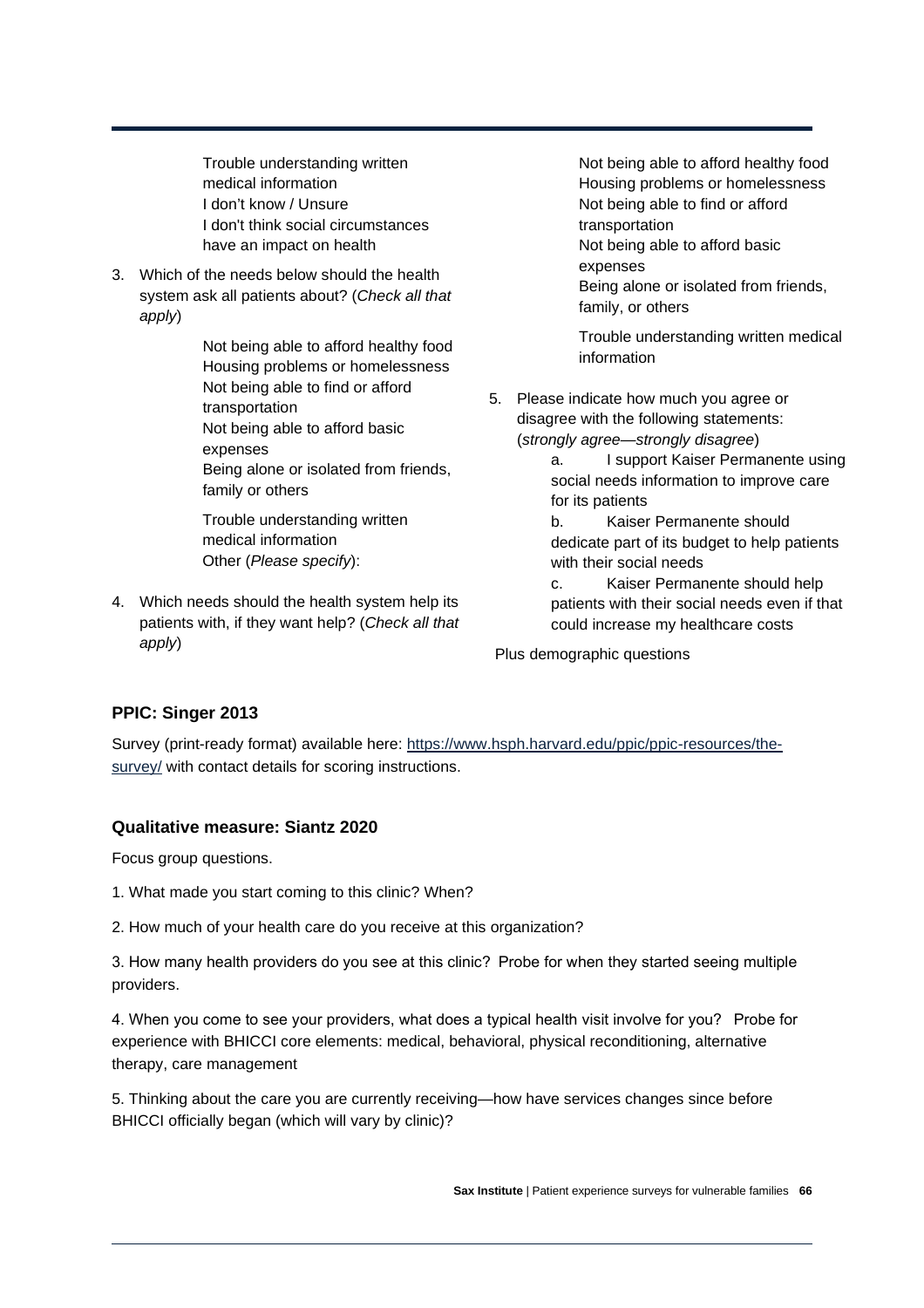Trouble understanding written medical information
I don't know / Unsure
I don't think social circumstances have an impact on health

3. Which of the needs below should the health system ask all patients about? (*Check all that apply*)

   Not being able to afford healthy food
   Housing problems or homelessness
   Not being able to find or afford transportation
   Not being able to afford basic expenses
   Being alone or isolated from friends, family or others

   Trouble understanding written medical information
   Other (*Please specify*):

4. Which needs should the health system help its patients with, if they want help? (*Check all that apply*)

   Not being able to afford healthy food
   Housing problems or homelessness
   Not being able to find or afford transportation
   Not being able to afford basic expenses
   Being alone or isolated from friends, family, or others

   Trouble understanding written medical information

5. Please indicate how much you agree or disagree with the following statements: (*strongly agree—strongly disagree*)

   a. I support Kaiser Permanente using social needs information to improve care for its patients
   b. Kaiser Permanente should dedicate part of its budget to help patients with their social needs
   c. Kaiser Permanente should help patients with their social needs even if that could increase my healthcare costs

Plus demographic questions

### PPIC: Singer 2013

Survey (print-ready format) available here: https://www.hsph.harvard.edu/ppic/ppic-resources/the-survey/ with contact details for scoring instructions.

### Qualitative measure: Siantz 2020

Focus group questions.

1. What made you start coming to this clinic? When?

2. How much of your health care do you receive at this organization?

3. How many health providers do you see at this clinic? Probe for when they started seeing multiple providers.

4. When you come to see your providers, what does a typical health visit involve for you? Probe for experience with BHICCI core elements: medical, behavioral, physical reconditioning, alternative therapy, care management

5. Thinking about the care you are currently receiving—how have services changes since before BHICCI officially began (which will vary by clinic)?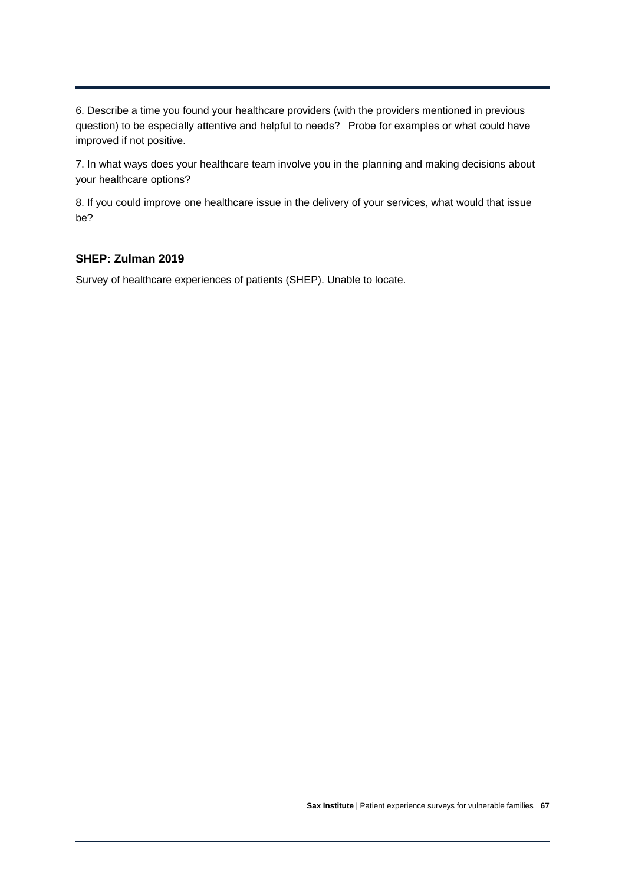6. Describe a time you found your healthcare providers (with the providers mentioned in previous question) to be especially attentive and helpful to needs? Probe for examples or what could have improved if not positive.

7. In what ways does your healthcare team involve you in the planning and making decisions about your healthcare options?

8. If you could improve one healthcare issue in the delivery of your services, what would that issue be?

### SHEP: Zulman 2019

Survey of healthcare experiences of patients (SHEP). Unable to locate.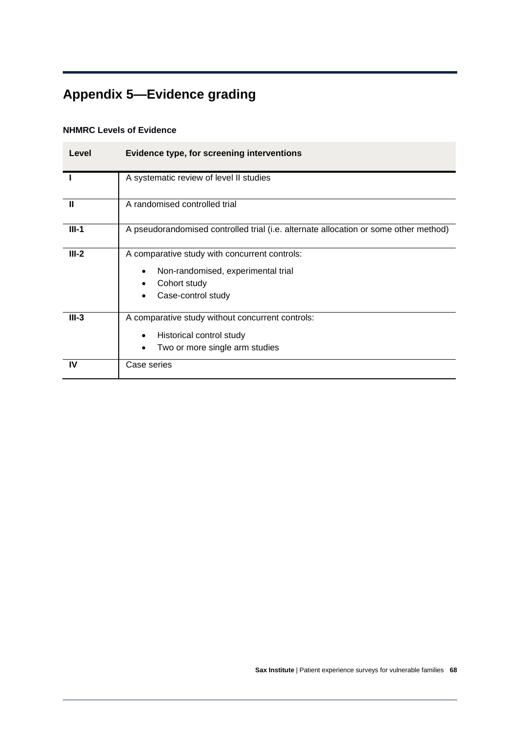# Appendix 5—Evidence grading

**NHMRC Levels of Evidence**

| Level | Evidence type, for screening interventions |
|---|---|
| **I** | A systematic review of level II studies |
| **II** | A randomised controlled trial |
| **III-1** | A pseudorandomised controlled trial (i.e. alternate allocation or some other method) |
| **III-2** | A comparative study with concurrent controls:<br>• Non-randomised, experimental trial<br>• Cohort study<br>• Case-control study |
| **III-3** | A comparative study without concurrent controls:<br>• Historical control study<br>• Two or more single arm studies |
| **IV** | Case series |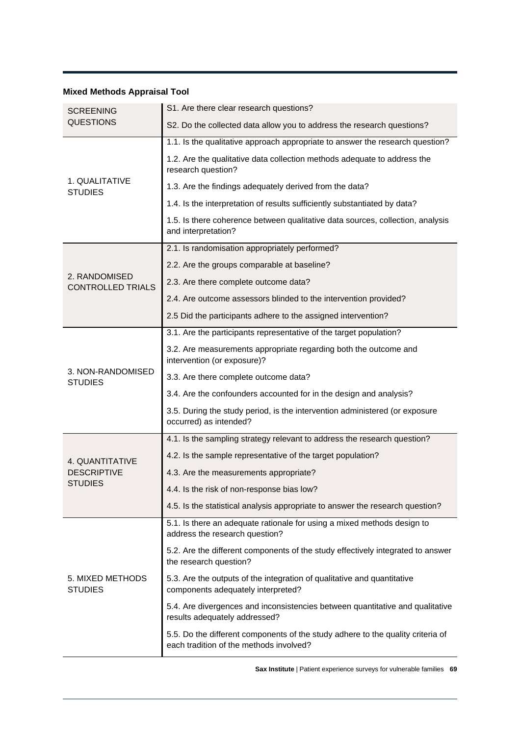**Mixed Methods Appraisal Tool**

| | |
|---|---|
| SCREENING QUESTIONS | S1. Are there clear research questions? |
| | S2. Do the collected data allow you to address the research questions? |
| 1. QUALITATIVE STUDIES | 1.1. Is the qualitative approach appropriate to answer the research question? |
| | 1.2. Are the qualitative data collection methods adequate to address the research question? |
| | 1.3. Are the findings adequately derived from the data? |
| | 1.4. Is the interpretation of results sufficiently substantiated by data? |
| | 1.5. Is there coherence between qualitative data sources, collection, analysis and interpretation? |
| 2. RANDOMISED CONTROLLED TRIALS | 2.1. Is randomisation appropriately performed? |
| | 2.2. Are the groups comparable at baseline? |
| | 2.3. Are there complete outcome data? |
| | 2.4. Are outcome assessors blinded to the intervention provided? |
| | 2.5 Did the participants adhere to the assigned intervention? |
| 3. NON-RANDOMISED STUDIES | 3.1. Are the participants representative of the target population? |
| | 3.2. Are measurements appropriate regarding both the outcome and intervention (or exposure)? |
| | 3.3. Are there complete outcome data? |
| | 3.4. Are the confounders accounted for in the design and analysis? |
| | 3.5. During the study period, is the intervention administered (or exposure occurred) as intended? |
| 4. QUANTITATIVE DESCRIPTIVE STUDIES | 4.1. Is the sampling strategy relevant to address the research question? |
| | 4.2. Is the sample representative of the target population? |
| | 4.3. Are the measurements appropriate? |
| | 4.4. Is the risk of non-response bias low? |
| | 4.5. Is the statistical analysis appropriate to answer the research question? |
| 5. MIXED METHODS STUDIES | 5.1. Is there an adequate rationale for using a mixed methods design to address the research question? |
| | 5.2. Are the different components of the study effectively integrated to answer the research question? |
| | 5.3. Are the outputs of the integration of qualitative and quantitative components adequately interpreted? |
| | 5.4. Are divergences and inconsistencies between quantitative and qualitative results adequately addressed? |
| | 5.5. Do the different components of the study adhere to the quality criteria of each tradition of the methods involved? |